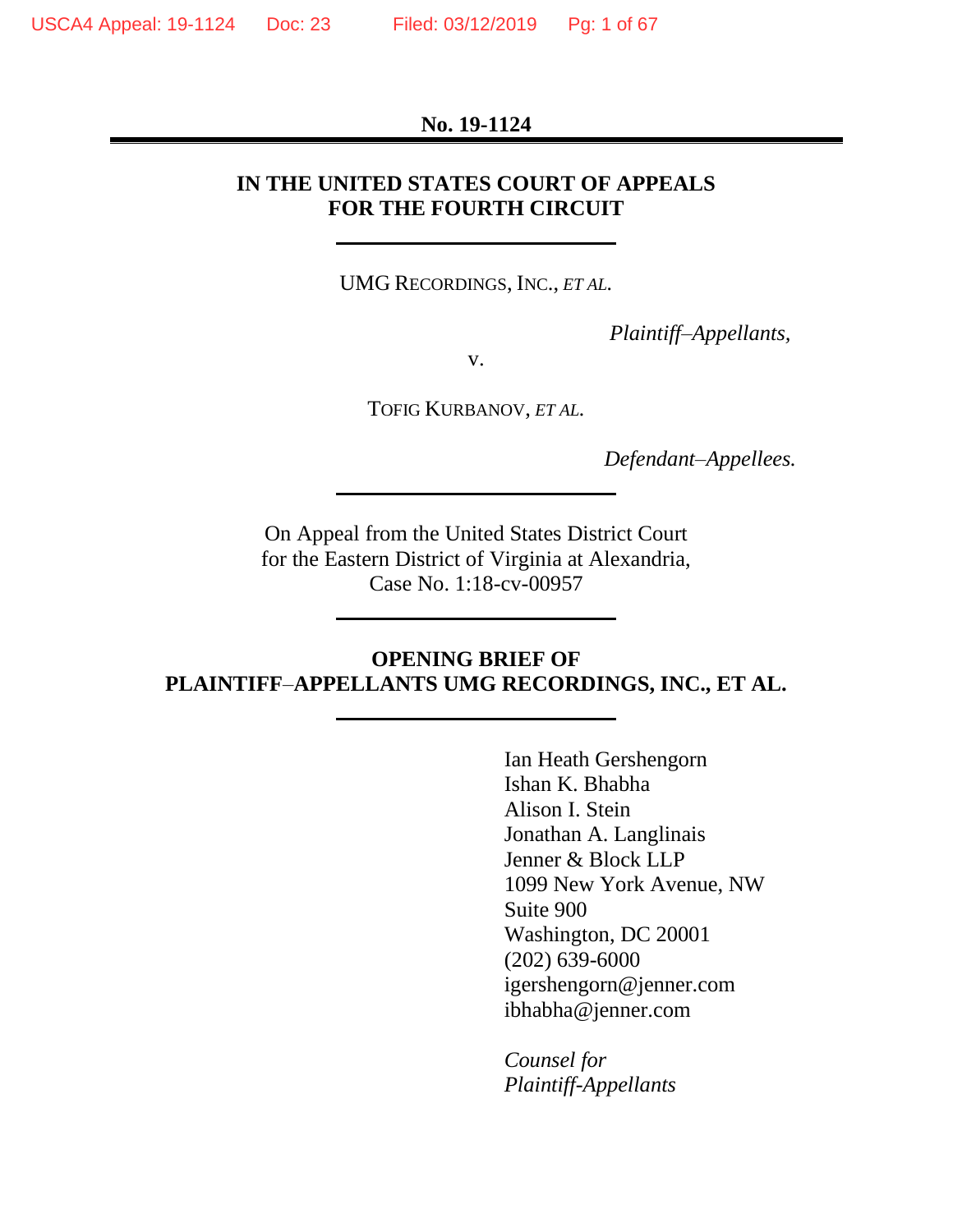**No. 19-1124**

---

**IN THE UNITED STATES COURT OF APPEALS**
**FOR THE FOURTH CIRCUIT**

---

UMG RECORDINGS, INC., *ET AL.*

*Plaintiff–Appellants,*

v.

TOFIG KURBANOV, *ET AL.*

*Defendant–Appellees.*

---

On Appeal from the United States District Court
for the Eastern District of Virginia at Alexandria,
Case No. 1:18-cv-00957

---

**OPENING BRIEF OF**
**PLAINTIFF–APPELLANTS UMG RECORDINGS, INC., ET AL.**

---

Ian Heath Gershengorn
Ishan K. Bhabha
Alison I. Stein
Jonathan A. Langlinais
Jenner & Block LLP
1099 New York Avenue, NW
Suite 900
Washington, DC 20001
(202) 639-6000
igershengorn@jenner.com
ibhabha@jenner.com

*Counsel for*
*Plaintiff-Appellants*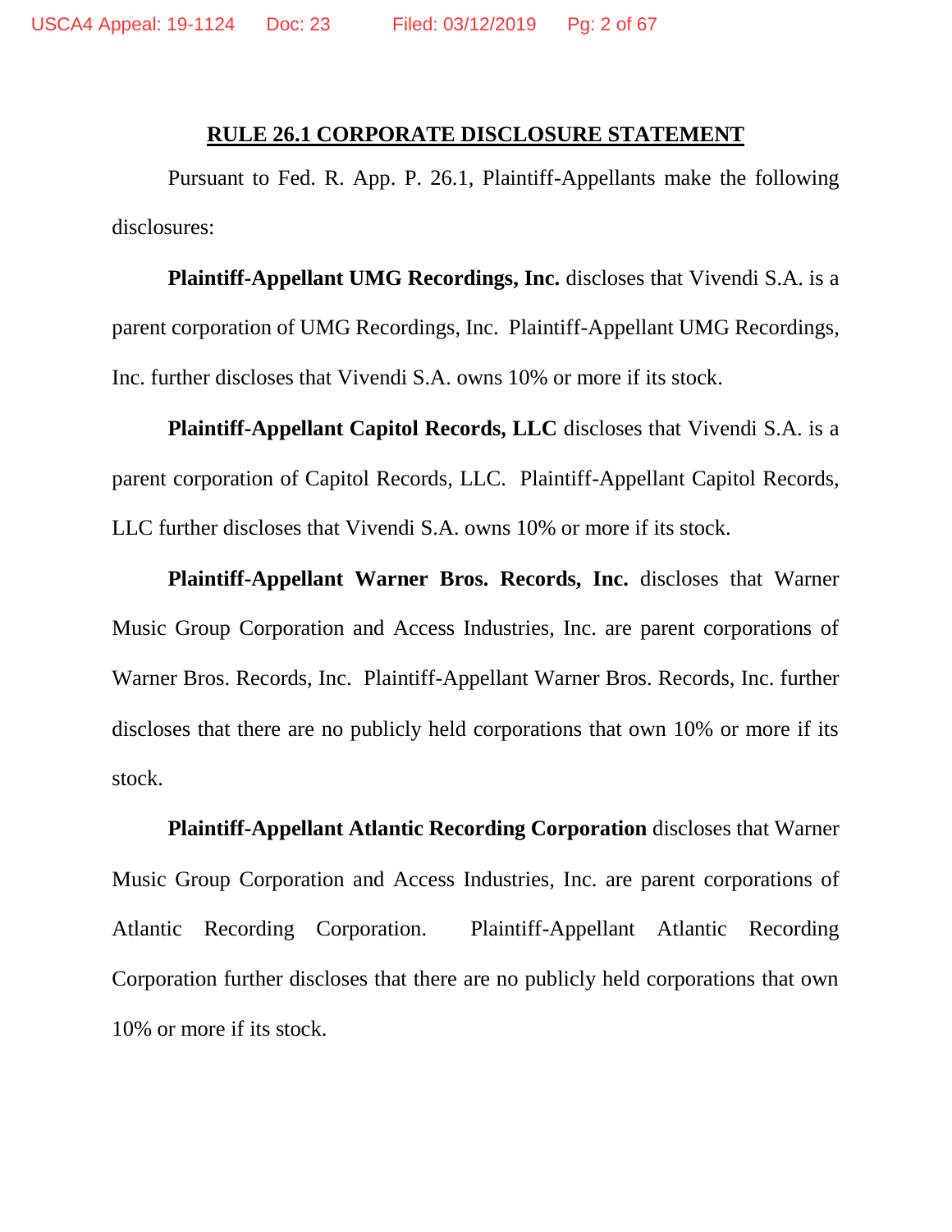## RULE 26.1 CORPORATE DISCLOSURE STATEMENT

Pursuant to Fed. R. App. P. 26.1, Plaintiff-Appellants make the following disclosures:

**Plaintiff-Appellant UMG Recordings, Inc.** discloses that Vivendi S.A. is a parent corporation of UMG Recordings, Inc. Plaintiff-Appellant UMG Recordings, Inc. further discloses that Vivendi S.A. owns 10% or more if its stock.

**Plaintiff-Appellant Capitol Records, LLC** discloses that Vivendi S.A. is a parent corporation of Capitol Records, LLC. Plaintiff-Appellant Capitol Records, LLC further discloses that Vivendi S.A. owns 10% or more if its stock.

**Plaintiff-Appellant Warner Bros. Records, Inc.** discloses that Warner Music Group Corporation and Access Industries, Inc. are parent corporations of Warner Bros. Records, Inc. Plaintiff-Appellant Warner Bros. Records, Inc. further discloses that there are no publicly held corporations that own 10% or more if its stock.

**Plaintiff-Appellant Atlantic Recording Corporation** discloses that Warner Music Group Corporation and Access Industries, Inc. are parent corporations of Atlantic Recording Corporation. Plaintiff-Appellant Atlantic Recording Corporation further discloses that there are no publicly held corporations that own 10% or more if its stock.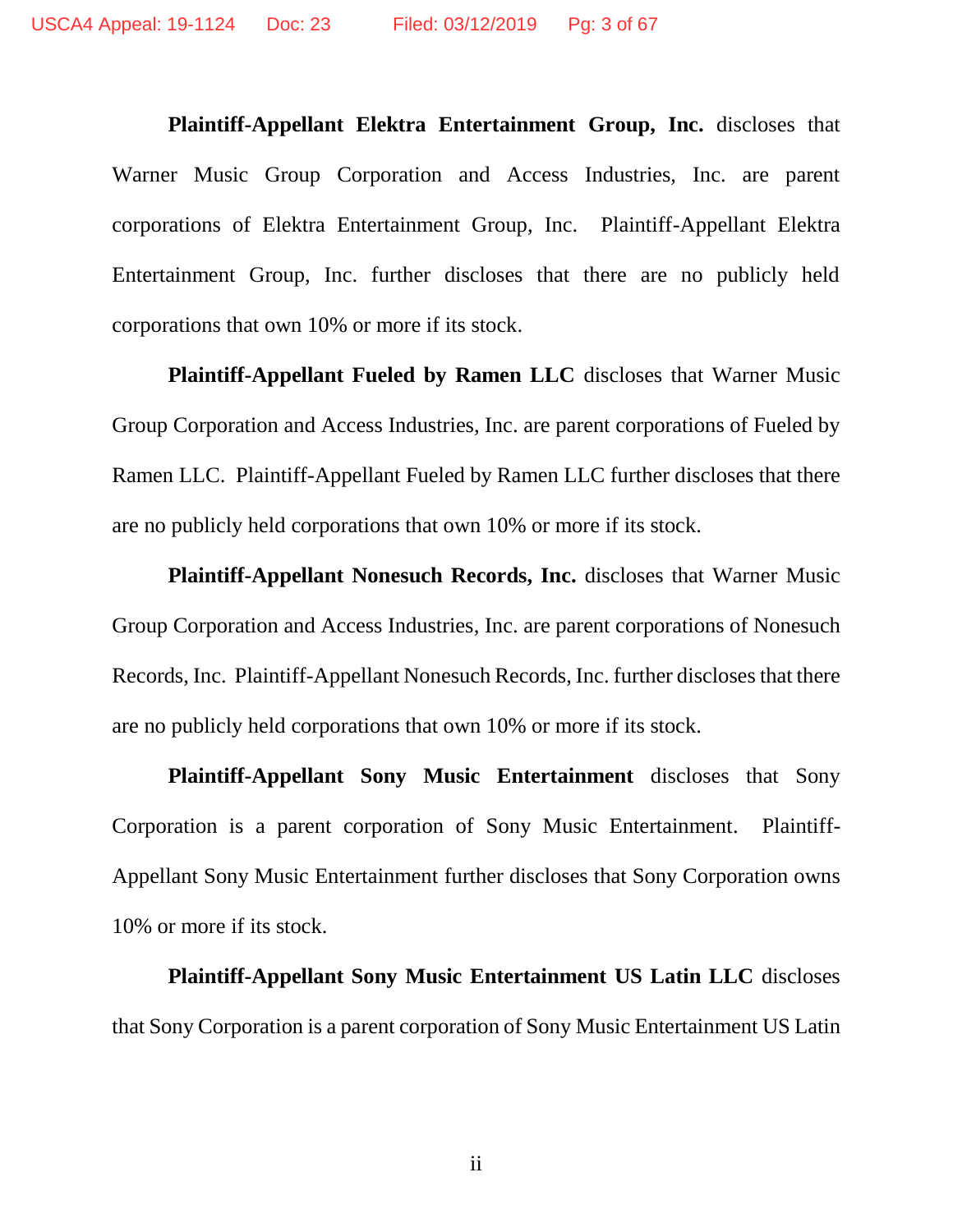**Plaintiff-Appellant Elektra Entertainment Group, Inc.** discloses that Warner Music Group Corporation and Access Industries, Inc. are parent corporations of Elektra Entertainment Group, Inc. Plaintiff-Appellant Elektra Entertainment Group, Inc. further discloses that there are no publicly held corporations that own 10% or more if its stock.

**Plaintiff-Appellant Fueled by Ramen LLC** discloses that Warner Music Group Corporation and Access Industries, Inc. are parent corporations of Fueled by Ramen LLC. Plaintiff-Appellant Fueled by Ramen LLC further discloses that there are no publicly held corporations that own 10% or more if its stock.

**Plaintiff-Appellant Nonesuch Records, Inc.** discloses that Warner Music Group Corporation and Access Industries, Inc. are parent corporations of Nonesuch Records, Inc. Plaintiff-Appellant Nonesuch Records, Inc. further discloses that there are no publicly held corporations that own 10% or more if its stock.

**Plaintiff-Appellant Sony Music Entertainment** discloses that Sony Corporation is a parent corporation of Sony Music Entertainment. Plaintiff-Appellant Sony Music Entertainment further discloses that Sony Corporation owns 10% or more if its stock.

**Plaintiff-Appellant Sony Music Entertainment US Latin LLC** discloses that Sony Corporation is a parent corporation of Sony Music Entertainment US Latin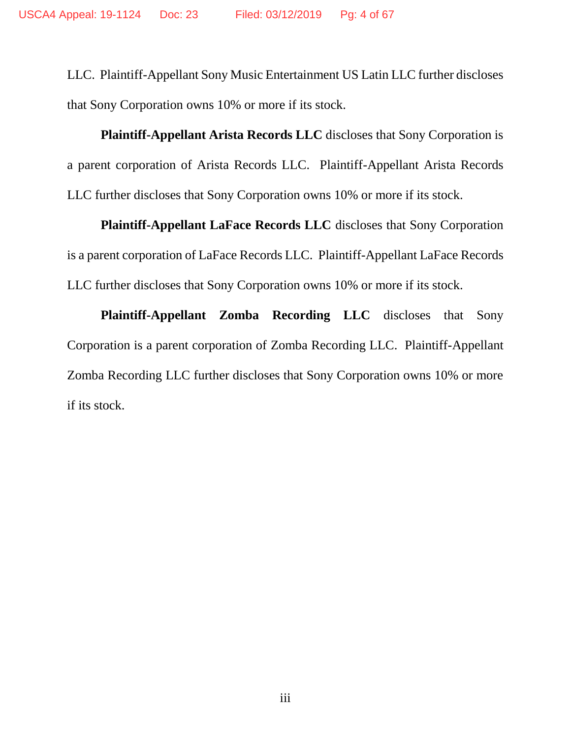LLC. Plaintiff-Appellant Sony Music Entertainment US Latin LLC further discloses that Sony Corporation owns 10% or more if its stock.

**Plaintiff-Appellant Arista Records LLC** discloses that Sony Corporation is a parent corporation of Arista Records LLC. Plaintiff-Appellant Arista Records LLC further discloses that Sony Corporation owns 10% or more if its stock.

**Plaintiff-Appellant LaFace Records LLC** discloses that Sony Corporation is a parent corporation of LaFace Records LLC. Plaintiff-Appellant LaFace Records LLC further discloses that Sony Corporation owns 10% or more if its stock.

**Plaintiff-Appellant Zomba Recording LLC** discloses that Sony Corporation is a parent corporation of Zomba Recording LLC. Plaintiff-Appellant Zomba Recording LLC further discloses that Sony Corporation owns 10% or more if its stock.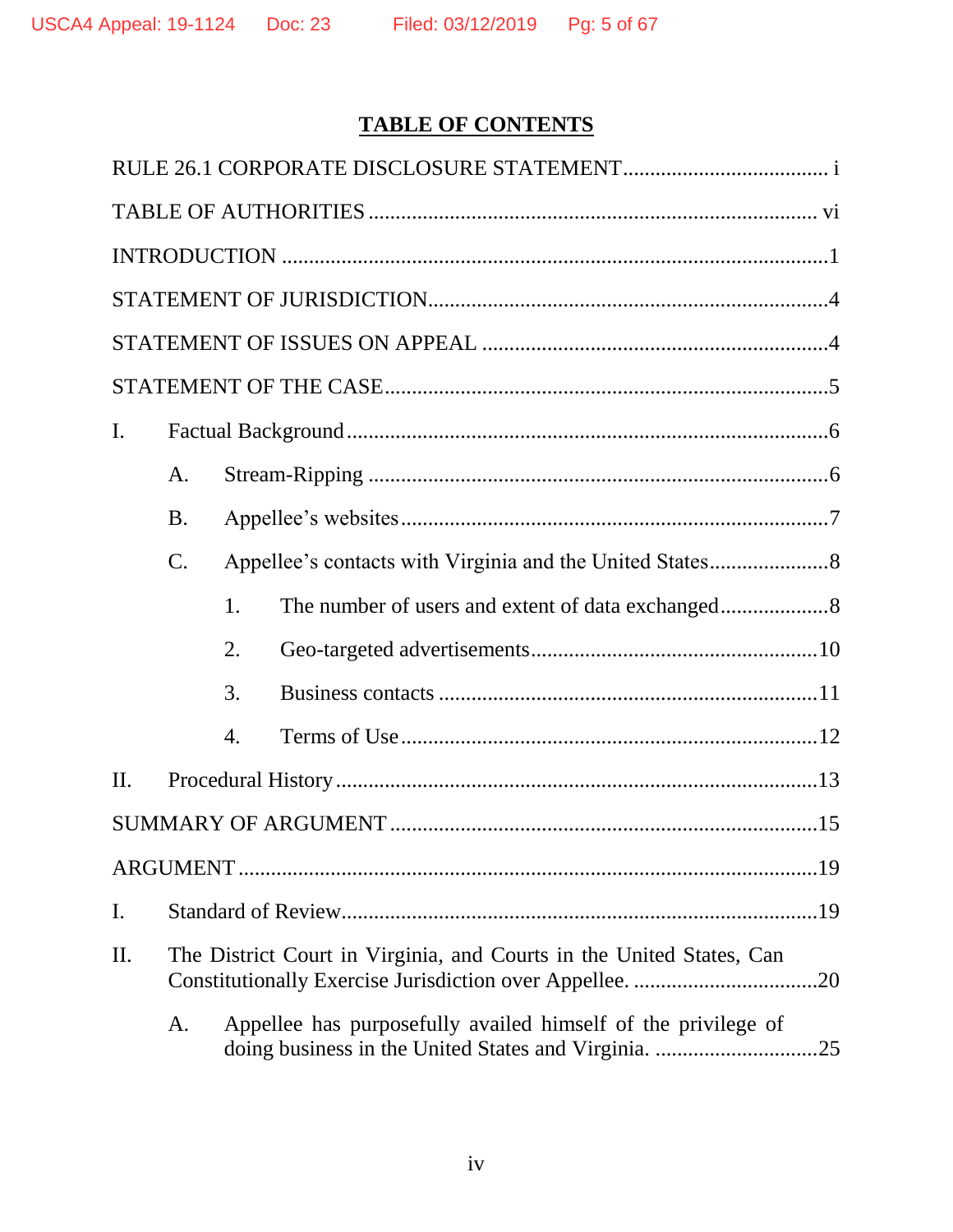## TABLE OF CONTENTS

RULE 26.1 CORPORATE DISCLOSURE STATEMENT ..................................... i

TABLE OF AUTHORITIES ................................................................................. vi

INTRODUCTION ...................................................................................................1

STATEMENT OF JURISDICTION........................................................................4

STATEMENT OF ISSUES ON APPEAL ...............................................................4

STATEMENT OF THE CASE.................................................................................5

I. Factual Background .......................................................................................6

   A. Stream-Ripping ....................................................................................6

   B. Appellee's websites.............................................................................7

   C. Appellee's contacts with Virginia and the United States......................8

      1. The number of users and extent of data exchanged...................8

      2. Geo-targeted advertisements....................................................10

      3. Business contacts .....................................................................11

      4. Terms of Use ............................................................................12

II. Procedural History ........................................................................................13

SUMMARY OF ARGUMENT ..............................................................................15

ARGUMENT .........................................................................................................19

I. Standard of Review.......................................................................................19

II. The District Court in Virginia, and Courts in the United States, Can Constitutionally Exercise Jurisdiction over Appellee. .................................20

   A. Appellee has purposefully availed himself of the privilege of doing business in the United States and Virginia. ..............................25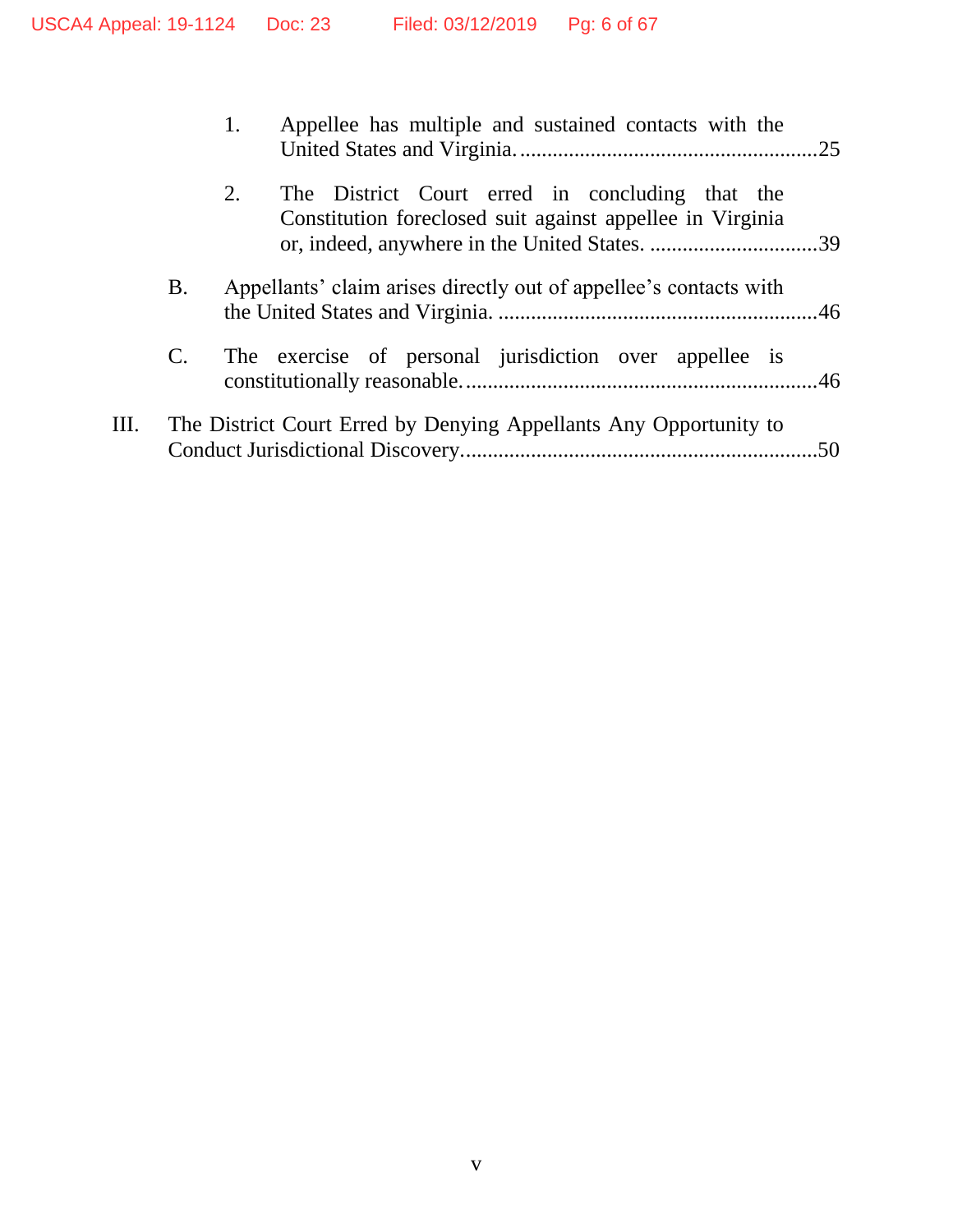1. Appellee has multiple and sustained contacts with the United States and Virginia. ......................................................25

2. The District Court erred in concluding that the Constitution foreclosed suit against appellee in Virginia or, indeed, anywhere in the United States. ...............................39

B. Appellants' claim arises directly out of appellee's contacts with the United States and Virginia. ...........................................................46

C. The exercise of personal jurisdiction over appellee is constitutionally reasonable. ................................................................46

III. The District Court Erred by Denying Appellants Any Opportunity to Conduct Jurisdictional Discovery. ................................................................50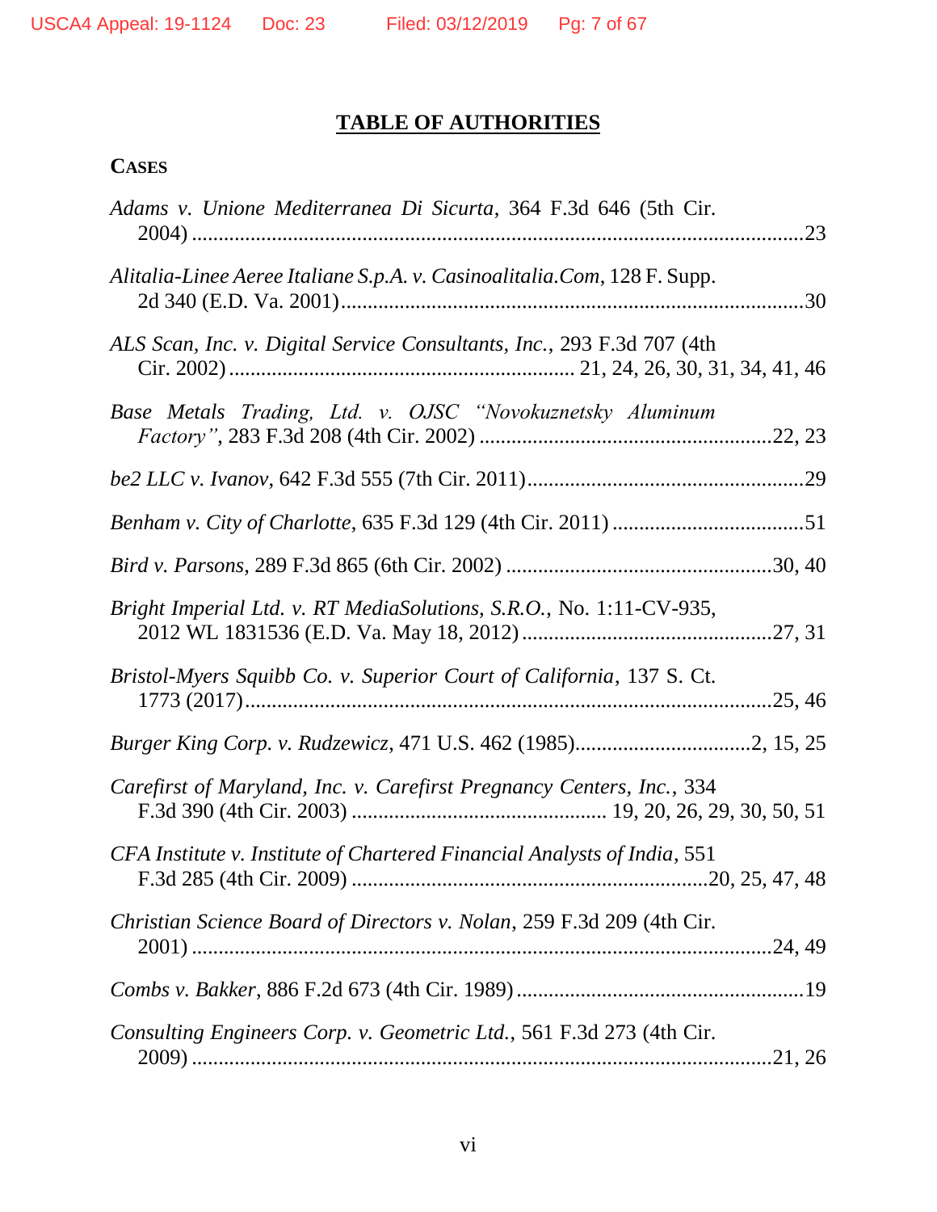## TABLE OF AUTHORITIES

### CASES

*Adams v. Unione Mediterranea Di Sicurta*, 364 F.3d 646 (5th Cir. 2004) ....................23

*Alitalia-Linee Aeree Italiane S.p.A. v. Casinoalitalia.Com*, 128 F. Supp. 2d 340 (E.D. Va. 2001) ....................30

*ALS Scan, Inc. v. Digital Service Consultants, Inc.*, 293 F.3d 707 (4th Cir. 2002) .................... 21, 24, 26, 30, 31, 34, 41, 46

*Base Metals Trading, Ltd. v. OJSC "Novokuznetsky Aluminum Factory"*, 283 F.3d 208 (4th Cir. 2002) ....................22, 23

*be2 LLC v. Ivanov*, 642 F.3d 555 (7th Cir. 2011) ....................29

*Benham v. City of Charlotte*, 635 F.3d 129 (4th Cir. 2011) ....................51

*Bird v. Parsons*, 289 F.3d 865 (6th Cir. 2002) ....................30, 40

*Bright Imperial Ltd. v. RT MediaSolutions, S.R.O.*, No. 1:11-CV-935, 2012 WL 1831536 (E.D. Va. May 18, 2012) ....................27, 31

*Bristol-Myers Squibb Co. v. Superior Court of California*, 137 S. Ct. 1773 (2017) ....................25, 46

*Burger King Corp. v. Rudzewicz,* 471 U.S. 462 (1985) ....................2, 15, 25

*Carefirst of Maryland, Inc. v. Carefirst Pregnancy Centers, Inc.*, 334 F.3d 390 (4th Cir. 2003) .................... 19, 20, 26, 29, 30, 50, 51

*CFA Institute v. Institute of Chartered Financial Analysts of India*, 551 F.3d 285 (4th Cir. 2009) ....................20, 25, 47, 48

*Christian Science Board of Directors v. Nolan*, 259 F.3d 209 (4th Cir. 2001) ....................24, 49

*Combs v. Bakker*, 886 F.2d 673 (4th Cir. 1989) ....................19

*Consulting Engineers Corp. v. Geometric Ltd.*, 561 F.3d 273 (4th Cir. 2009) ....................21, 26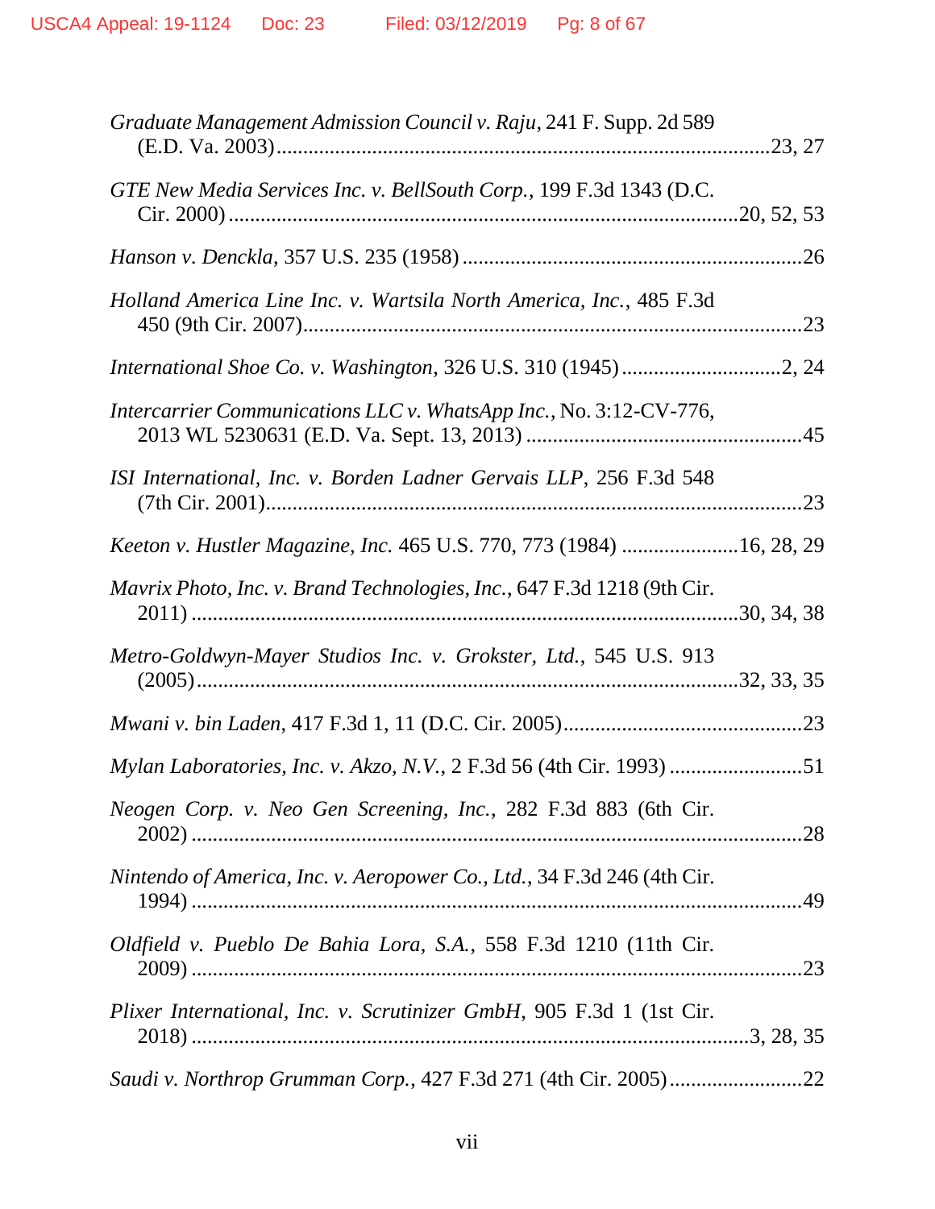*Graduate Management Admission Council v. Raju*, 241 F. Supp. 2d 589 (E.D. Va. 2003).......................................................................................23, 27

*GTE New Media Services Inc. v. BellSouth Corp.*, 199 F.3d 1343 (D.C. Cir. 2000)..........................................................................................20, 52, 53

*Hanson v. Denckla*, 357 U.S. 235 (1958)..............................................................26

*Holland America Line Inc. v. Wartsila North America, Inc.*, 485 F.3d 450 (9th Cir. 2007)...........................................................................................23

*International Shoe Co. v. Washington*, 326 U.S. 310 (1945)............................2, 24

*Intercarrier Communications LLC v. WhatsApp Inc.*, No. 3:12-CV-776, 2013 WL 5230631 (E.D. Va. Sept. 13, 2013)...................................................45

*ISI International, Inc. v. Borden Ladner Gervais LLP*, 256 F.3d 548 (7th Cir. 2001)...................................................................................................23

*Keeton v. Hustler Magazine, Inc.* 465 U.S. 770, 773 (1984)......................16, 28, 29

*Mavrix Photo, Inc. v. Brand Technologies, Inc.*, 647 F.3d 1218 (9th Cir. 2011)......................................................................................................30, 34, 38

*Metro-Goldwyn-Mayer Studios Inc. v. Grokster, Ltd.*, 545 U.S. 913 (2005)......................................................................................................32, 33, 35

*Mwani v. bin Laden*, 417 F.3d 1, 11 (D.C. Cir. 2005)............................................23

*Mylan Laboratories, Inc. v. Akzo, N.V.*, 2 F.3d 56 (4th Cir. 1993).........................51

*Neogen Corp. v. Neo Gen Screening, Inc.*, 282 F.3d 883 (6th Cir. 2002).............................................................................................................28

*Nintendo of America, Inc. v. Aeropower Co., Ltd.*, 34 F.3d 246 (4th Cir. 1994).............................................................................................................49

*Oldfield v. Pueblo De Bahia Lora, S.A.*, 558 F.3d 1210 (11th Cir. 2009).............................................................................................................23

*Plixer International, Inc. v. Scrutinizer GmbH*, 905 F.3d 1 (1st Cir. 2018)..........................................................................................................3, 28, 35

*Saudi v. Northrop Grumman Corp.*, 427 F.3d 271 (4th Cir. 2005).........................22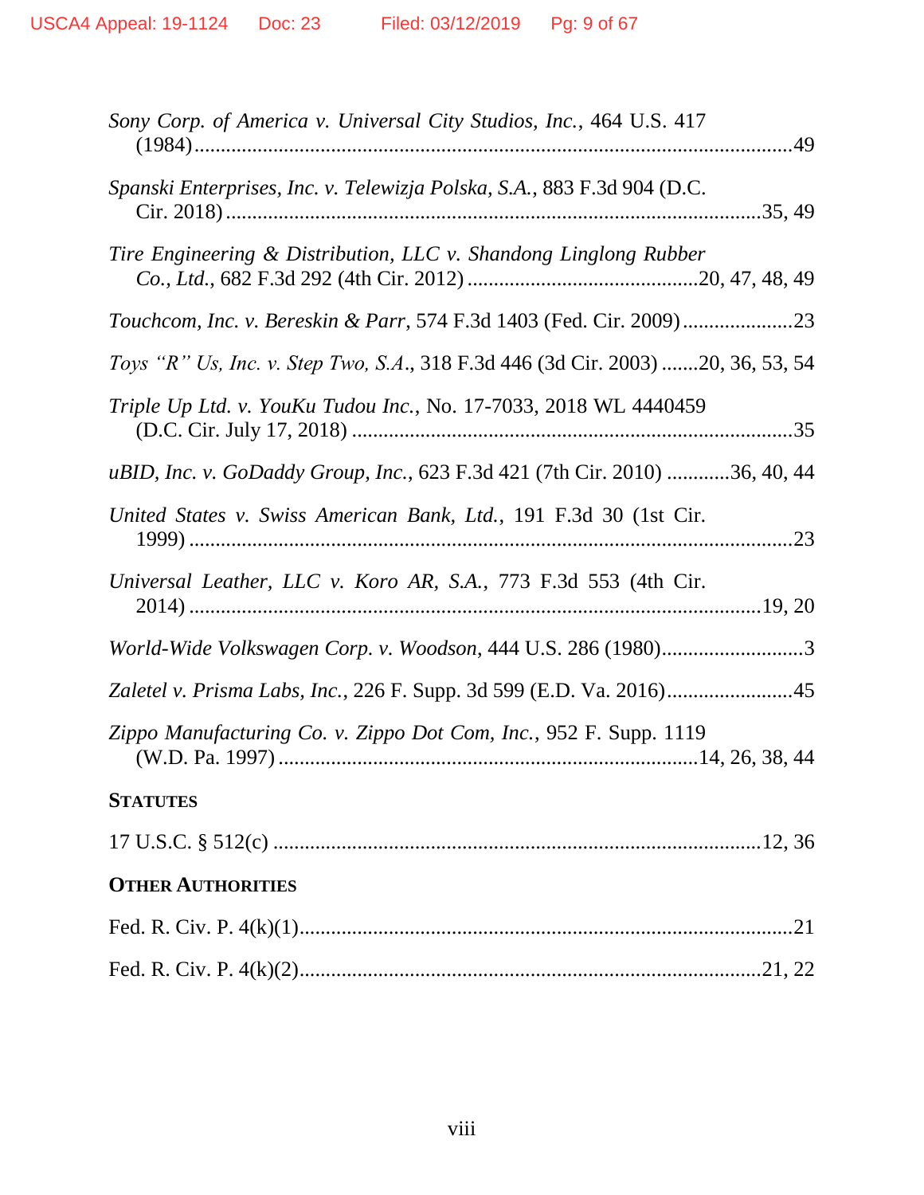*Sony Corp. of America v. Universal City Studios, Inc.*, 464 U.S. 417 (1984) .......................................................................................................49

*Spanski Enterprises, Inc. v. Telewizja Polska, S.A.*, 883 F.3d 904 (D.C. Cir. 2018) ..........................................................................................35, 49

*Tire Engineering & Distribution, LLC v. Shandong Linglong Rubber Co., Ltd.*, 682 F.3d 292 (4th Cir. 2012) .......................................20, 47, 48, 49

*Touchcom, Inc. v. Bereskin & Parr*, 574 F.3d 1403 (Fed. Cir. 2009) ....................23

*Toys "R" Us, Inc. v. Step Two, S.A.*, 318 F.3d 446 (3d Cir. 2003) .......20, 36, 53, 54

*Triple Up Ltd. v. YouKu Tudou Inc.*, No. 17-7033, 2018 WL 4440459 (D.C. Cir. July 17, 2018) ..............................................................................35

*uBID, Inc. v. GoDaddy Group, Inc.*, 623 F.3d 421 (7th Cir. 2010) ............36, 40, 44

*United States v. Swiss American Bank, Ltd.*, 191 F.3d 30 (1st Cir. 1999) .........................................................................................................23

*Universal Leather, LLC v. Koro AR, S.A.*, 773 F.3d 553 (4th Cir. 2014) ...................................................................................................19, 20

*World-Wide Volkswagen Corp. v. Woodson*, 444 U.S. 286 (1980)...........................3

*Zaletel v. Prisma Labs, Inc.*, 226 F. Supp. 3d 599 (E.D. Va. 2016)........................45

*Zippo Manufacturing Co. v. Zippo Dot Com, Inc.*, 952 F. Supp. 1119 (W.D. Pa. 1997) ..............................................................14, 26, 38, 44

**STATUTES**

17 U.S.C. § 512(c) ............................................................................................12, 36

**OTHER AUTHORITIES**

Fed. R. Civ. P. 4(k)(1).............................................................................................21

Fed. R. Civ. P. 4(k)(2)........................................................................................21, 22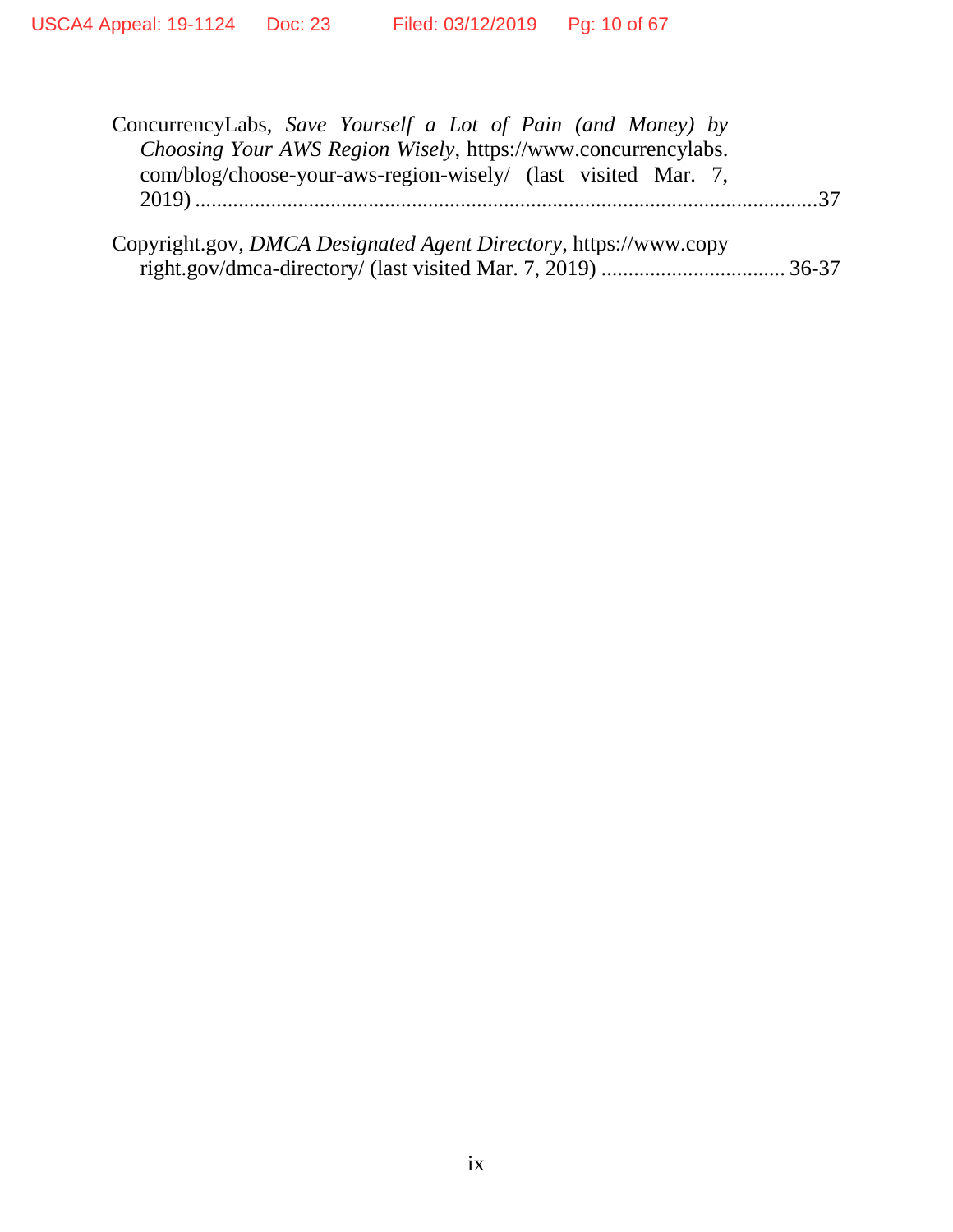ConcurrencyLabs, *Save Yourself a Lot of Pain (and Money) by Choosing Your AWS Region Wisely*, https://www.concurrencylabs.com/blog/choose-your-aws-region-wisely/ (last visited Mar. 7, 2019) ....................................................................................................................37

Copyright.gov, *DMCA Designated Agent Directory*, https://www.copyright.gov/dmca-directory/ (last visited Mar. 7, 2019) .................................. 36-37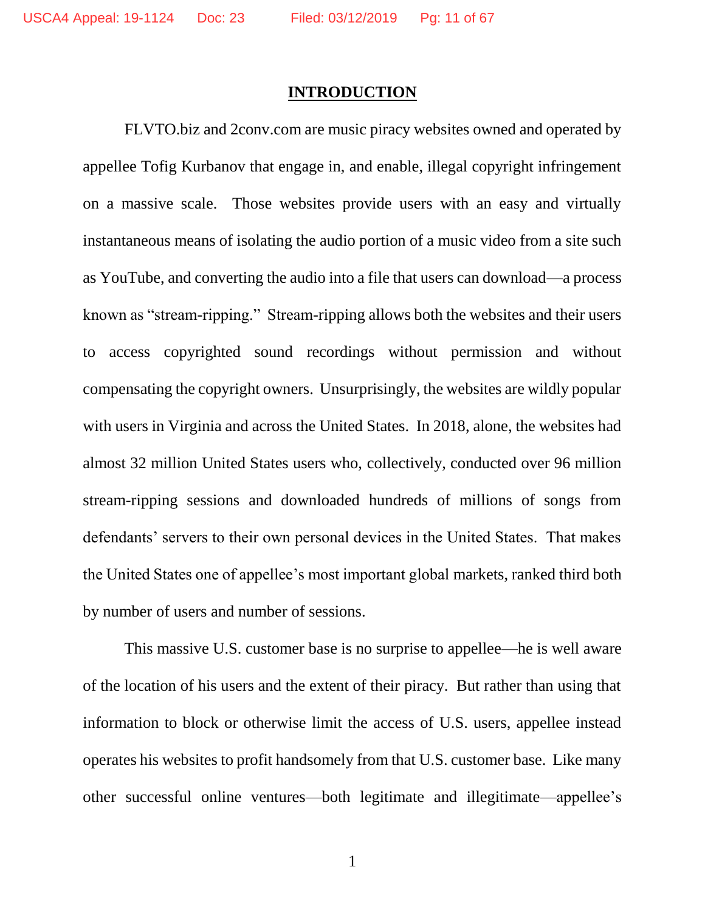# INTRODUCTION

FLVTO.biz and 2conv.com are music piracy websites owned and operated by appellee Tofig Kurbanov that engage in, and enable, illegal copyright infringement on a massive scale. Those websites provide users with an easy and virtually instantaneous means of isolating the audio portion of a music video from a site such as YouTube, and converting the audio into a file that users can download—a process known as "stream-ripping." Stream-ripping allows both the websites and their users to access copyrighted sound recordings without permission and without compensating the copyright owners. Unsurprisingly, the websites are wildly popular with users in Virginia and across the United States. In 2018, alone, the websites had almost 32 million United States users who, collectively, conducted over 96 million stream-ripping sessions and downloaded hundreds of millions of songs from defendants' servers to their own personal devices in the United States. That makes the United States one of appellee's most important global markets, ranked third both by number of users and number of sessions.

This massive U.S. customer base is no surprise to appellee—he is well aware of the location of his users and the extent of their piracy. But rather than using that information to block or otherwise limit the access of U.S. users, appellee instead operates his websites to profit handsomely from that U.S. customer base. Like many other successful online ventures—both legitimate and illegitimate—appellee's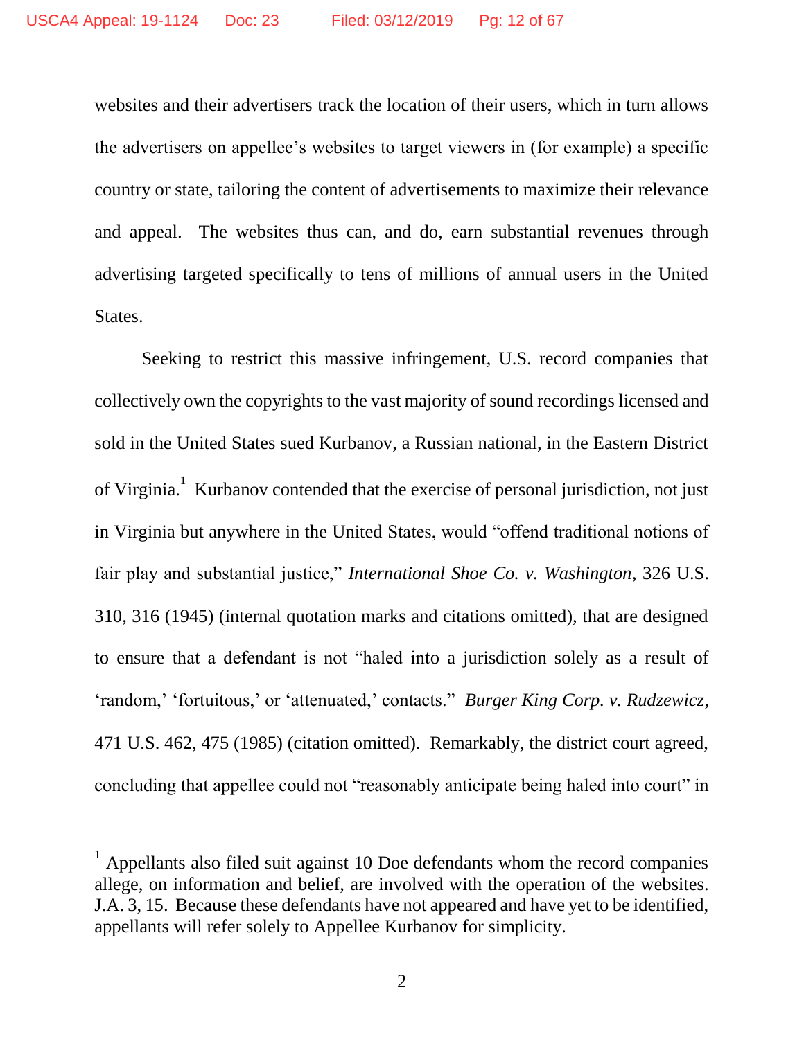websites and their advertisers track the location of their users, which in turn allows the advertisers on appellee's websites to target viewers in (for example) a specific country or state, tailoring the content of advertisements to maximize their relevance and appeal. The websites thus can, and do, earn substantial revenues through advertising targeted specifically to tens of millions of annual users in the United States.

Seeking to restrict this massive infringement, U.S. record companies that collectively own the copyrights to the vast majority of sound recordings licensed and sold in the United States sued Kurbanov, a Russian national, in the Eastern District of Virginia.[1] Kurbanov contended that the exercise of personal jurisdiction, not just in Virginia but anywhere in the United States, would "offend traditional notions of fair play and substantial justice," *International Shoe Co. v. Washington*, 326 U.S. 310, 316 (1945) (internal quotation marks and citations omitted), that are designed to ensure that a defendant is not "haled into a jurisdiction solely as a result of 'random,' 'fortuitous,' or 'attenuated,' contacts." *Burger King Corp. v. Rudzewicz*, 471 U.S. 462, 475 (1985) (citation omitted). Remarkably, the district court agreed, concluding that appellee could not "reasonably anticipate being haled into court" in

---

[1] Appellants also filed suit against 10 Doe defendants whom the record companies allege, on information and belief, are involved with the operation of the websites. J.A. 3, 15. Because these defendants have not appeared and have yet to be identified, appellants will refer solely to Appellee Kurbanov for simplicity.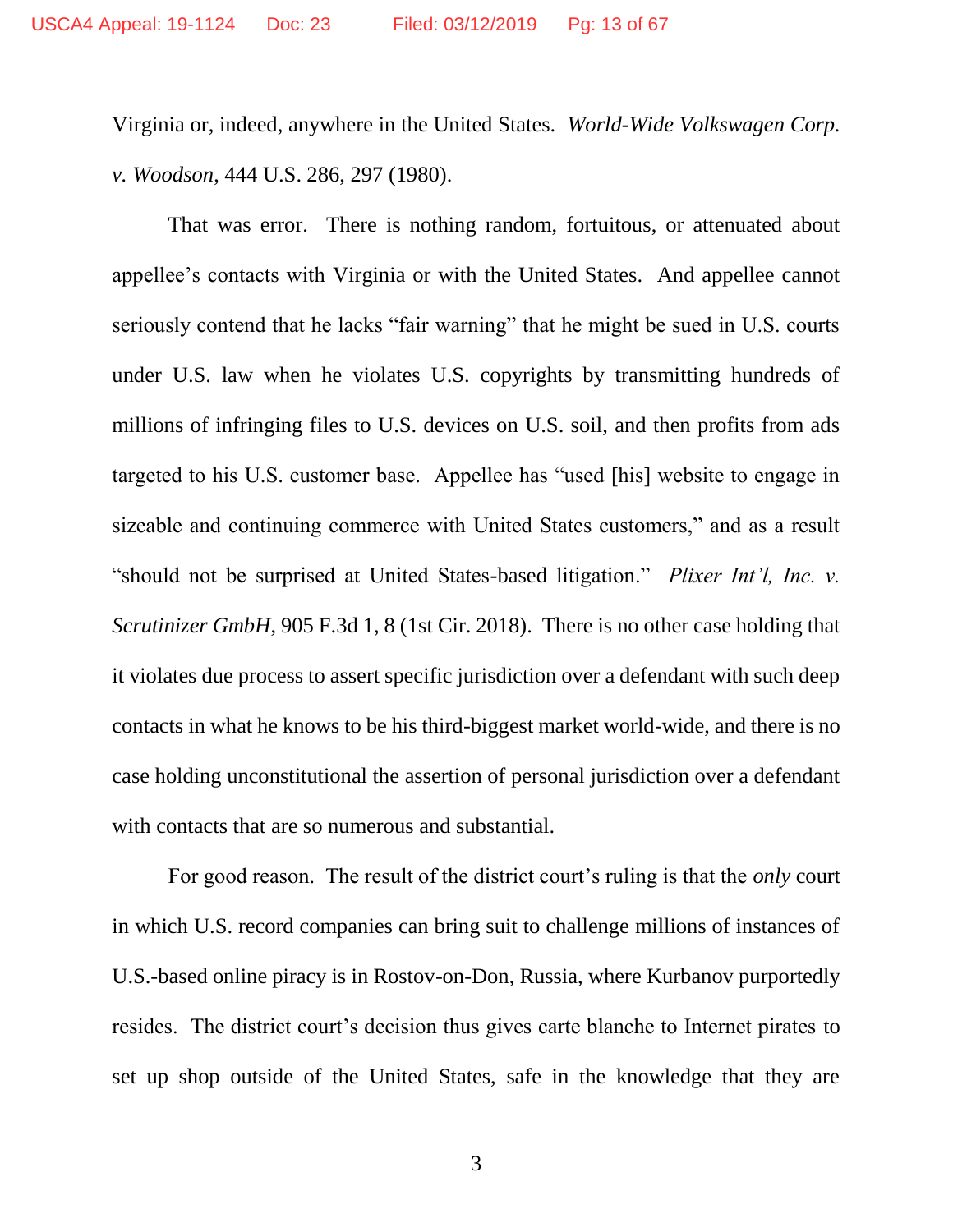Virginia or, indeed, anywhere in the United States. *World-Wide Volkswagen Corp. v. Woodson*, 444 U.S. 286, 297 (1980).

That was error. There is nothing random, fortuitous, or attenuated about appellee's contacts with Virginia or with the United States. And appellee cannot seriously contend that he lacks "fair warning" that he might be sued in U.S. courts under U.S. law when he violates U.S. copyrights by transmitting hundreds of millions of infringing files to U.S. devices on U.S. soil, and then profits from ads targeted to his U.S. customer base. Appellee has "used [his] website to engage in sizeable and continuing commerce with United States customers," and as a result "should not be surprised at United States-based litigation." *Plixer Int'l, Inc. v. Scrutinizer GmbH*, 905 F.3d 1, 8 (1st Cir. 2018). There is no other case holding that it violates due process to assert specific jurisdiction over a defendant with such deep contacts in what he knows to be his third-biggest market world-wide, and there is no case holding unconstitutional the assertion of personal jurisdiction over a defendant with contacts that are so numerous and substantial.

For good reason. The result of the district court's ruling is that the *only* court in which U.S. record companies can bring suit to challenge millions of instances of U.S.-based online piracy is in Rostov-on-Don, Russia, where Kurbanov purportedly resides. The district court's decision thus gives carte blanche to Internet pirates to set up shop outside of the United States, safe in the knowledge that they are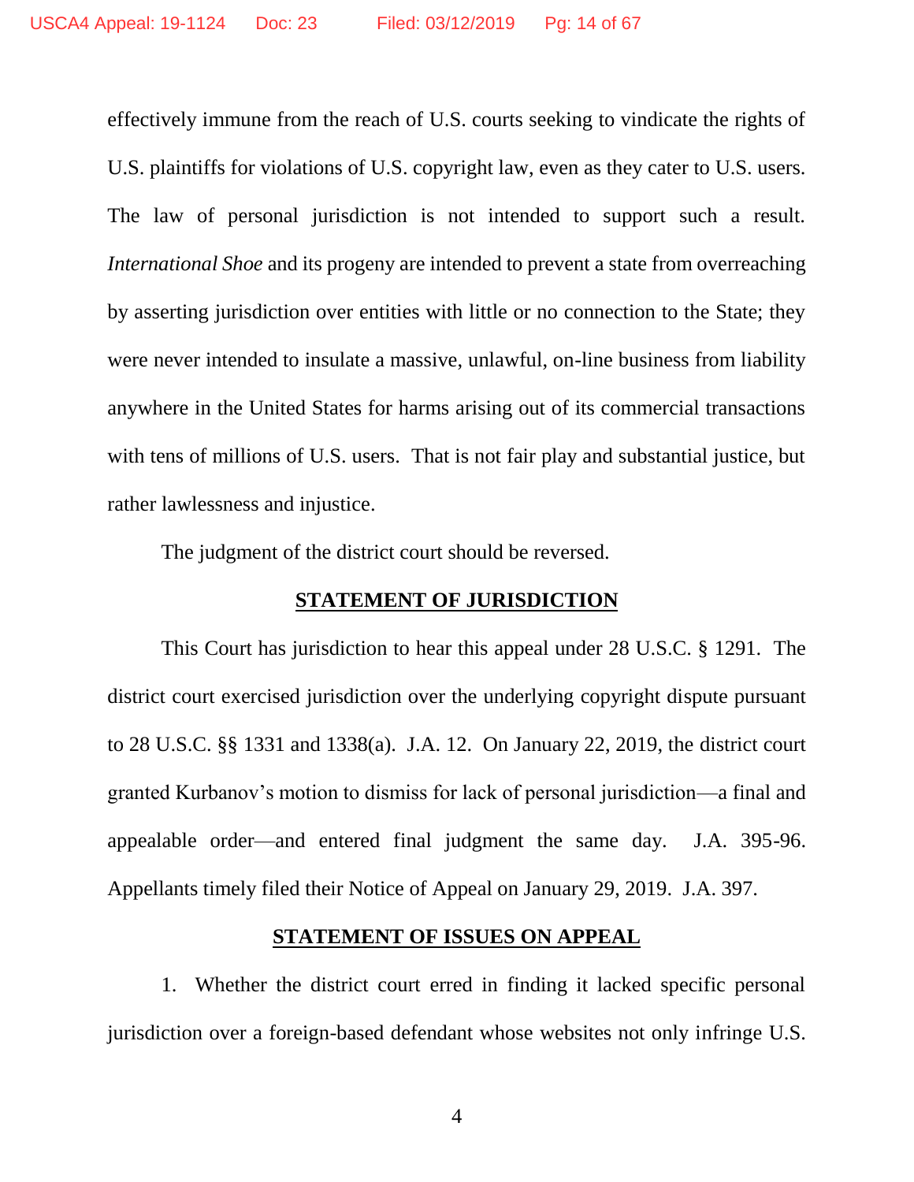effectively immune from the reach of U.S. courts seeking to vindicate the rights of U.S. plaintiffs for violations of U.S. copyright law, even as they cater to U.S. users. The law of personal jurisdiction is not intended to support such a result. *International Shoe* and its progeny are intended to prevent a state from overreaching by asserting jurisdiction over entities with little or no connection to the State; they were never intended to insulate a massive, unlawful, on-line business from liability anywhere in the United States for harms arising out of its commercial transactions with tens of millions of U.S. users. That is not fair play and substantial justice, but rather lawlessness and injustice.

The judgment of the district court should be reversed.

## STATEMENT OF JURISDICTION

This Court has jurisdiction to hear this appeal under 28 U.S.C. § 1291. The district court exercised jurisdiction over the underlying copyright dispute pursuant to 28 U.S.C. §§ 1331 and 1338(a). J.A. 12. On January 22, 2019, the district court granted Kurbanov's motion to dismiss for lack of personal jurisdiction—a final and appealable order—and entered final judgment the same day. J.A. 395-96. Appellants timely filed their Notice of Appeal on January 29, 2019. J.A. 397.

## STATEMENT OF ISSUES ON APPEAL

1. Whether the district court erred in finding it lacked specific personal jurisdiction over a foreign-based defendant whose websites not only infringe U.S.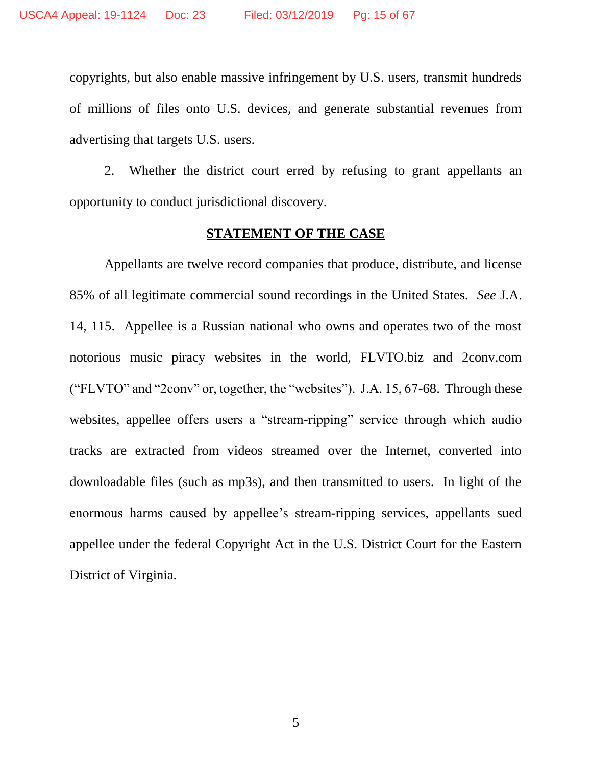copyrights, but also enable massive infringement by U.S. users, transmit hundreds of millions of files onto U.S. devices, and generate substantial revenues from advertising that targets U.S. users.

2. Whether the district court erred by refusing to grant appellants an opportunity to conduct jurisdictional discovery.

## STATEMENT OF THE CASE

Appellants are twelve record companies that produce, distribute, and license 85% of all legitimate commercial sound recordings in the United States. *See* J.A. 14, 115. Appellee is a Russian national who owns and operates two of the most notorious music piracy websites in the world, FLVTO.biz and 2conv.com ("FLVTO" and "2conv" or, together, the "websites"). J.A. 15, 67-68. Through these websites, appellee offers users a "stream-ripping" service through which audio tracks are extracted from videos streamed over the Internet, converted into downloadable files (such as mp3s), and then transmitted to users. In light of the enormous harms caused by appellee's stream-ripping services, appellants sued appellee under the federal Copyright Act in the U.S. District Court for the Eastern District of Virginia.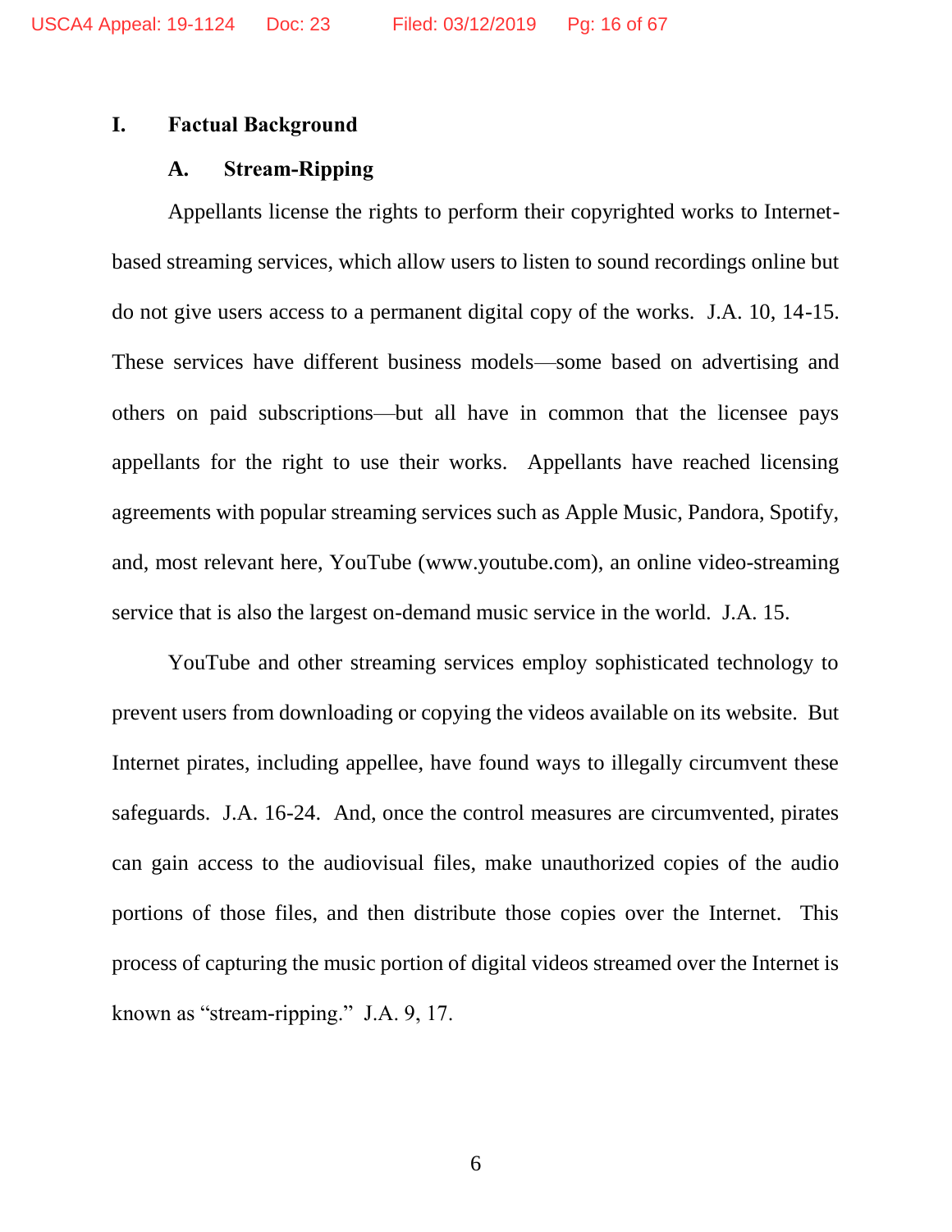# I. Factual Background

## A. Stream-Ripping

Appellants license the rights to perform their copyrighted works to Internet-based streaming services, which allow users to listen to sound recordings online but do not give users access to a permanent digital copy of the works. J.A. 10, 14-15. These services have different business models—some based on advertising and others on paid subscriptions—but all have in common that the licensee pays appellants for the right to use their works. Appellants have reached licensing agreements with popular streaming services such as Apple Music, Pandora, Spotify, and, most relevant here, YouTube (www.youtube.com), an online video-streaming service that is also the largest on-demand music service in the world. J.A. 15.

YouTube and other streaming services employ sophisticated technology to prevent users from downloading or copying the videos available on its website. But Internet pirates, including appellee, have found ways to illegally circumvent these safeguards. J.A. 16-24. And, once the control measures are circumvented, pirates can gain access to the audiovisual files, make unauthorized copies of the audio portions of those files, and then distribute those copies over the Internet. This process of capturing the music portion of digital videos streamed over the Internet is known as "stream-ripping." J.A. 9, 17.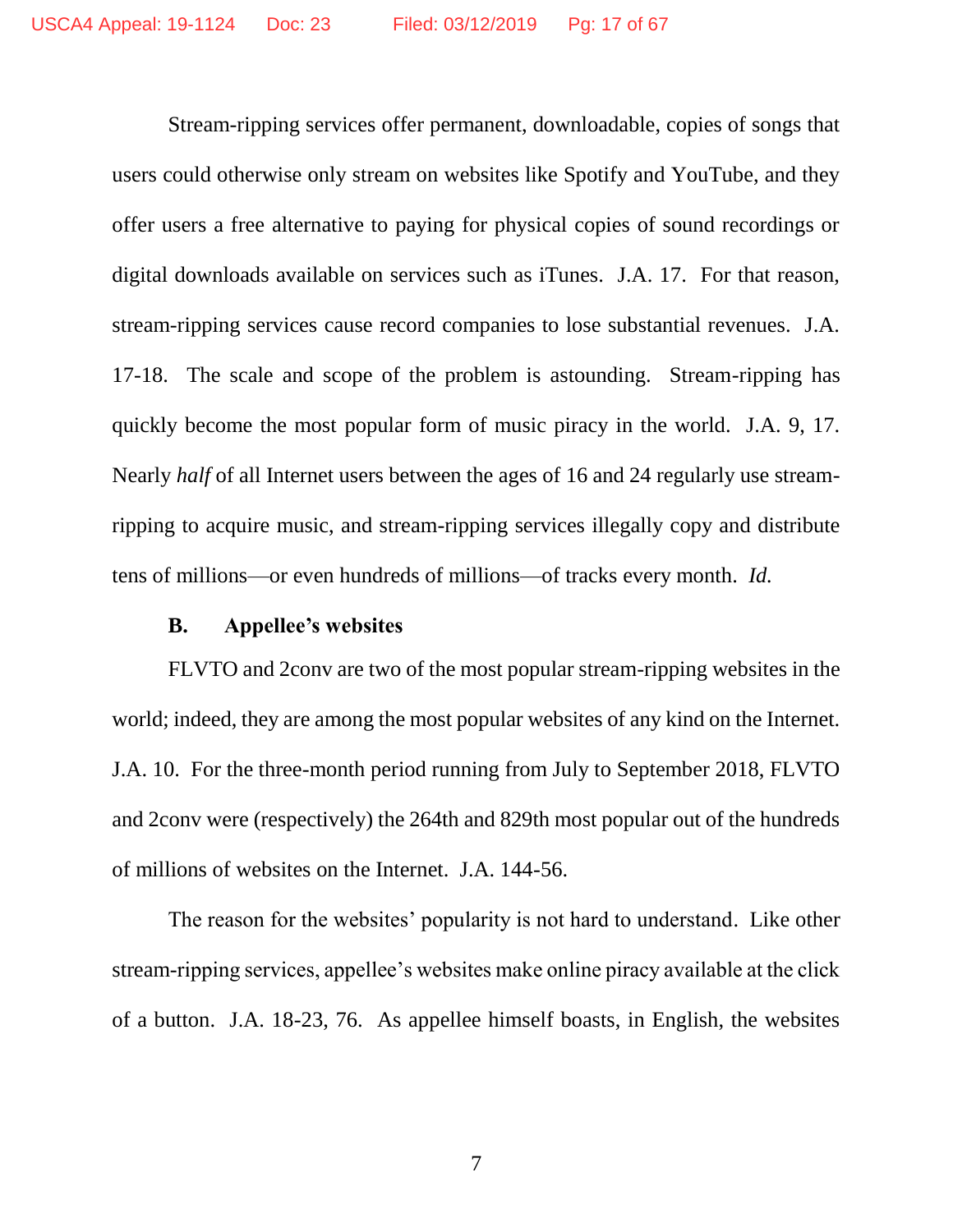Stream-ripping services offer permanent, downloadable, copies of songs that users could otherwise only stream on websites like Spotify and YouTube, and they offer users a free alternative to paying for physical copies of sound recordings or digital downloads available on services such as iTunes. J.A. 17. For that reason, stream-ripping services cause record companies to lose substantial revenues. J.A. 17-18. The scale and scope of the problem is astounding. Stream-ripping has quickly become the most popular form of music piracy in the world. J.A. 9, 17. Nearly *half* of all Internet users between the ages of 16 and 24 regularly use stream-ripping to acquire music, and stream-ripping services illegally copy and distribute tens of millions—or even hundreds of millions—of tracks every month. *Id.*

### B. Appellee's websites

FLVTO and 2conv are two of the most popular stream-ripping websites in the world; indeed, they are among the most popular websites of any kind on the Internet. J.A. 10. For the three-month period running from July to September 2018, FLVTO and 2conv were (respectively) the 264th and 829th most popular out of the hundreds of millions of websites on the Internet. J.A. 144-56.

The reason for the websites' popularity is not hard to understand. Like other stream-ripping services, appellee's websites make online piracy available at the click of a button. J.A. 18-23, 76. As appellee himself boasts, in English, the websites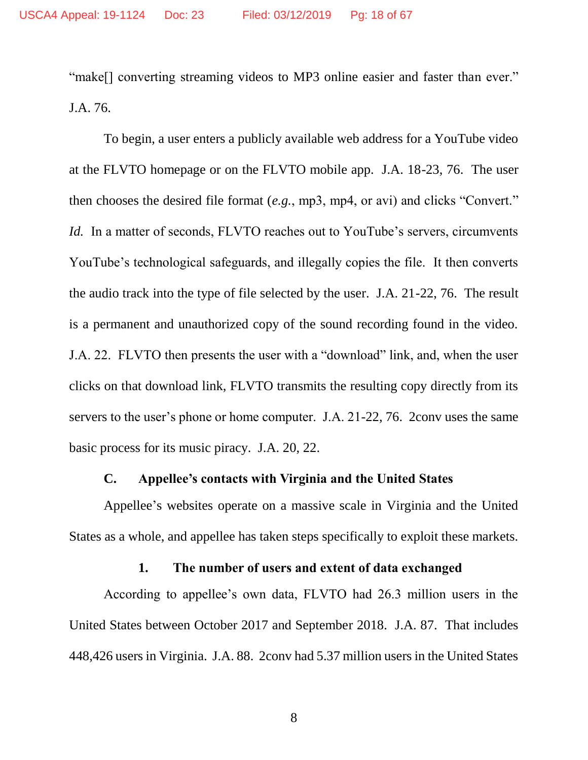"make[] converting streaming videos to MP3 online easier and faster than ever." J.A. 76.

To begin, a user enters a publicly available web address for a YouTube video at the FLVTO homepage or on the FLVTO mobile app. J.A. 18-23, 76. The user then chooses the desired file format (*e.g.*, mp3, mp4, or avi) and clicks "Convert." *Id.* In a matter of seconds, FLVTO reaches out to YouTube's servers, circumvents YouTube's technological safeguards, and illegally copies the file. It then converts the audio track into the type of file selected by the user. J.A. 21-22, 76. The result is a permanent and unauthorized copy of the sound recording found in the video. J.A. 22. FLVTO then presents the user with a "download" link, and, when the user clicks on that download link, FLVTO transmits the resulting copy directly from its servers to the user's phone or home computer. J.A. 21-22, 76. 2conv uses the same basic process for its music piracy. J.A. 20, 22.

### C. Appellee's contacts with Virginia and the United States

Appellee's websites operate on a massive scale in Virginia and the United States as a whole, and appellee has taken steps specifically to exploit these markets.

#### 1. The number of users and extent of data exchanged

According to appellee's own data, FLVTO had 26.3 million users in the United States between October 2017 and September 2018. J.A. 87. That includes 448,426 users in Virginia. J.A. 88. 2conv had 5.37 million users in the United States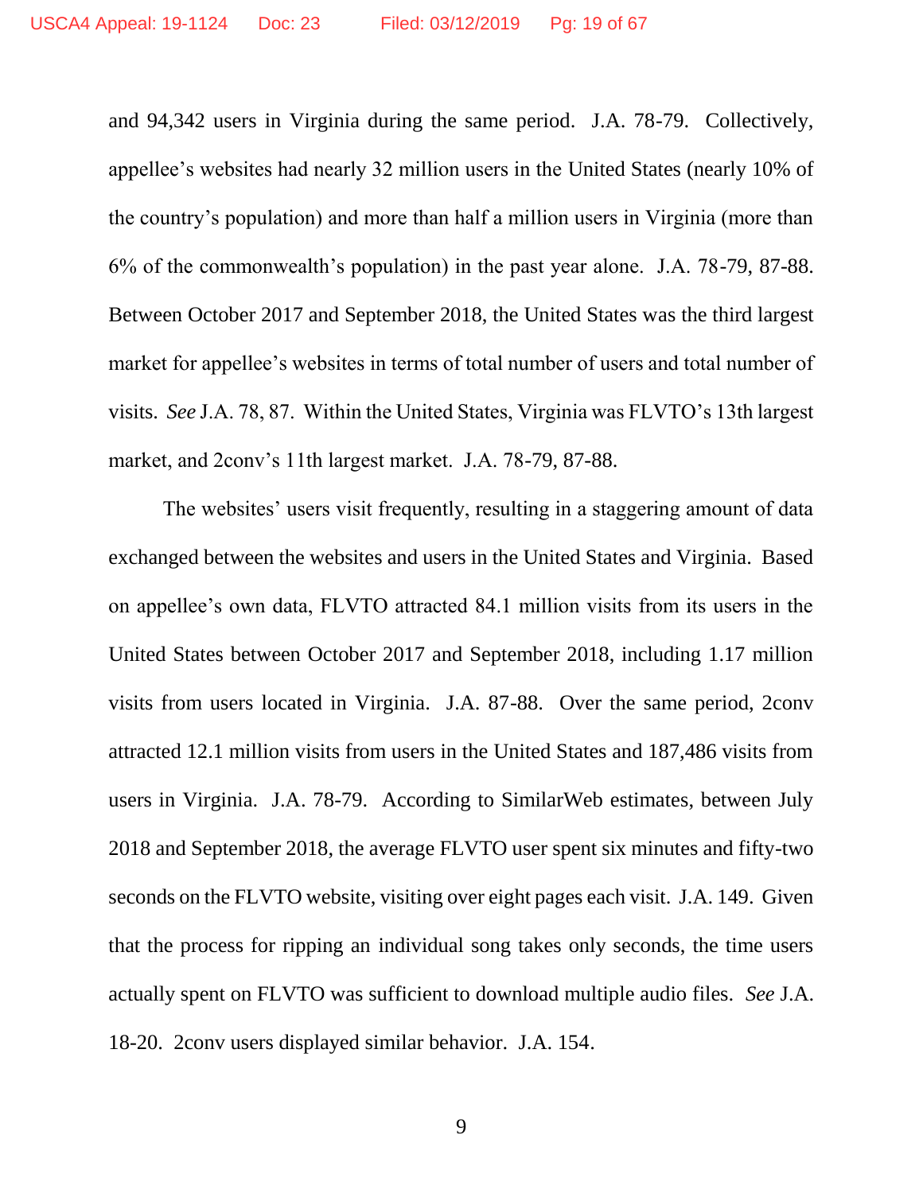and 94,342 users in Virginia during the same period. J.A. 78-79. Collectively, appellee's websites had nearly 32 million users in the United States (nearly 10% of the country's population) and more than half a million users in Virginia (more than 6% of the commonwealth's population) in the past year alone. J.A. 78-79, 87-88. Between October 2017 and September 2018, the United States was the third largest market for appellee's websites in terms of total number of users and total number of visits. *See* J.A. 78, 87. Within the United States, Virginia was FLVTO's 13th largest market, and 2conv's 11th largest market. J.A. 78-79, 87-88.

The websites' users visit frequently, resulting in a staggering amount of data exchanged between the websites and users in the United States and Virginia. Based on appellee's own data, FLVTO attracted 84.1 million visits from its users in the United States between October 2017 and September 2018, including 1.17 million visits from users located in Virginia. J.A. 87-88. Over the same period, 2conv attracted 12.1 million visits from users in the United States and 187,486 visits from users in Virginia. J.A. 78-79. According to SimilarWeb estimates, between July 2018 and September 2018, the average FLVTO user spent six minutes and fifty-two seconds on the FLVTO website, visiting over eight pages each visit. J.A. 149. Given that the process for ripping an individual song takes only seconds, the time users actually spent on FLVTO was sufficient to download multiple audio files. *See* J.A. 18-20. 2conv users displayed similar behavior. J.A. 154.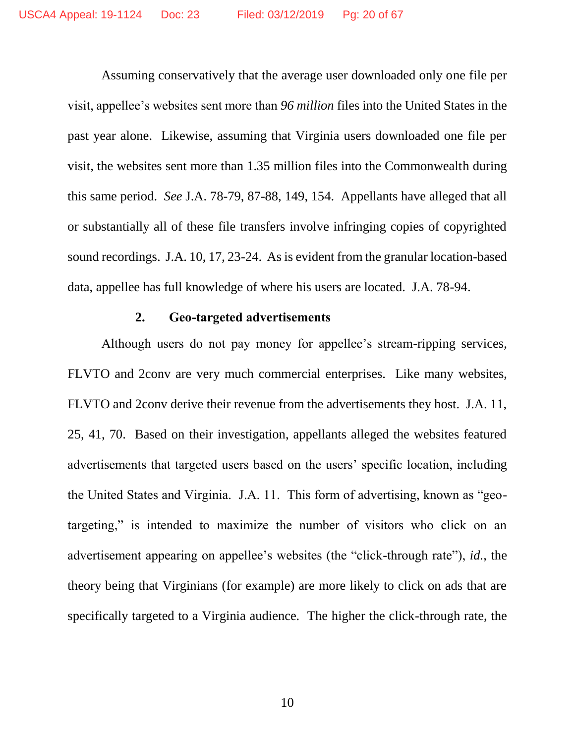Assuming conservatively that the average user downloaded only one file per visit, appellee's websites sent more than *96 million* files into the United States in the past year alone. Likewise, assuming that Virginia users downloaded one file per visit, the websites sent more than 1.35 million files into the Commonwealth during this same period. *See* J.A. 78-79, 87-88, 149, 154. Appellants have alleged that all or substantially all of these file transfers involve infringing copies of copyrighted sound recordings. J.A. 10, 17, 23-24. As is evident from the granular location-based data, appellee has full knowledge of where his users are located. J.A. 78-94.

### 2. Geo-targeted advertisements

Although users do not pay money for appellee's stream-ripping services, FLVTO and 2conv are very much commercial enterprises. Like many websites, FLVTO and 2conv derive their revenue from the advertisements they host. J.A. 11, 25, 41, 70. Based on their investigation, appellants alleged the websites featured advertisements that targeted users based on the users' specific location, including the United States and Virginia. J.A. 11. This form of advertising, known as "geo-targeting," is intended to maximize the number of visitors who click on an advertisement appearing on appellee's websites (the "click-through rate"), *id.*, the theory being that Virginians (for example) are more likely to click on ads that are specifically targeted to a Virginia audience. The higher the click-through rate, the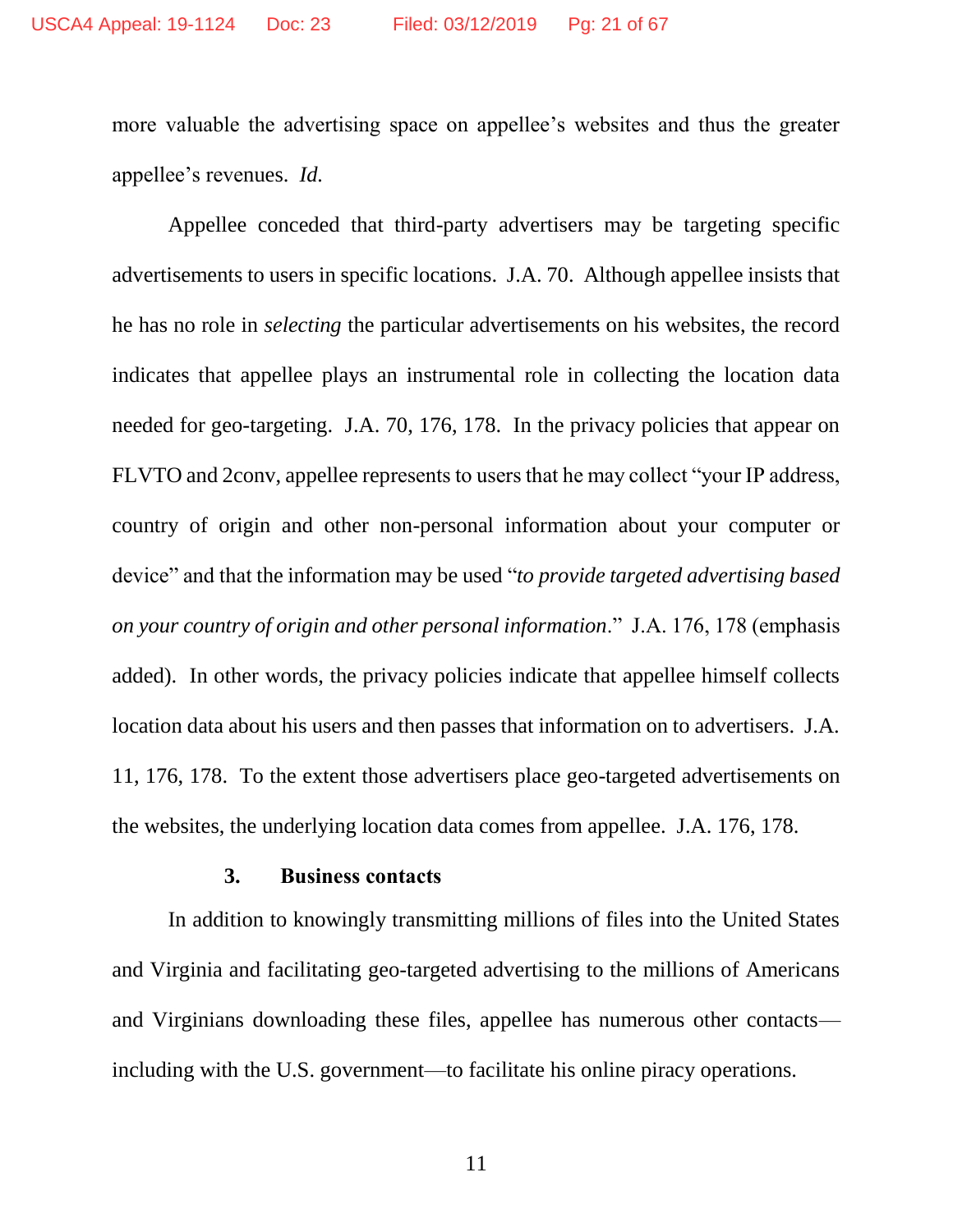more valuable the advertising space on appellee's websites and thus the greater appellee's revenues. *Id.*

Appellee conceded that third-party advertisers may be targeting specific advertisements to users in specific locations. J.A. 70. Although appellee insists that he has no role in *selecting* the particular advertisements on his websites, the record indicates that appellee plays an instrumental role in collecting the location data needed for geo-targeting. J.A. 70, 176, 178. In the privacy policies that appear on FLVTO and 2conv, appellee represents to users that he may collect "your IP address, country of origin and other non-personal information about your computer or device" and that the information may be used "*to provide targeted advertising based on your country of origin and other personal information*." J.A. 176, 178 (emphasis added). In other words, the privacy policies indicate that appellee himself collects location data about his users and then passes that information on to advertisers. J.A. 11, 176, 178. To the extent those advertisers place geo-targeted advertisements on the websites, the underlying location data comes from appellee. J.A. 176, 178.

### 3. Business contacts

In addition to knowingly transmitting millions of files into the United States and Virginia and facilitating geo-targeted advertising to the millions of Americans and Virginians downloading these files, appellee has numerous other contacts—including with the U.S. government—to facilitate his online piracy operations.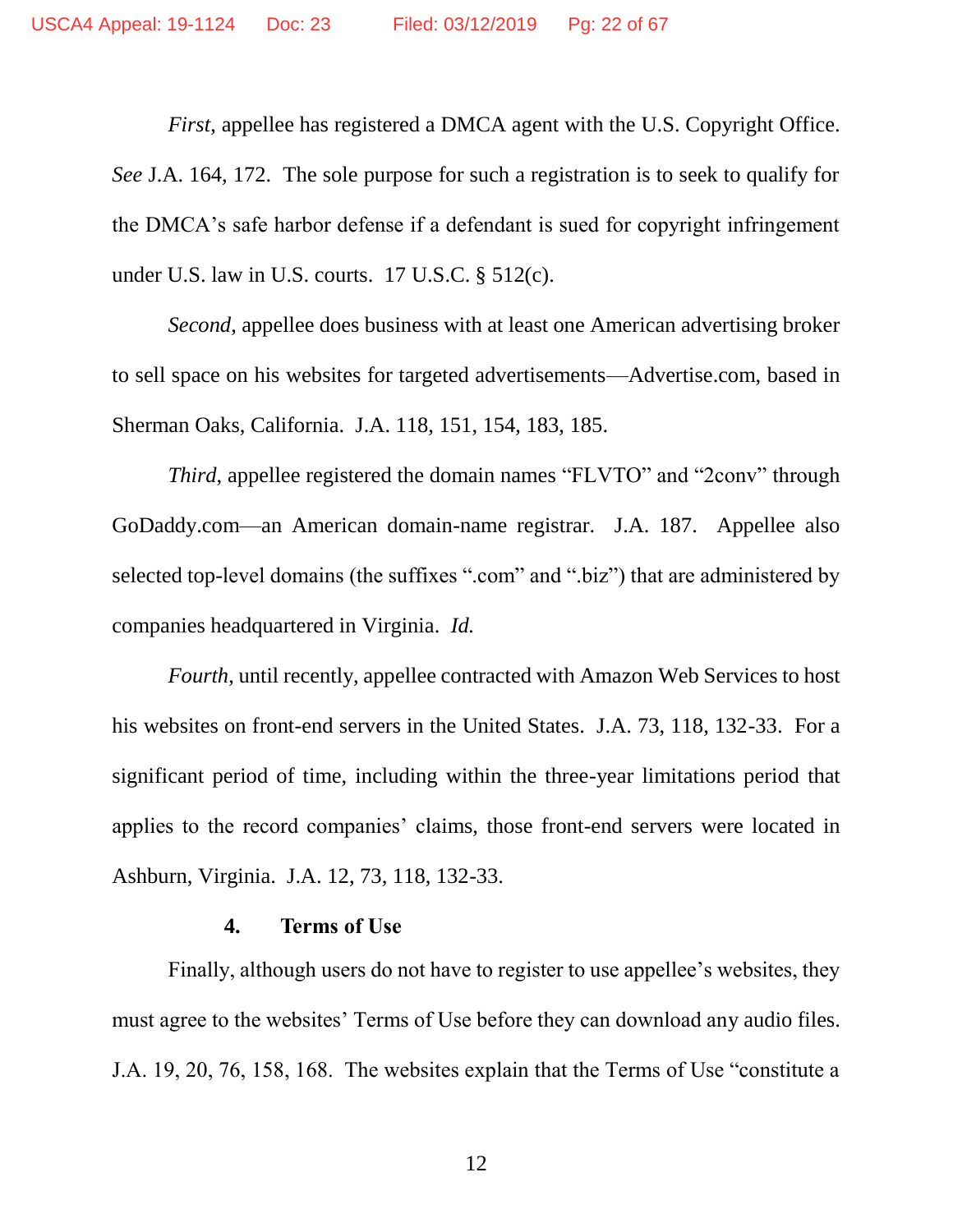*First*, appellee has registered a DMCA agent with the U.S. Copyright Office. *See* J.A. 164, 172. The sole purpose for such a registration is to seek to qualify for the DMCA's safe harbor defense if a defendant is sued for copyright infringement under U.S. law in U.S. courts. 17 U.S.C. § 512(c).

*Second*, appellee does business with at least one American advertising broker to sell space on his websites for targeted advertisements—Advertise.com, based in Sherman Oaks, California. J.A. 118, 151, 154, 183, 185.

*Third*, appellee registered the domain names "FLVTO" and "2conv" through GoDaddy.com—an American domain-name registrar. J.A. 187. Appellee also selected top-level domains (the suffixes ".com" and ".biz") that are administered by companies headquartered in Virginia. *Id.*

*Fourth*, until recently, appellee contracted with Amazon Web Services to host his websites on front-end servers in the United States. J.A. 73, 118, 132-33. For a significant period of time, including within the three-year limitations period that applies to the record companies' claims, those front-end servers were located in Ashburn, Virginia. J.A. 12, 73, 118, 132-33.

#### 4. Terms of Use

Finally, although users do not have to register to use appellee's websites, they must agree to the websites' Terms of Use before they can download any audio files. J.A. 19, 20, 76, 158, 168. The websites explain that the Terms of Use "constitute a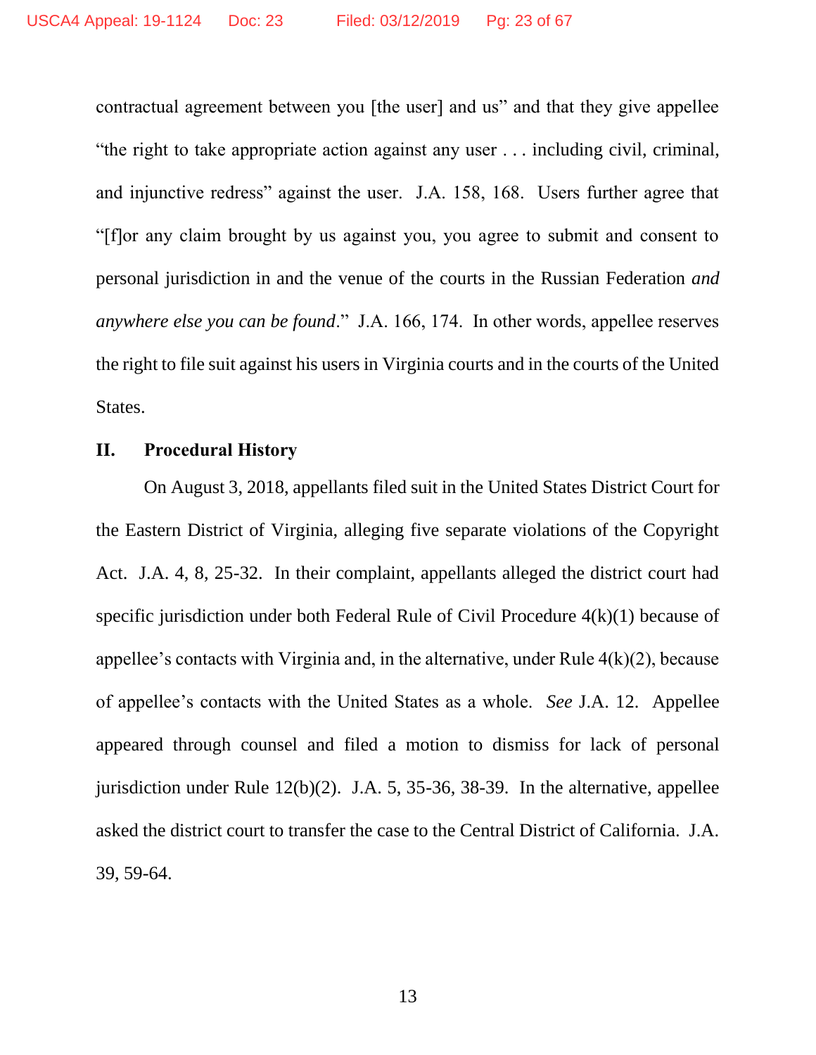contractual agreement between you [the user] and us" and that they give appellee "the right to take appropriate action against any user . . . including civil, criminal, and injunctive redress" against the user. J.A. 158, 168. Users further agree that "[f]or any claim brought by us against you, you agree to submit and consent to personal jurisdiction in and the venue of the courts in the Russian Federation *and anywhere else you can be found*." J.A. 166, 174. In other words, appellee reserves the right to file suit against his users in Virginia courts and in the courts of the United States.

## II. Procedural History

On August 3, 2018, appellants filed suit in the United States District Court for the Eastern District of Virginia, alleging five separate violations of the Copyright Act. J.A. 4, 8, 25-32. In their complaint, appellants alleged the district court had specific jurisdiction under both Federal Rule of Civil Procedure 4(k)(1) because of appellee's contacts with Virginia and, in the alternative, under Rule 4(k)(2), because of appellee's contacts with the United States as a whole. *See* J.A. 12. Appellee appeared through counsel and filed a motion to dismiss for lack of personal jurisdiction under Rule 12(b)(2). J.A. 5, 35-36, 38-39. In the alternative, appellee asked the district court to transfer the case to the Central District of California. J.A. 39, 59-64.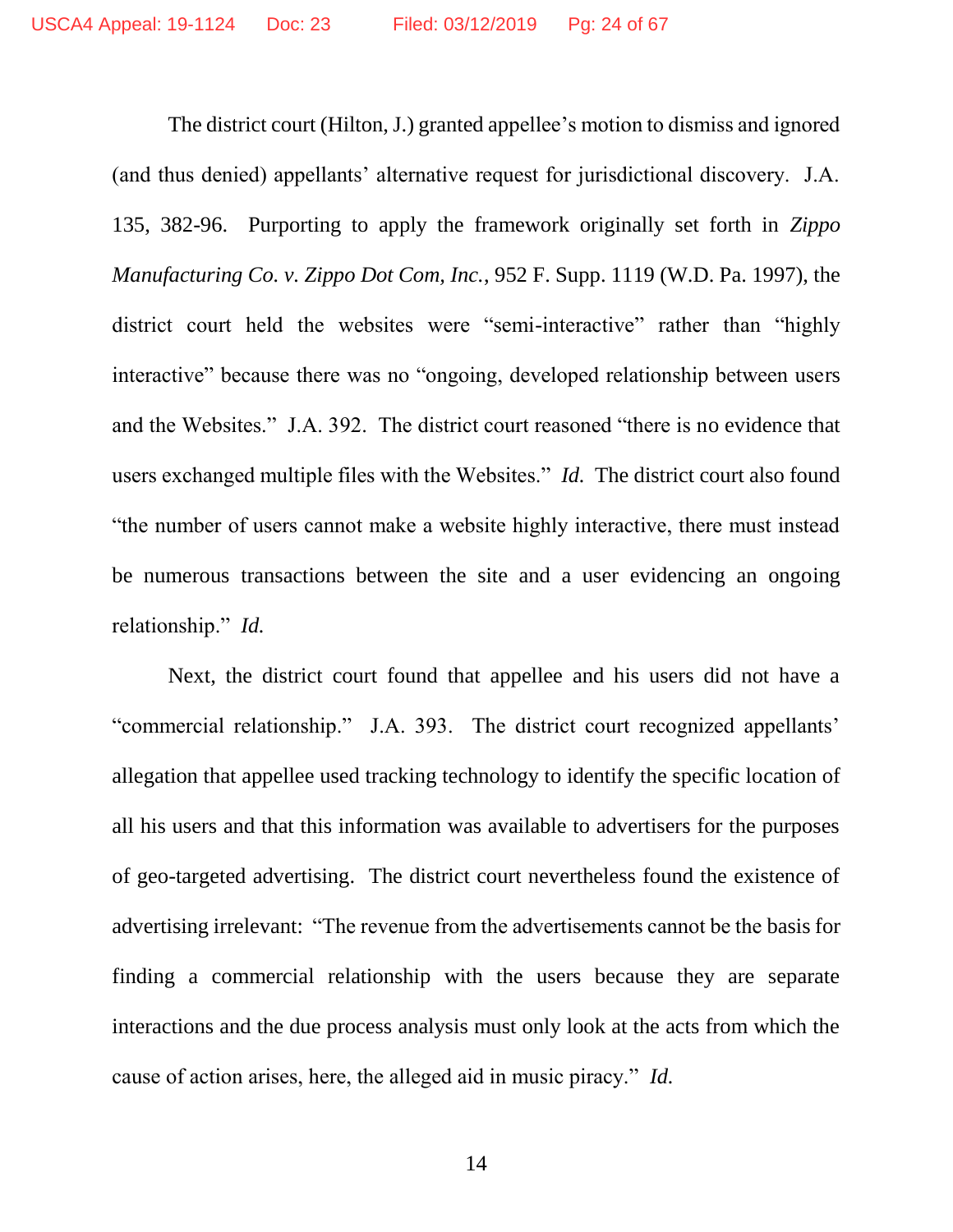The district court (Hilton, J.) granted appellee's motion to dismiss and ignored (and thus denied) appellants' alternative request for jurisdictional discovery. J.A. 135, 382-96. Purporting to apply the framework originally set forth in *Zippo Manufacturing Co. v. Zippo Dot Com, Inc.*, 952 F. Supp. 1119 (W.D. Pa. 1997), the district court held the websites were "semi-interactive" rather than "highly interactive" because there was no "ongoing, developed relationship between users and the Websites." J.A. 392. The district court reasoned "there is no evidence that users exchanged multiple files with the Websites." *Id.* The district court also found "the number of users cannot make a website highly interactive, there must instead be numerous transactions between the site and a user evidencing an ongoing relationship." *Id.*

Next, the district court found that appellee and his users did not have a "commercial relationship." J.A. 393. The district court recognized appellants' allegation that appellee used tracking technology to identify the specific location of all his users and that this information was available to advertisers for the purposes of geo-targeted advertising. The district court nevertheless found the existence of advertising irrelevant: "The revenue from the advertisements cannot be the basis for finding a commercial relationship with the users because they are separate interactions and the due process analysis must only look at the acts from which the cause of action arises, here, the alleged aid in music piracy." *Id.*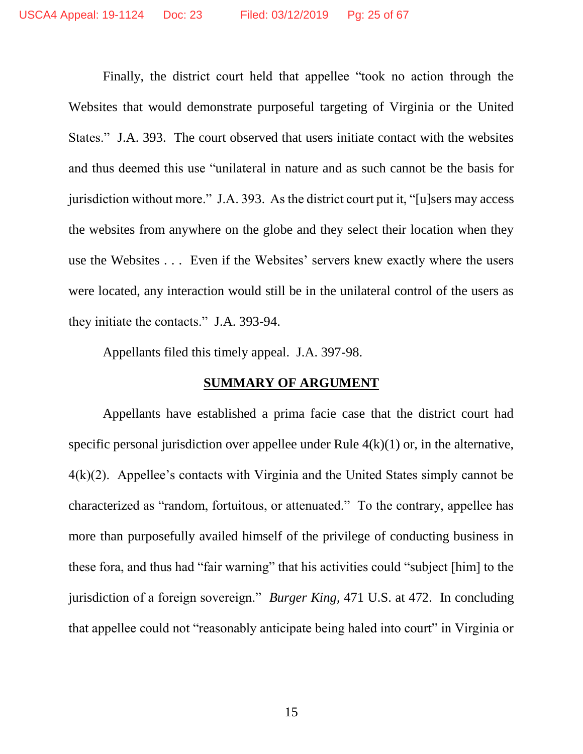Finally, the district court held that appellee "took no action through the Websites that would demonstrate purposeful targeting of Virginia or the United States." J.A. 393. The court observed that users initiate contact with the websites and thus deemed this use "unilateral in nature and as such cannot be the basis for jurisdiction without more." J.A. 393. As the district court put it, "[u]sers may access the websites from anywhere on the globe and they select their location when they use the Websites . . . Even if the Websites' servers knew exactly where the users were located, any interaction would still be in the unilateral control of the users as they initiate the contacts." J.A. 393-94.

Appellants filed this timely appeal. J.A. 397-98.

## SUMMARY OF ARGUMENT

Appellants have established a prima facie case that the district court had specific personal jurisdiction over appellee under Rule 4(k)(1) or, in the alternative, 4(k)(2). Appellee's contacts with Virginia and the United States simply cannot be characterized as "random, fortuitous, or attenuated." To the contrary, appellee has more than purposefully availed himself of the privilege of conducting business in these fora, and thus had "fair warning" that his activities could "subject [him] to the jurisdiction of a foreign sovereign." *Burger King*, 471 U.S. at 472. In concluding that appellee could not "reasonably anticipate being haled into court" in Virginia or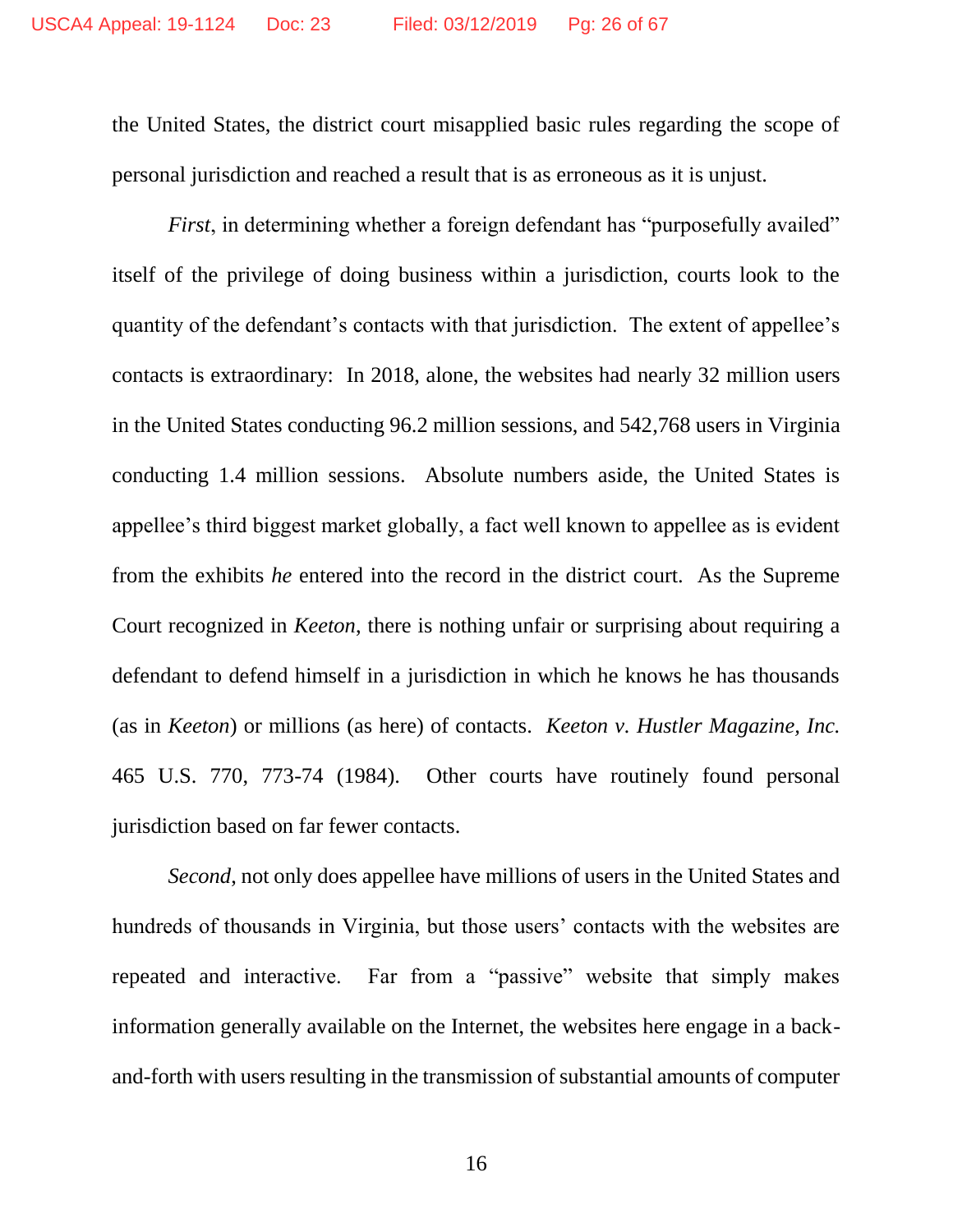the United States, the district court misapplied basic rules regarding the scope of personal jurisdiction and reached a result that is as erroneous as it is unjust.

*First*, in determining whether a foreign defendant has "purposefully availed" itself of the privilege of doing business within a jurisdiction, courts look to the quantity of the defendant's contacts with that jurisdiction. The extent of appellee's contacts is extraordinary: In 2018, alone, the websites had nearly 32 million users in the United States conducting 96.2 million sessions, and 542,768 users in Virginia conducting 1.4 million sessions. Absolute numbers aside, the United States is appellee's third biggest market globally, a fact well known to appellee as is evident from the exhibits *he* entered into the record in the district court. As the Supreme Court recognized in *Keeton*, there is nothing unfair or surprising about requiring a defendant to defend himself in a jurisdiction in which he knows he has thousands (as in *Keeton*) or millions (as here) of contacts. *Keeton v. Hustler Magazine, Inc.* 465 U.S. 770, 773-74 (1984). Other courts have routinely found personal jurisdiction based on far fewer contacts.

*Second*, not only does appellee have millions of users in the United States and hundreds of thousands in Virginia, but those users' contacts with the websites are repeated and interactive. Far from a "passive" website that simply makes information generally available on the Internet, the websites here engage in a back-and-forth with users resulting in the transmission of substantial amounts of computer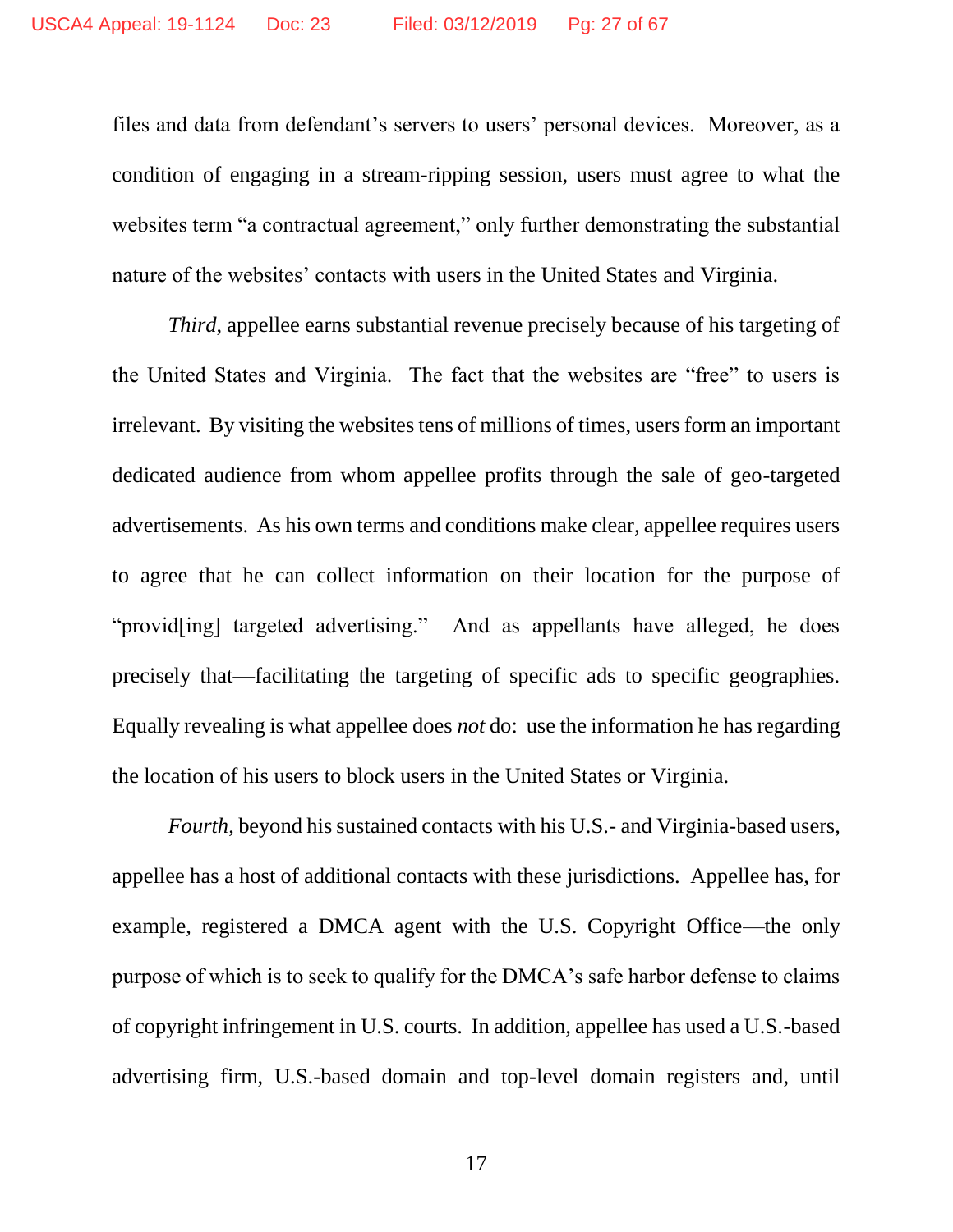files and data from defendant's servers to users' personal devices. Moreover, as a condition of engaging in a stream-ripping session, users must agree to what the websites term "a contractual agreement," only further demonstrating the substantial nature of the websites' contacts with users in the United States and Virginia.

*Third*, appellee earns substantial revenue precisely because of his targeting of the United States and Virginia. The fact that the websites are "free" to users is irrelevant. By visiting the websites tens of millions of times, users form an important dedicated audience from whom appellee profits through the sale of geo-targeted advertisements. As his own terms and conditions make clear, appellee requires users to agree that he can collect information on their location for the purpose of "provid[ing] targeted advertising." And as appellants have alleged, he does precisely that—facilitating the targeting of specific ads to specific geographies. Equally revealing is what appellee does *not* do: use the information he has regarding the location of his users to block users in the United States or Virginia.

*Fourth*, beyond his sustained contacts with his U.S.- and Virginia-based users, appellee has a host of additional contacts with these jurisdictions. Appellee has, for example, registered a DMCA agent with the U.S. Copyright Office—the only purpose of which is to seek to qualify for the DMCA's safe harbor defense to claims of copyright infringement in U.S. courts. In addition, appellee has used a U.S.-based advertising firm, U.S.-based domain and top-level domain registers and, until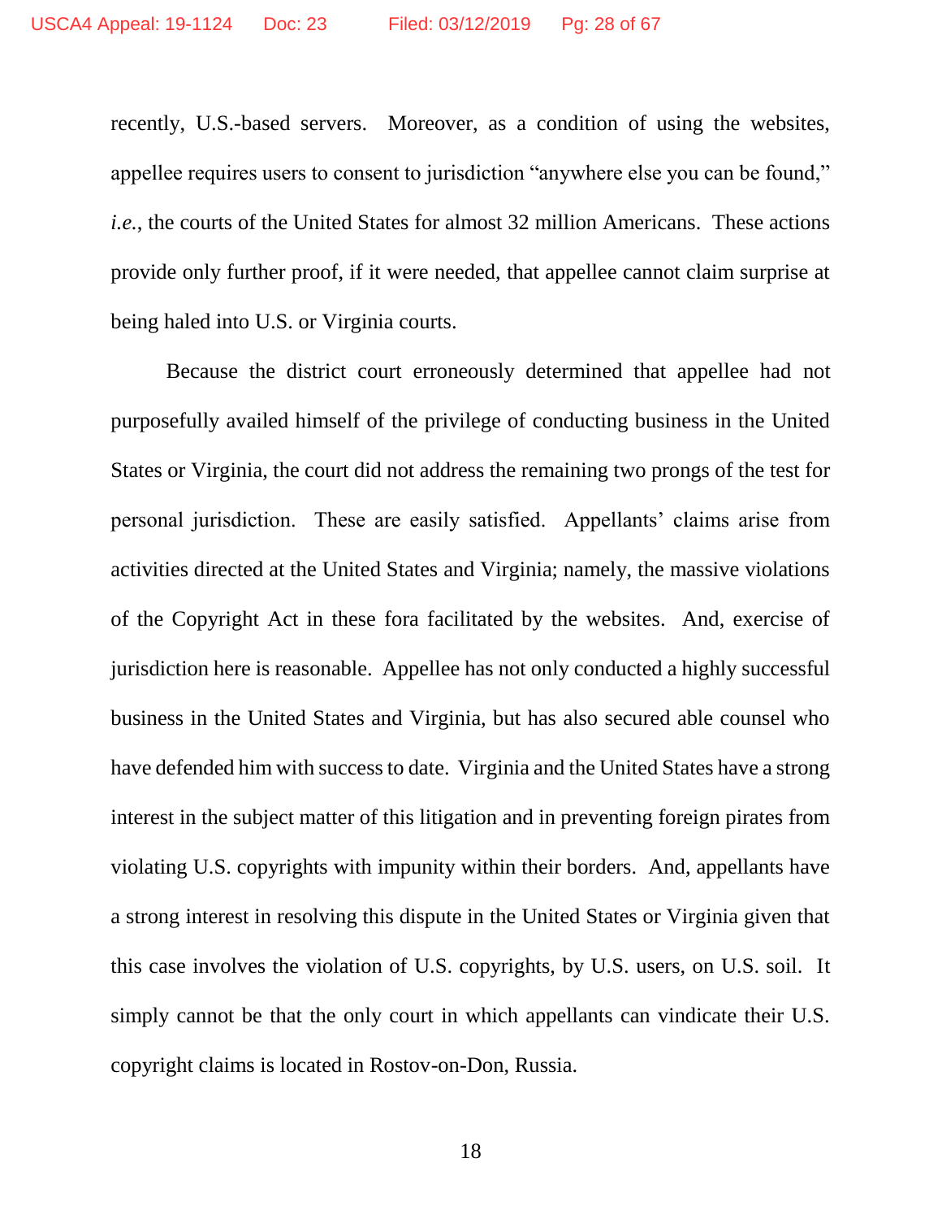recently, U.S.-based servers. Moreover, as a condition of using the websites, appellee requires users to consent to jurisdiction "anywhere else you can be found," *i.e.*, the courts of the United States for almost 32 million Americans. These actions provide only further proof, if it were needed, that appellee cannot claim surprise at being haled into U.S. or Virginia courts.

Because the district court erroneously determined that appellee had not purposefully availed himself of the privilege of conducting business in the United States or Virginia, the court did not address the remaining two prongs of the test for personal jurisdiction. These are easily satisfied. Appellants' claims arise from activities directed at the United States and Virginia; namely, the massive violations of the Copyright Act in these fora facilitated by the websites. And, exercise of jurisdiction here is reasonable. Appellee has not only conducted a highly successful business in the United States and Virginia, but has also secured able counsel who have defended him with success to date. Virginia and the United States have a strong interest in the subject matter of this litigation and in preventing foreign pirates from violating U.S. copyrights with impunity within their borders. And, appellants have a strong interest in resolving this dispute in the United States or Virginia given that this case involves the violation of U.S. copyrights, by U.S. users, on U.S. soil. It simply cannot be that the only court in which appellants can vindicate their U.S. copyright claims is located in Rostov-on-Don, Russia.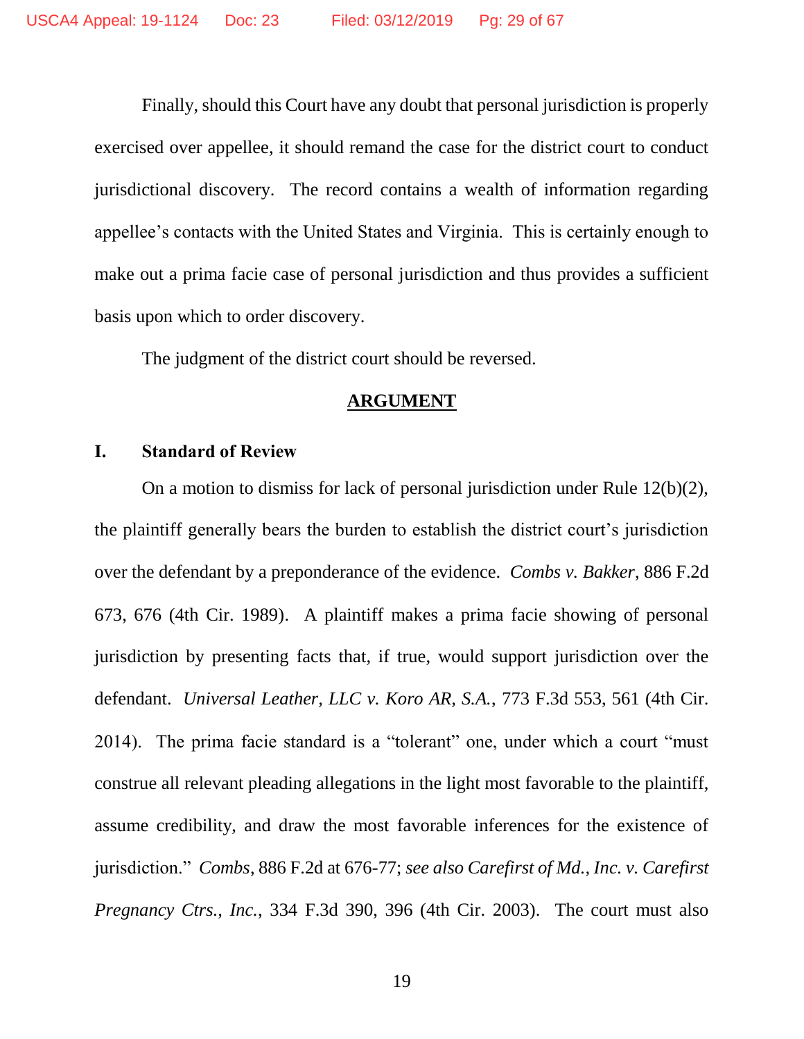Finally, should this Court have any doubt that personal jurisdiction is properly exercised over appellee, it should remand the case for the district court to conduct jurisdictional discovery. The record contains a wealth of information regarding appellee's contacts with the United States and Virginia. This is certainly enough to make out a prima facie case of personal jurisdiction and thus provides a sufficient basis upon which to order discovery.

The judgment of the district court should be reversed.

## ARGUMENT

### I. Standard of Review

On a motion to dismiss for lack of personal jurisdiction under Rule 12(b)(2), the plaintiff generally bears the burden to establish the district court's jurisdiction over the defendant by a preponderance of the evidence. *Combs v. Bakker*, 886 F.2d 673, 676 (4th Cir. 1989). A plaintiff makes a prima facie showing of personal jurisdiction by presenting facts that, if true, would support jurisdiction over the defendant. *Universal Leather, LLC v. Koro AR, S.A.*, 773 F.3d 553, 561 (4th Cir. 2014). The prima facie standard is a "tolerant" one, under which a court "must construe all relevant pleading allegations in the light most favorable to the plaintiff, assume credibility, and draw the most favorable inferences for the existence of jurisdiction." *Combs*, 886 F.2d at 676-77; *see also Carefirst of Md., Inc. v. Carefirst Pregnancy Ctrs., Inc.*, 334 F.3d 390, 396 (4th Cir. 2003). The court must also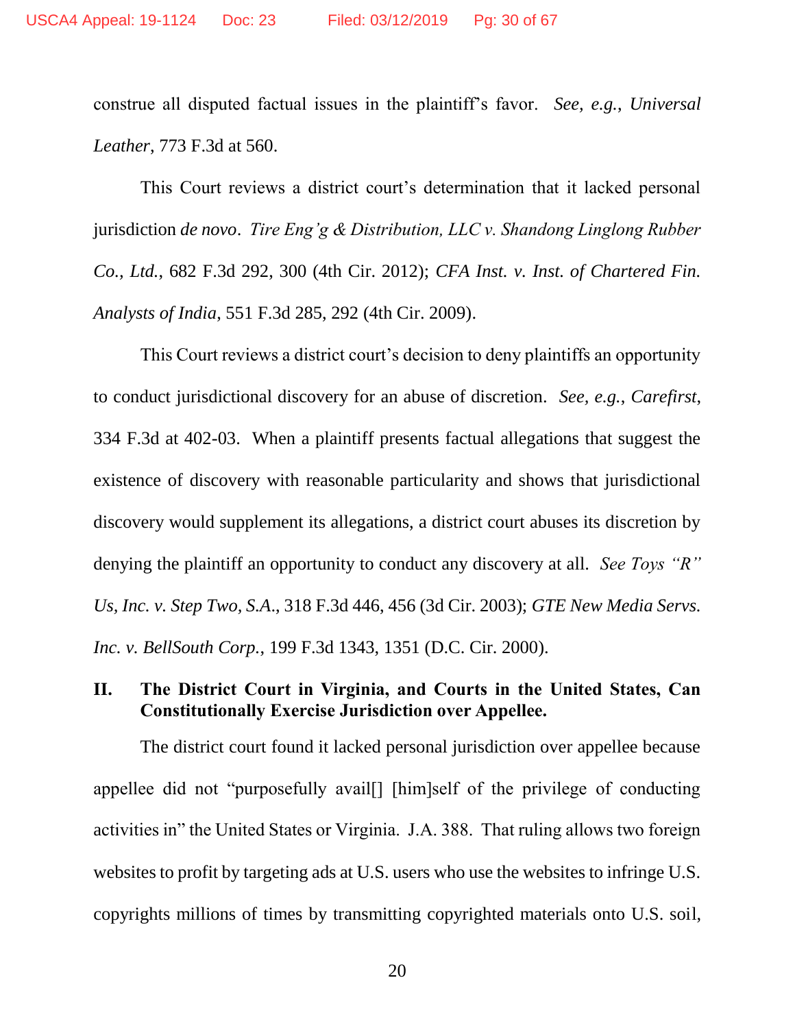construe all disputed factual issues in the plaintiff's favor. *See, e.g.*, *Universal Leather*, 773 F.3d at 560.

This Court reviews a district court's determination that it lacked personal jurisdiction *de novo*. *Tire Eng'g & Distribution, LLC v. Shandong Linglong Rubber Co., Ltd.*, 682 F.3d 292, 300 (4th Cir. 2012); *CFA Inst. v. Inst. of Chartered Fin. Analysts of India*, 551 F.3d 285, 292 (4th Cir. 2009).

This Court reviews a district court's decision to deny plaintiffs an opportunity to conduct jurisdictional discovery for an abuse of discretion. *See, e.g.*, *Carefirst*, 334 F.3d at 402-03. When a plaintiff presents factual allegations that suggest the existence of discovery with reasonable particularity and shows that jurisdictional discovery would supplement its allegations, a district court abuses its discretion by denying the plaintiff an opportunity to conduct any discovery at all. *See Toys "R" Us, Inc. v. Step Two, S.A.*, 318 F.3d 446, 456 (3d Cir. 2003); *GTE New Media Servs. Inc. v. BellSouth Corp.*, 199 F.3d 1343, 1351 (D.C. Cir. 2000).

## II. The District Court in Virginia, and Courts in the United States, Can Constitutionally Exercise Jurisdiction over Appellee.

The district court found it lacked personal jurisdiction over appellee because appellee did not "purposefully avail[] [him]self of the privilege of conducting activities in" the United States or Virginia. J.A. 388. That ruling allows two foreign websites to profit by targeting ads at U.S. users who use the websites to infringe U.S. copyrights millions of times by transmitting copyrighted materials onto U.S. soil,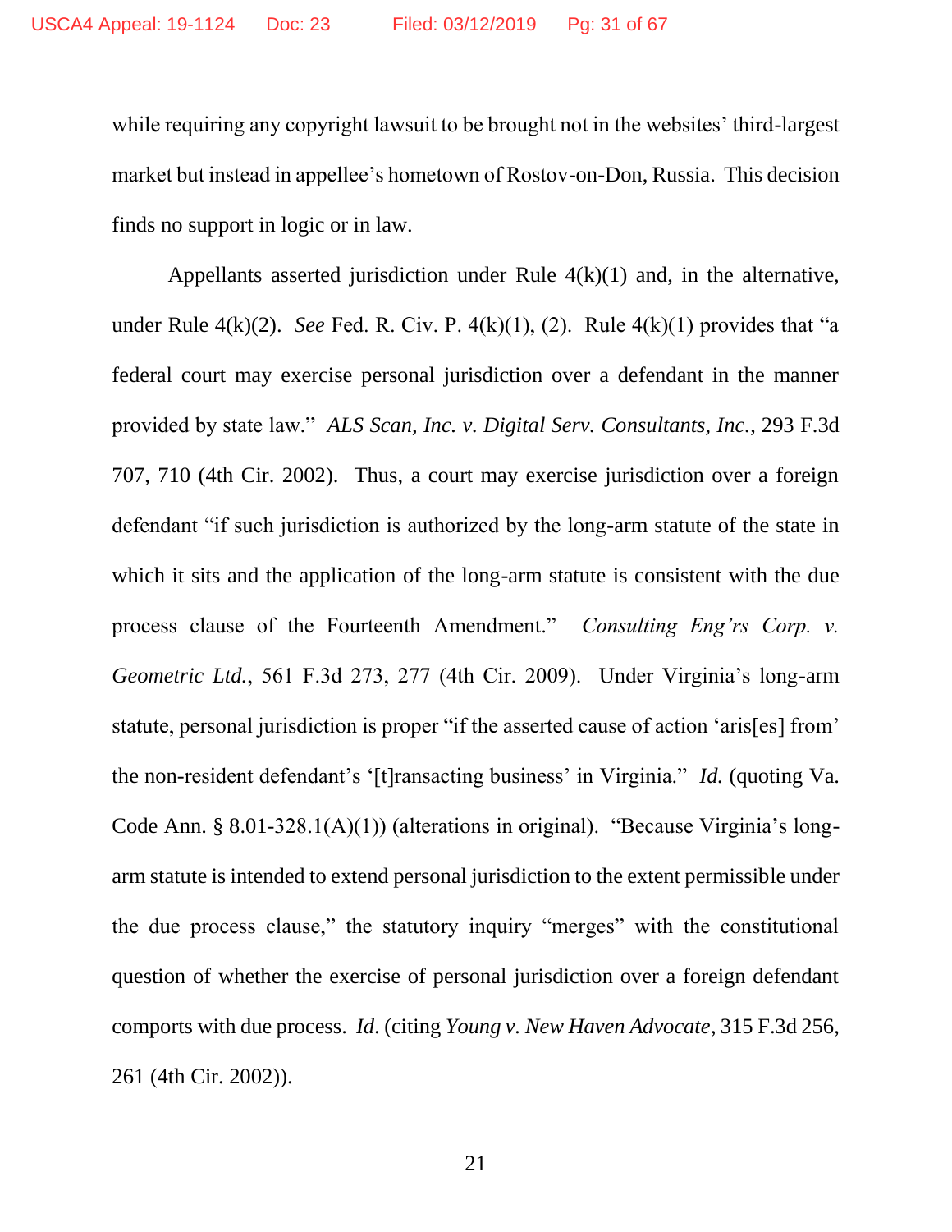while requiring any copyright lawsuit to be brought not in the websites' third-largest market but instead in appellee's hometown of Rostov-on-Don, Russia. This decision finds no support in logic or in law.

Appellants asserted jurisdiction under Rule 4(k)(1) and, in the alternative, under Rule 4(k)(2). *See* Fed. R. Civ. P. 4(k)(1), (2). Rule 4(k)(1) provides that "a federal court may exercise personal jurisdiction over a defendant in the manner provided by state law." *ALS Scan, Inc. v. Digital Serv. Consultants, Inc.*, 293 F.3d 707, 710 (4th Cir. 2002). Thus, a court may exercise jurisdiction over a foreign defendant "if such jurisdiction is authorized by the long-arm statute of the state in which it sits and the application of the long-arm statute is consistent with the due process clause of the Fourteenth Amendment." *Consulting Eng'rs Corp. v. Geometric Ltd.*, 561 F.3d 273, 277 (4th Cir. 2009). Under Virginia's long-arm statute, personal jurisdiction is proper "if the asserted cause of action 'aris[es] from' the non-resident defendant's '[t]ransacting business' in Virginia." *Id.* (quoting Va. Code Ann. § 8.01-328.1(A)(1)) (alterations in original). "Because Virginia's long-arm statute is intended to extend personal jurisdiction to the extent permissible under the due process clause," the statutory inquiry "merges" with the constitutional question of whether the exercise of personal jurisdiction over a foreign defendant comports with due process. *Id.* (citing *Young v. New Haven Advocate*, 315 F.3d 256, 261 (4th Cir. 2002)).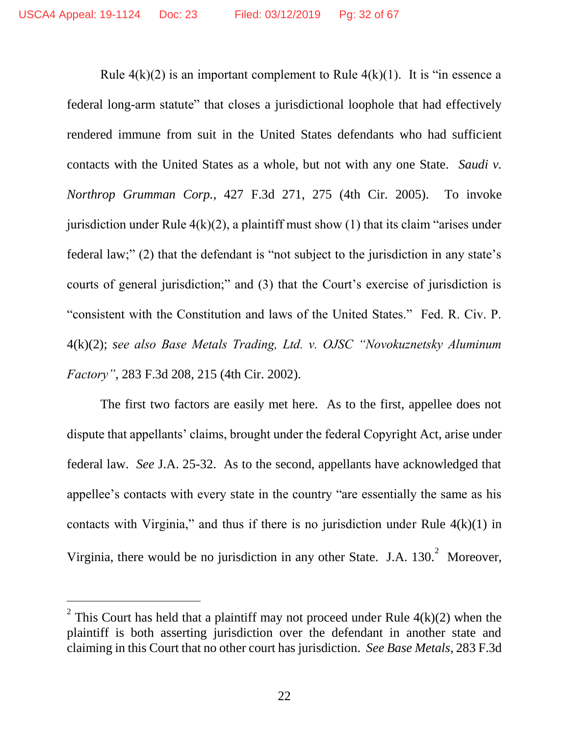Rule 4(k)(2) is an important complement to Rule 4(k)(1). It is "in essence a federal long-arm statute" that closes a jurisdictional loophole that had effectively rendered immune from suit in the United States defendants who had sufficient contacts with the United States as a whole, but not with any one State. *Saudi v. Northrop Grumman Corp.*, 427 F.3d 271, 275 (4th Cir. 2005). To invoke jurisdiction under Rule 4(k)(2), a plaintiff must show (1) that its claim "arises under federal law;" (2) that the defendant is "not subject to the jurisdiction in any state's courts of general jurisdiction;" and (3) that the Court's exercise of jurisdiction is "consistent with the Constitution and laws of the United States." Fed. R. Civ. P. 4(k)(2); *see also Base Metals Trading, Ltd. v. OJSC "Novokuznetsky Aluminum Factory"*, 283 F.3d 208, 215 (4th Cir. 2002).

The first two factors are easily met here. As to the first, appellee does not dispute that appellants' claims, brought under the federal Copyright Act, arise under federal law. *See* J.A. 25-32. As to the second, appellants have acknowledged that appellee's contacts with every state in the country "are essentially the same as his contacts with Virginia," and thus if there is no jurisdiction under Rule 4(k)(1) in Virginia, there would be no jurisdiction in any other State. J.A. 130.[2] Moreover,

[2] This Court has held that a plaintiff may not proceed under Rule 4(k)(2) when the plaintiff is both asserting jurisdiction over the defendant in another state and claiming in this Court that no other court has jurisdiction. *See Base Metals*, 283 F.3d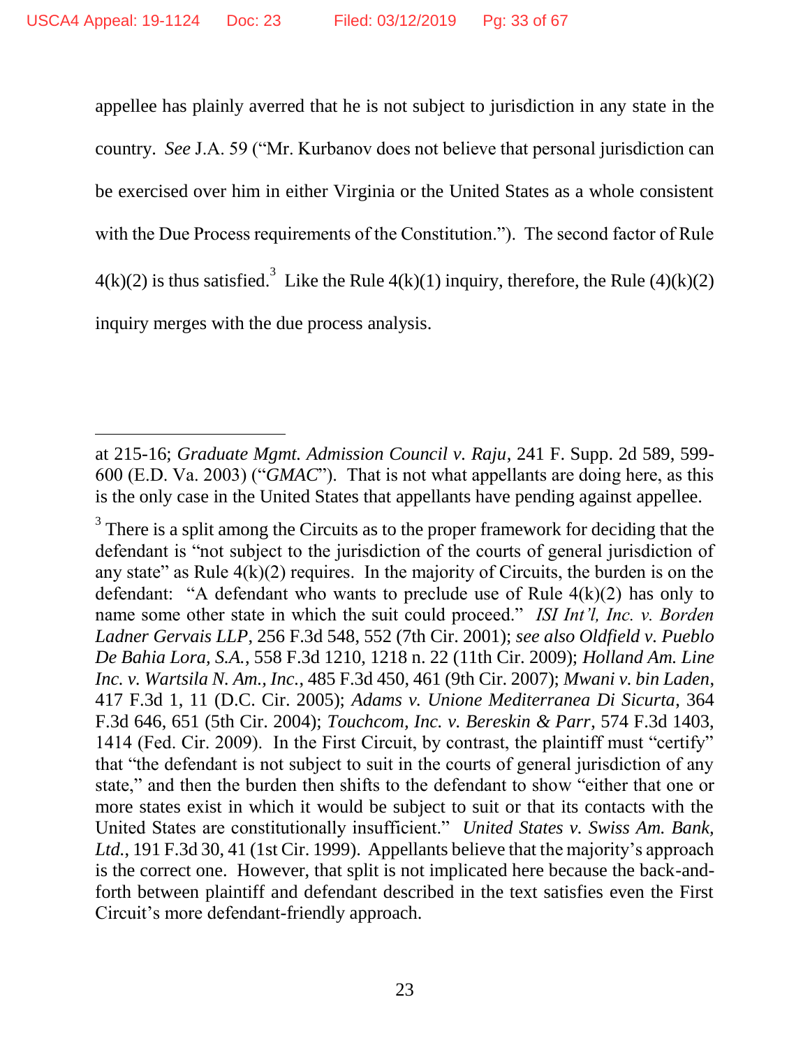appellee has plainly averred that he is not subject to jurisdiction in any state in the country. *See* J.A. 59 ("Mr. Kurbanov does not believe that personal jurisdiction can be exercised over him in either Virginia or the United States as a whole consistent with the Due Process requirements of the Constitution."). The second factor of Rule 4(k)(2) is thus satisfied.[3] Like the Rule 4(k)(1) inquiry, therefore, the Rule (4)(k)(2) inquiry merges with the due process analysis.

---

at 215-16; *Graduate Mgmt. Admission Council v. Raju*, 241 F. Supp. 2d 589, 599-600 (E.D. Va. 2003) ("*GMAC*"). That is not what appellants are doing here, as this is the only case in the United States that appellants have pending against appellee.

[3] There is a split among the Circuits as to the proper framework for deciding that the defendant is "not subject to the jurisdiction of the courts of general jurisdiction of any state" as Rule 4(k)(2) requires. In the majority of Circuits, the burden is on the defendant: "A defendant who wants to preclude use of Rule 4(k)(2) has only to name some other state in which the suit could proceed." *ISI Int'l, Inc. v. Borden Ladner Gervais LLP*, 256 F.3d 548, 552 (7th Cir. 2001); *see also Oldfield v. Pueblo De Bahia Lora, S.A.*, 558 F.3d 1210, 1218 n. 22 (11th Cir. 2009); *Holland Am. Line Inc. v. Wartsila N. Am., Inc.*, 485 F.3d 450, 461 (9th Cir. 2007); *Mwani v. bin Laden*, 417 F.3d 1, 11 (D.C. Cir. 2005); *Adams v. Unione Mediterranea Di Sicurta*, 364 F.3d 646, 651 (5th Cir. 2004); *Touchcom, Inc. v. Bereskin & Parr*, 574 F.3d 1403, 1414 (Fed. Cir. 2009). In the First Circuit, by contrast, the plaintiff must "certify" that "the defendant is not subject to suit in the courts of general jurisdiction of any state," and then the burden then shifts to the defendant to show "either that one or more states exist in which it would be subject to suit or that its contacts with the United States are constitutionally insufficient." *United States v. Swiss Am. Bank, Ltd.*, 191 F.3d 30, 41 (1st Cir. 1999). Appellants believe that the majority's approach is the correct one. However, that split is not implicated here because the back-and-forth between plaintiff and defendant described in the text satisfies even the First Circuit's more defendant-friendly approach.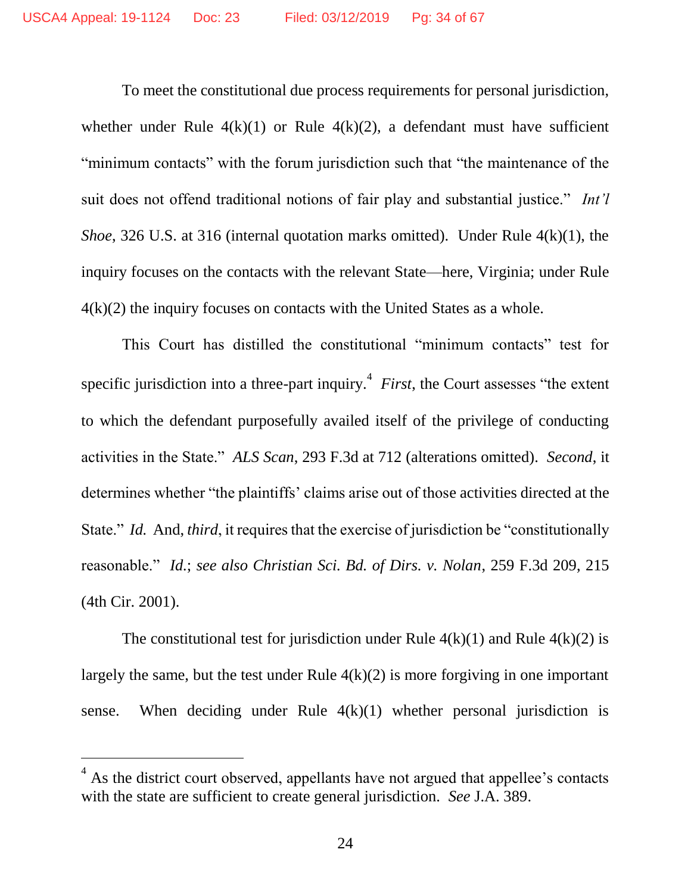To meet the constitutional due process requirements for personal jurisdiction, whether under Rule 4(k)(1) or Rule 4(k)(2), a defendant must have sufficient "minimum contacts" with the forum jurisdiction such that "the maintenance of the suit does not offend traditional notions of fair play and substantial justice." *Int'l Shoe*, 326 U.S. at 316 (internal quotation marks omitted). Under Rule 4(k)(1), the inquiry focuses on the contacts with the relevant State—here, Virginia; under Rule 4(k)(2) the inquiry focuses on contacts with the United States as a whole.

This Court has distilled the constitutional "minimum contacts" test for specific jurisdiction into a three-part inquiry.[4] *First*, the Court assesses "the extent to which the defendant purposefully availed itself of the privilege of conducting activities in the State." *ALS Scan*, 293 F.3d at 712 (alterations omitted). *Second*, it determines whether "the plaintiffs' claims arise out of those activities directed at the State." *Id.* And, *third*, it requires that the exercise of jurisdiction be "constitutionally reasonable." *Id.*; *see also Christian Sci. Bd. of Dirs. v. Nolan*, 259 F.3d 209, 215 (4th Cir. 2001).

The constitutional test for jurisdiction under Rule 4(k)(1) and Rule 4(k)(2) is largely the same, but the test under Rule 4(k)(2) is more forgiving in one important sense. When deciding under Rule 4(k)(1) whether personal jurisdiction is

---

[4] As the district court observed, appellants have not argued that appellee's contacts with the state are sufficient to create general jurisdiction. *See* J.A. 389.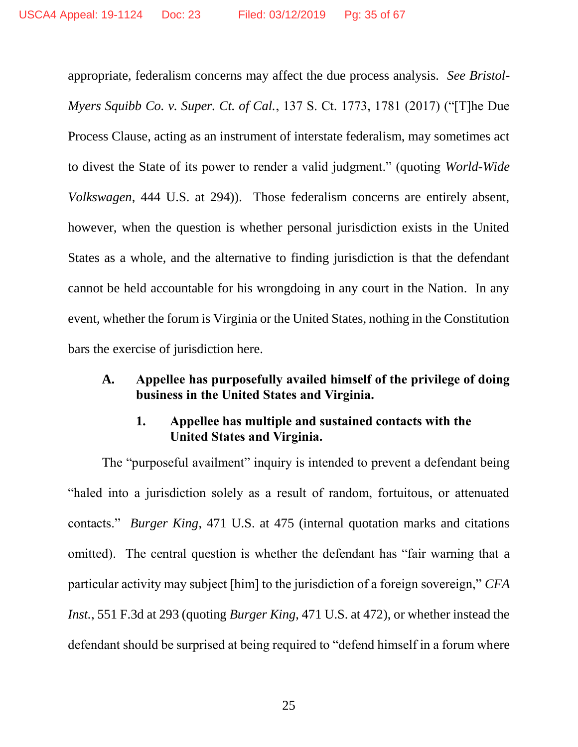appropriate, federalism concerns may affect the due process analysis. *See Bristol-Myers Squibb Co. v. Super. Ct. of Cal.*, 137 S. Ct. 1773, 1781 (2017) ("[T]he Due Process Clause, acting as an instrument of interstate federalism, may sometimes act to divest the State of its power to render a valid judgment." (quoting *World-Wide Volkswagen*, 444 U.S. at 294)). Those federalism concerns are entirely absent, however, when the question is whether personal jurisdiction exists in the United States as a whole, and the alternative to finding jurisdiction is that the defendant cannot be held accountable for his wrongdoing in any court in the Nation. In any event, whether the forum is Virginia or the United States, nothing in the Constitution bars the exercise of jurisdiction here.

### A. Appellee has purposefully availed himself of the privilege of doing business in the United States and Virginia.

#### 1. Appellee has multiple and sustained contacts with the United States and Virginia.

The "purposeful availment" inquiry is intended to prevent a defendant being "haled into a jurisdiction solely as a result of random, fortuitous, or attenuated contacts." *Burger King*, 471 U.S. at 475 (internal quotation marks and citations omitted). The central question is whether the defendant has "fair warning that a particular activity may subject [him] to the jurisdiction of a foreign sovereign," *CFA Inst.*, 551 F.3d at 293 (quoting *Burger King*, 471 U.S. at 472), or whether instead the defendant should be surprised at being required to "defend himself in a forum where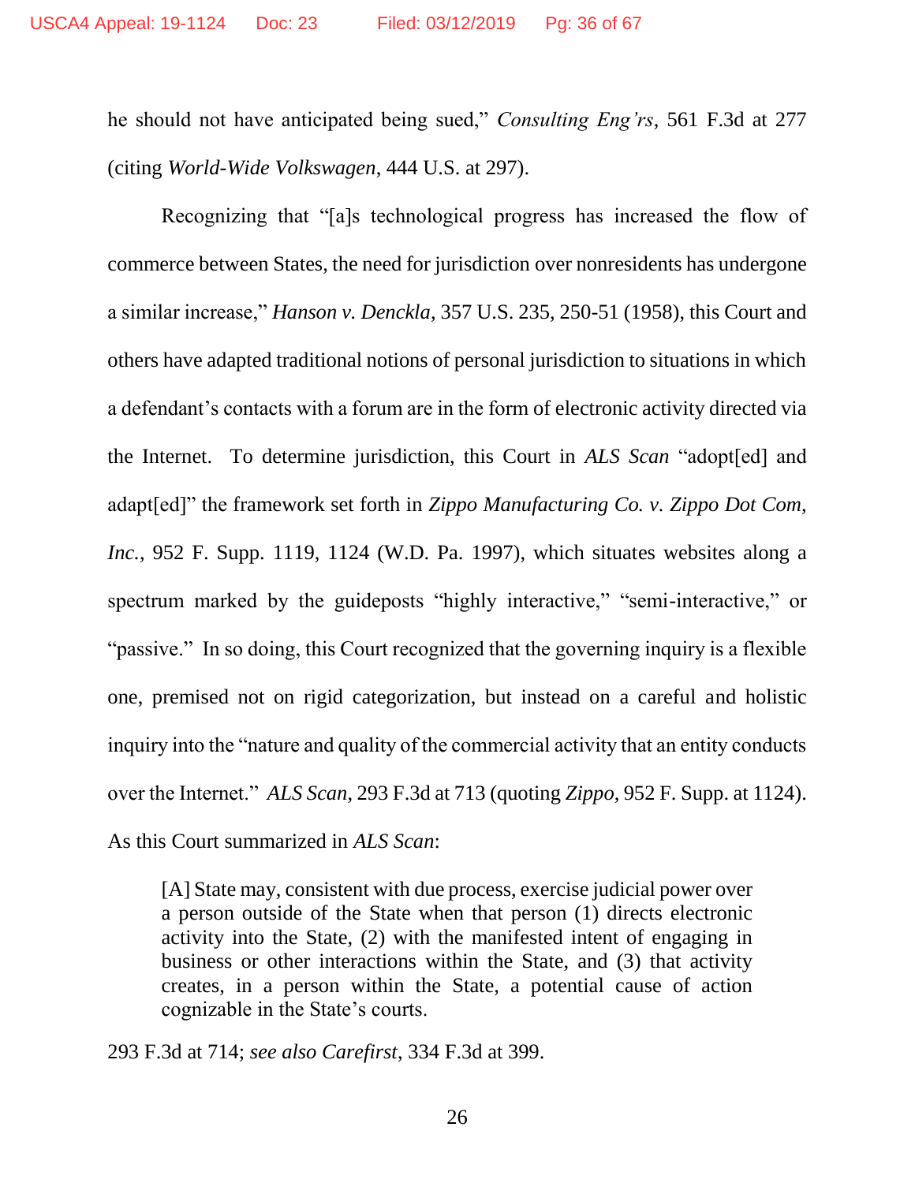he should not have anticipated being sued," *Consulting Eng'rs*, 561 F.3d at 277 (citing *World-Wide Volkswagen*, 444 U.S. at 297).

Recognizing that "[a]s technological progress has increased the flow of commerce between States, the need for jurisdiction over nonresidents has undergone a similar increase," *Hanson v. Denckla*, 357 U.S. 235, 250-51 (1958), this Court and others have adapted traditional notions of personal jurisdiction to situations in which a defendant's contacts with a forum are in the form of electronic activity directed via the Internet. To determine jurisdiction, this Court in *ALS Scan* "adopt[ed] and adapt[ed]" the framework set forth in *Zippo Manufacturing Co. v. Zippo Dot Com, Inc.*, 952 F. Supp. 1119, 1124 (W.D. Pa. 1997), which situates websites along a spectrum marked by the guideposts "highly interactive," "semi-interactive," or "passive." In so doing, this Court recognized that the governing inquiry is a flexible one, premised not on rigid categorization, but instead on a careful and holistic inquiry into the "nature and quality of the commercial activity that an entity conducts over the Internet." *ALS Scan*, 293 F.3d at 713 (quoting *Zippo*, 952 F. Supp. at 1124). As this Court summarized in *ALS Scan*:

> [A] State may, consistent with due process, exercise judicial power over a person outside of the State when that person (1) directs electronic activity into the State, (2) with the manifested intent of engaging in business or other interactions within the State, and (3) that activity creates, in a person within the State, a potential cause of action cognizable in the State's courts.

293 F.3d at 714; *see also Carefirst*, 334 F.3d at 399.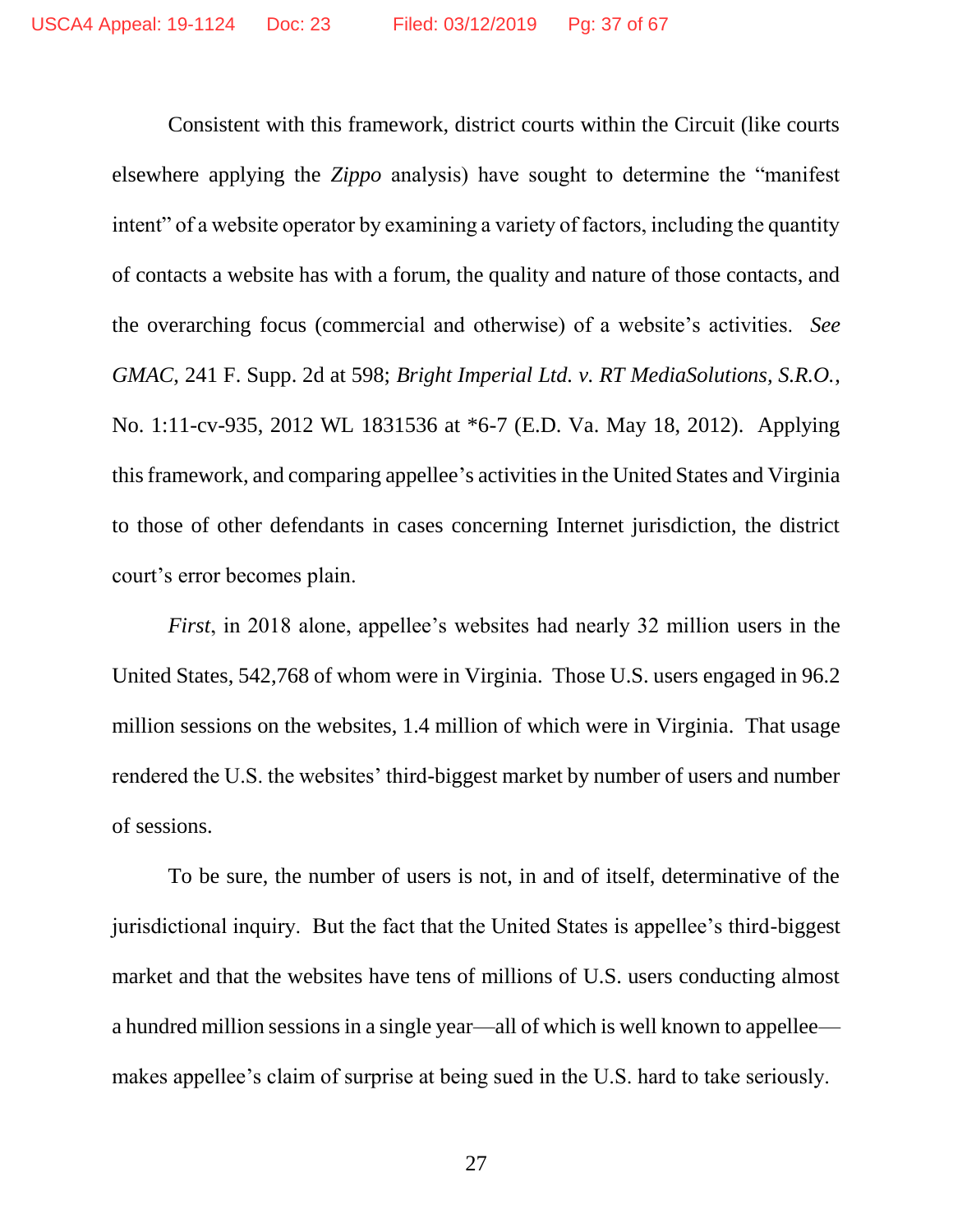Consistent with this framework, district courts within the Circuit (like courts elsewhere applying the *Zippo* analysis) have sought to determine the "manifest intent" of a website operator by examining a variety of factors, including the quantity of contacts a website has with a forum, the quality and nature of those contacts, and the overarching focus (commercial and otherwise) of a website's activities. *See GMAC*, 241 F. Supp. 2d at 598; *Bright Imperial Ltd. v. RT MediaSolutions, S.R.O.*, No. 1:11-cv-935, 2012 WL 1831536 at *6-7 (E.D. Va. May 18, 2012). Applying this framework, and comparing appellee's activities in the United States and Virginia to those of other defendants in cases concerning Internet jurisdiction, the district court's error becomes plain.

*First*, in 2018 alone, appellee's websites had nearly 32 million users in the United States, 542,768 of whom were in Virginia. Those U.S. users engaged in 96.2 million sessions on the websites, 1.4 million of which were in Virginia. That usage rendered the U.S. the websites' third-biggest market by number of users and number of sessions.

To be sure, the number of users is not, in and of itself, determinative of the jurisdictional inquiry. But the fact that the United States is appellee's third-biggest market and that the websites have tens of millions of U.S. users conducting almost a hundred million sessions in a single year—all of which is well known to appellee—makes appellee's claim of surprise at being sued in the U.S. hard to take seriously.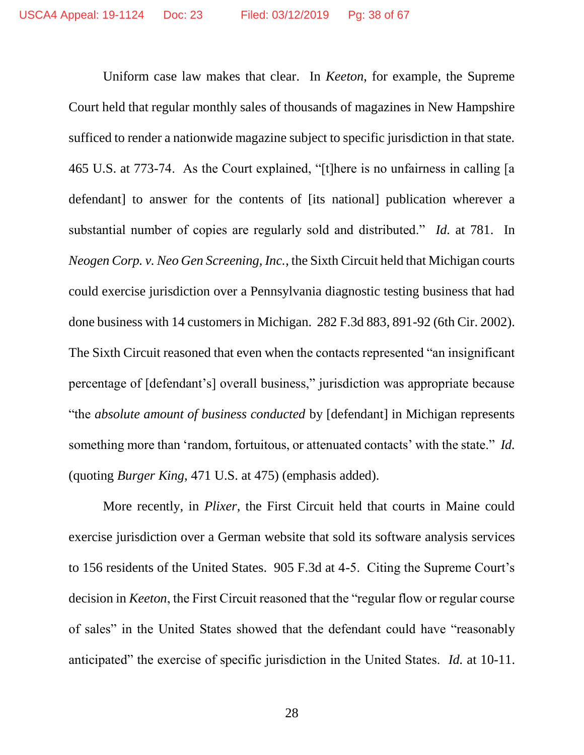Uniform case law makes that clear. In *Keeton*, for example, the Supreme Court held that regular monthly sales of thousands of magazines in New Hampshire sufficed to render a nationwide magazine subject to specific jurisdiction in that state. 465 U.S. at 773-74. As the Court explained, "[t]here is no unfairness in calling [a defendant] to answer for the contents of [its national] publication wherever a substantial number of copies are regularly sold and distributed." *Id.* at 781. In *Neogen Corp. v. Neo Gen Screening, Inc.*, the Sixth Circuit held that Michigan courts could exercise jurisdiction over a Pennsylvania diagnostic testing business that had done business with 14 customers in Michigan. 282 F.3d 883, 891-92 (6th Cir. 2002). The Sixth Circuit reasoned that even when the contacts represented "an insignificant percentage of [defendant's] overall business," jurisdiction was appropriate because "the *absolute amount of business conducted* by [defendant] in Michigan represents something more than 'random, fortuitous, or attenuated contacts' with the state." *Id.* (quoting *Burger King*, 471 U.S. at 475) (emphasis added).

More recently, in *Plixer*, the First Circuit held that courts in Maine could exercise jurisdiction over a German website that sold its software analysis services to 156 residents of the United States. 905 F.3d at 4-5. Citing the Supreme Court's decision in *Keeton*, the First Circuit reasoned that the "regular flow or regular course of sales" in the United States showed that the defendant could have "reasonably anticipated" the exercise of specific jurisdiction in the United States. *Id.* at 10-11.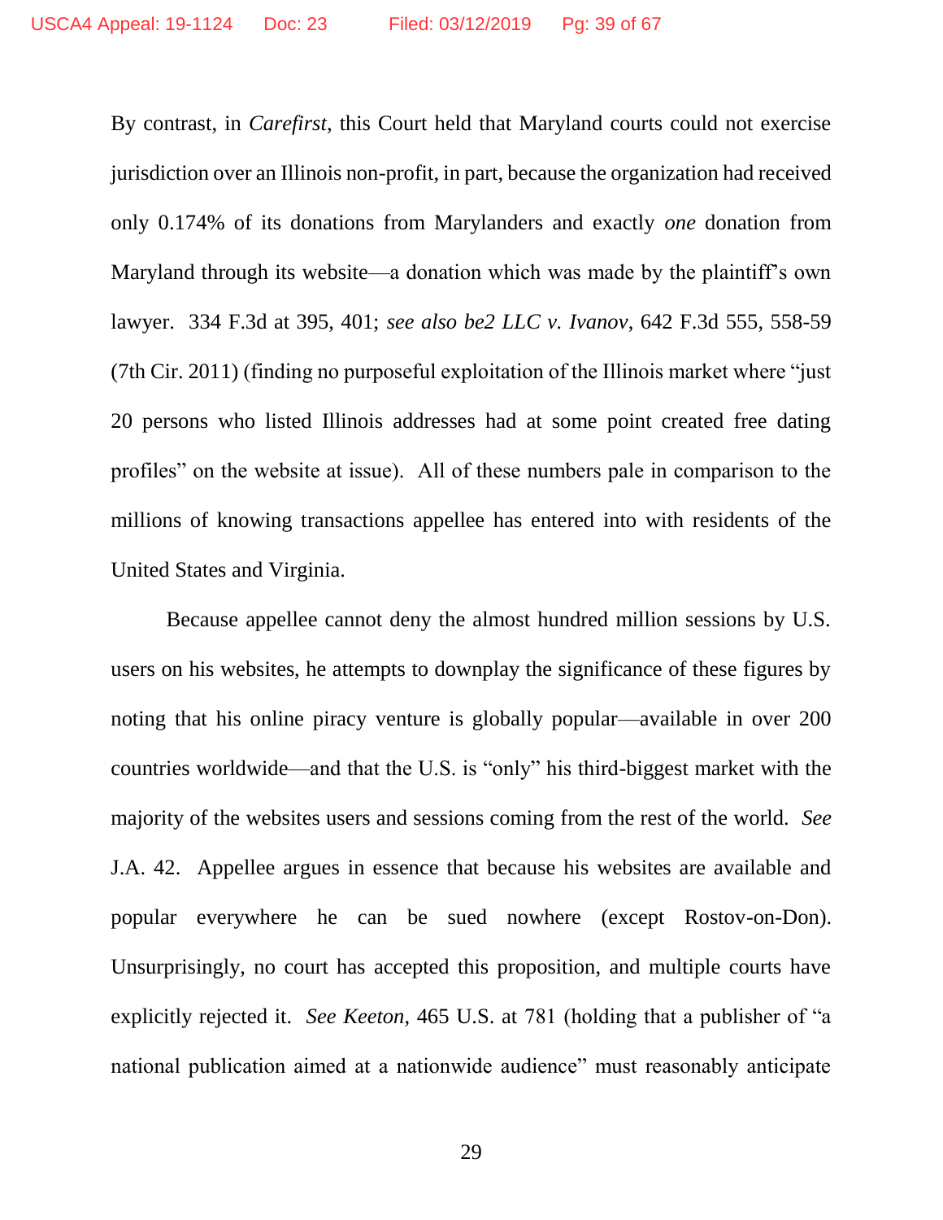By contrast, in *Carefirst*, this Court held that Maryland courts could not exercise jurisdiction over an Illinois non-profit, in part, because the organization had received only 0.174% of its donations from Marylanders and exactly *one* donation from Maryland through its website—a donation which was made by the plaintiff's own lawyer. 334 F.3d at 395, 401; *see also be2 LLC v. Ivanov*, 642 F.3d 555, 558-59 (7th Cir. 2011) (finding no purposeful exploitation of the Illinois market where "just 20 persons who listed Illinois addresses had at some point created free dating profiles" on the website at issue). All of these numbers pale in comparison to the millions of knowing transactions appellee has entered into with residents of the United States and Virginia.

Because appellee cannot deny the almost hundred million sessions by U.S. users on his websites, he attempts to downplay the significance of these figures by noting that his online piracy venture is globally popular—available in over 200 countries worldwide—and that the U.S. is "only" his third-biggest market with the majority of the websites users and sessions coming from the rest of the world. *See* J.A. 42. Appellee argues in essence that because his websites are available and popular everywhere he can be sued nowhere (except Rostov-on-Don). Unsurprisingly, no court has accepted this proposition, and multiple courts have explicitly rejected it. *See Keeton*, 465 U.S. at 781 (holding that a publisher of "a national publication aimed at a nationwide audience" must reasonably anticipate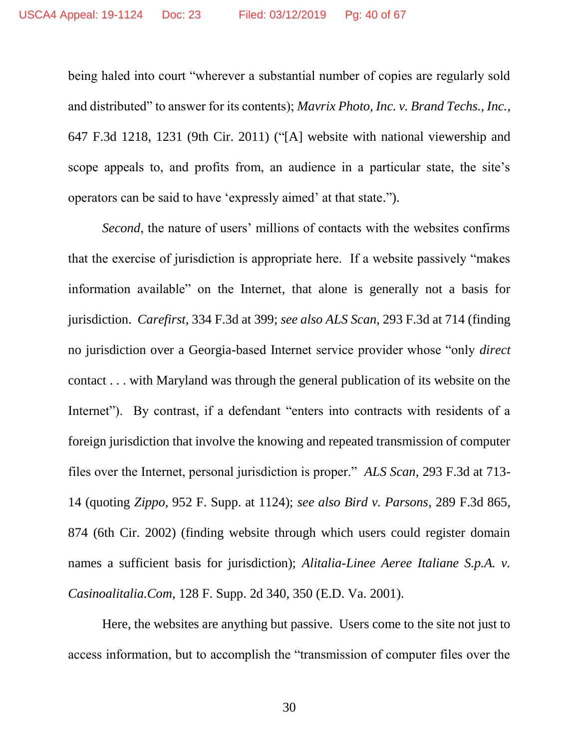being haled into court "wherever a substantial number of copies are regularly sold and distributed" to answer for its contents); *Mavrix Photo, Inc. v. Brand Techs., Inc.*, 647 F.3d 1218, 1231 (9th Cir. 2011) ("[A] website with national viewership and scope appeals to, and profits from, an audience in a particular state, the site's operators can be said to have 'expressly aimed' at that state.").

*Second*, the nature of users' millions of contacts with the websites confirms that the exercise of jurisdiction is appropriate here. If a website passively "makes information available" on the Internet, that alone is generally not a basis for jurisdiction. *Carefirst*, 334 F.3d at 399; *see also ALS Scan*, 293 F.3d at 714 (finding no jurisdiction over a Georgia-based Internet service provider whose "only *direct* contact . . . with Maryland was through the general publication of its website on the Internet"). By contrast, if a defendant "enters into contracts with residents of a foreign jurisdiction that involve the knowing and repeated transmission of computer files over the Internet, personal jurisdiction is proper." *ALS Scan*, 293 F.3d at 713-14 (quoting *Zippo*, 952 F. Supp. at 1124); *see also Bird v. Parsons*, 289 F.3d 865, 874 (6th Cir. 2002) (finding website through which users could register domain names a sufficient basis for jurisdiction); *Alitalia-Linee Aeree Italiane S.p.A. v. Casinoalitalia.Com*, 128 F. Supp. 2d 340, 350 (E.D. Va. 2001).

Here, the websites are anything but passive. Users come to the site not just to access information, but to accomplish the "transmission of computer files over the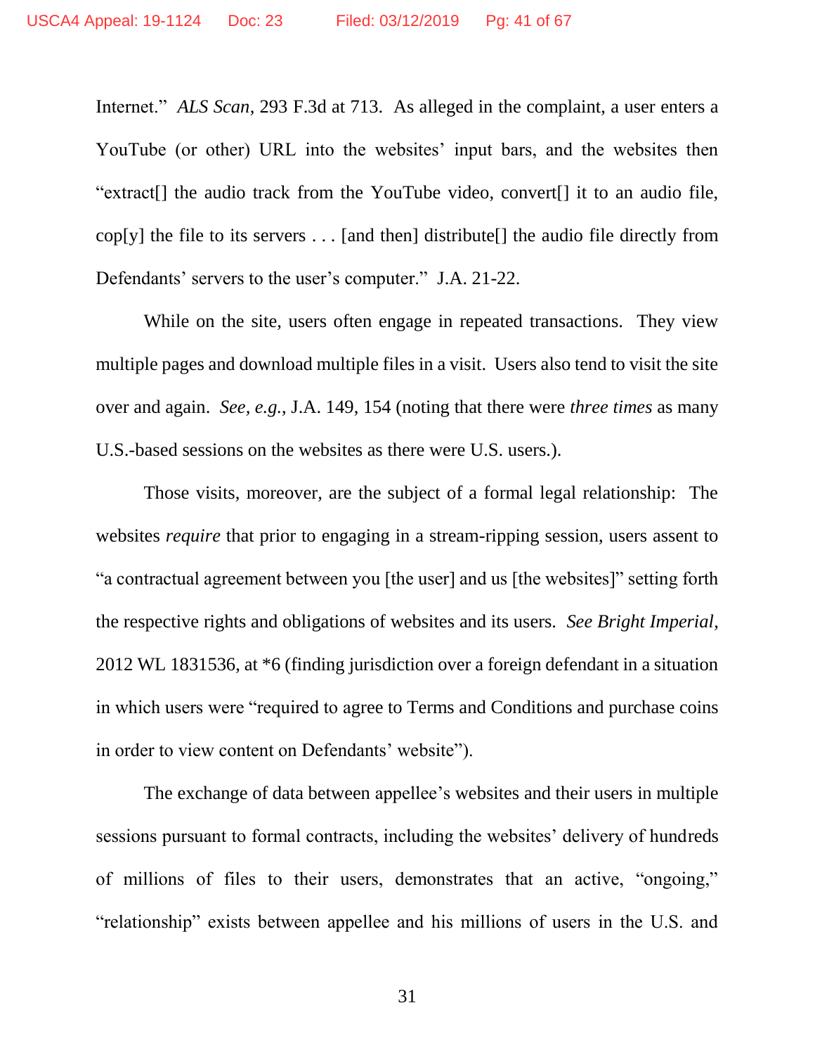Internet." *ALS Scan*, 293 F.3d at 713. As alleged in the complaint, a user enters a YouTube (or other) URL into the websites' input bars, and the websites then "extract[] the audio track from the YouTube video, convert[] it to an audio file, cop[y] the file to its servers . . . [and then] distribute[] the audio file directly from Defendants' servers to the user's computer." J.A. 21-22.

While on the site, users often engage in repeated transactions. They view multiple pages and download multiple files in a visit. Users also tend to visit the site over and again. *See, e.g.*, J.A. 149, 154 (noting that there were *three times* as many U.S.-based sessions on the websites as there were U.S. users.).

Those visits, moreover, are the subject of a formal legal relationship: The websites *require* that prior to engaging in a stream-ripping session, users assent to "a contractual agreement between you [the user] and us [the websites]" setting forth the respective rights and obligations of websites and its users. *See Bright Imperial*, 2012 WL 1831536, at *6 (finding jurisdiction over a foreign defendant in a situation in which users were "required to agree to Terms and Conditions and purchase coins in order to view content on Defendants' website").

The exchange of data between appellee's websites and their users in multiple sessions pursuant to formal contracts, including the websites' delivery of hundreds of millions of files to their users, demonstrates that an active, "ongoing," "relationship" exists between appellee and his millions of users in the U.S. and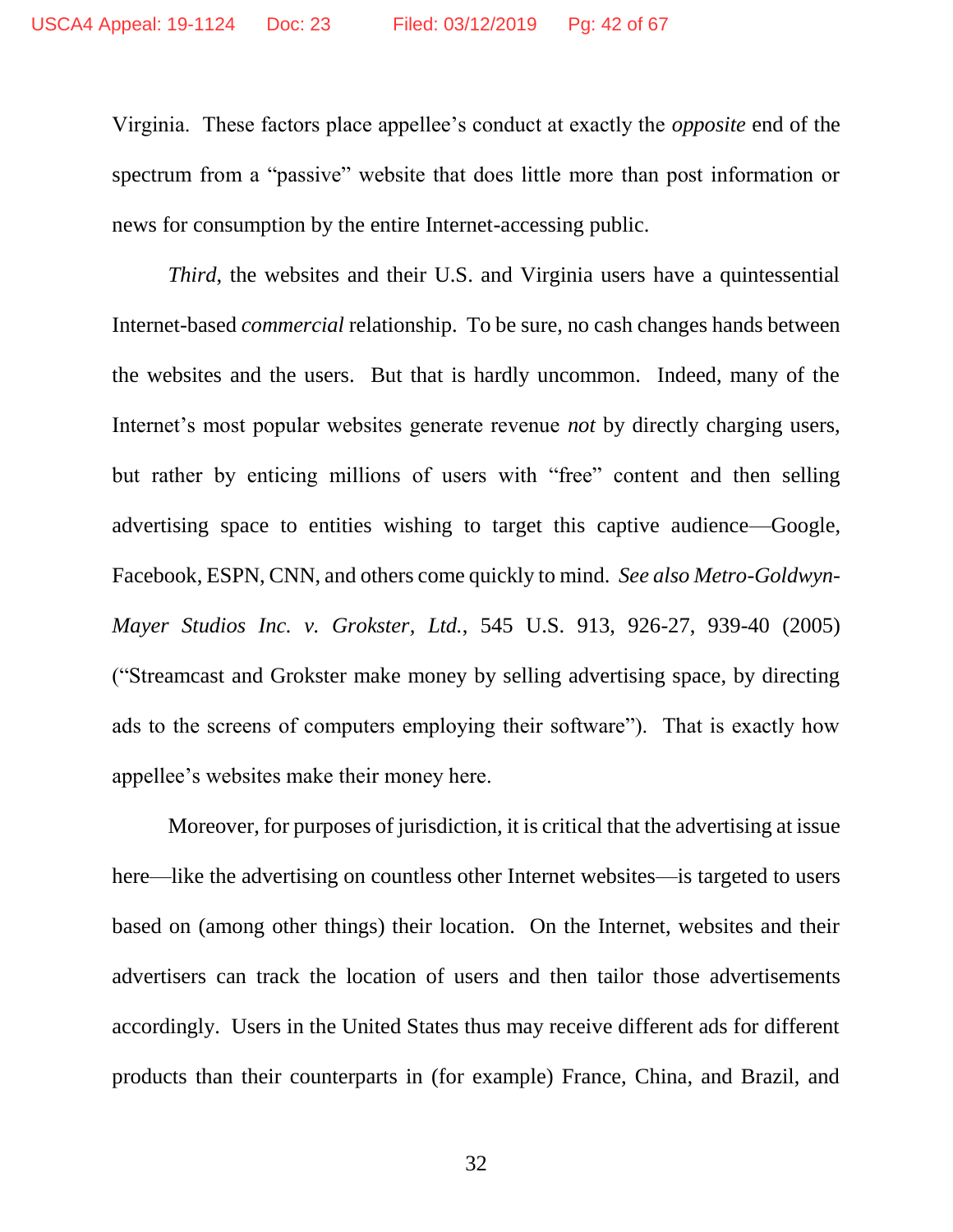Virginia. These factors place appellee's conduct at exactly the *opposite* end of the spectrum from a "passive" website that does little more than post information or news for consumption by the entire Internet-accessing public.

*Third*, the websites and their U.S. and Virginia users have a quintessential Internet-based *commercial* relationship. To be sure, no cash changes hands between the websites and the users. But that is hardly uncommon. Indeed, many of the Internet's most popular websites generate revenue *not* by directly charging users, but rather by enticing millions of users with "free" content and then selling advertising space to entities wishing to target this captive audience—Google, Facebook, ESPN, CNN, and others come quickly to mind. *See also Metro-Goldwyn-Mayer Studios Inc. v. Grokster, Ltd.*, 545 U.S. 913, 926-27, 939-40 (2005) ("Streamcast and Grokster make money by selling advertising space, by directing ads to the screens of computers employing their software"). That is exactly how appellee's websites make their money here.

Moreover, for purposes of jurisdiction, it is critical that the advertising at issue here—like the advertising on countless other Internet websites—is targeted to users based on (among other things) their location. On the Internet, websites and their advertisers can track the location of users and then tailor those advertisements accordingly. Users in the United States thus may receive different ads for different products than their counterparts in (for example) France, China, and Brazil, and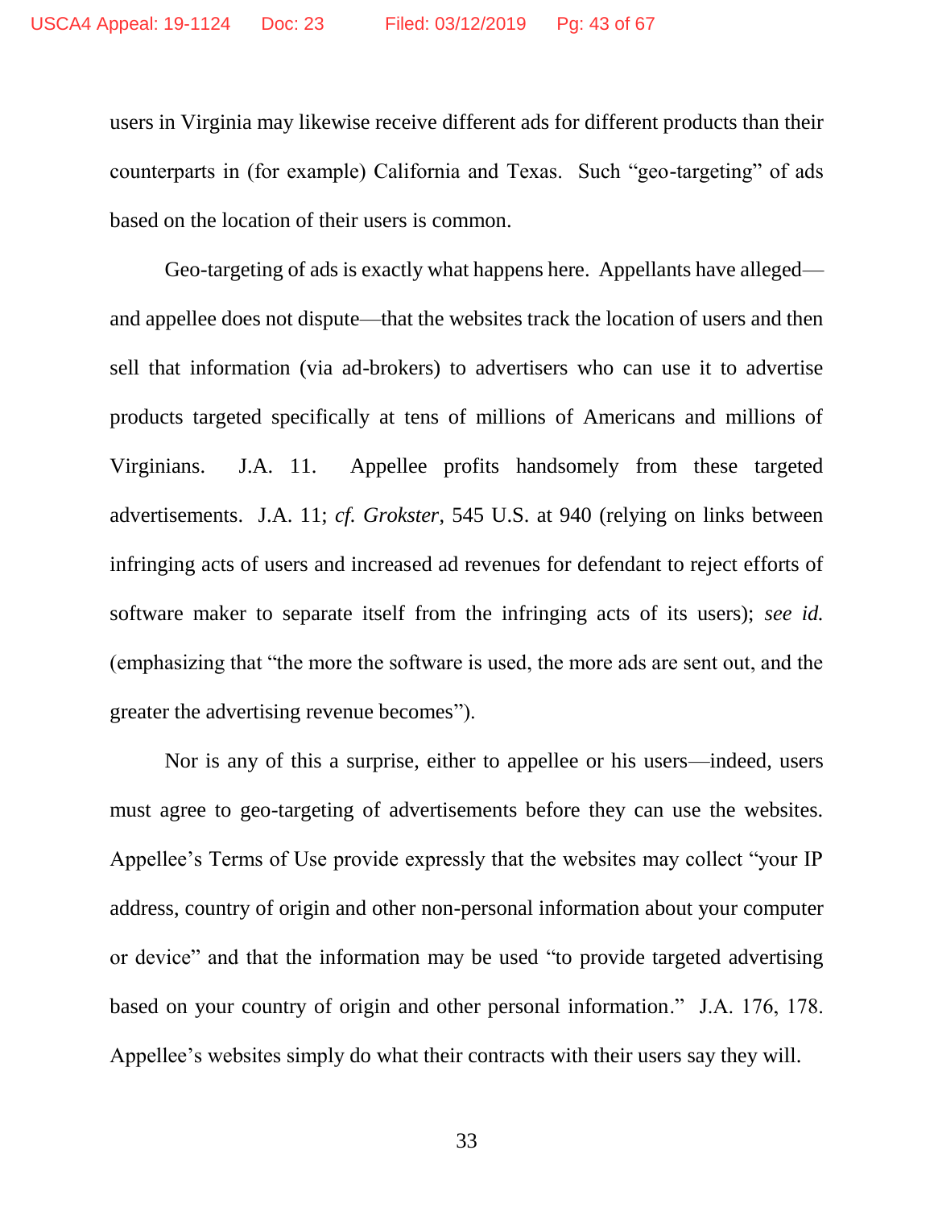users in Virginia may likewise receive different ads for different products than their counterparts in (for example) California and Texas. Such "geo-targeting" of ads based on the location of their users is common.

Geo-targeting of ads is exactly what happens here. Appellants have alleged—and appellee does not dispute—that the websites track the location of users and then sell that information (via ad-brokers) to advertisers who can use it to advertise products targeted specifically at tens of millions of Americans and millions of Virginians. J.A. 11. Appellee profits handsomely from these targeted advertisements. J.A. 11; *cf. Grokster*, 545 U.S. at 940 (relying on links between infringing acts of users and increased ad revenues for defendant to reject efforts of software maker to separate itself from the infringing acts of its users); *see id.* (emphasizing that "the more the software is used, the more ads are sent out, and the greater the advertising revenue becomes").

Nor is any of this a surprise, either to appellee or his users—indeed, users must agree to geo-targeting of advertisements before they can use the websites. Appellee's Terms of Use provide expressly that the websites may collect "your IP address, country of origin and other non-personal information about your computer or device" and that the information may be used "to provide targeted advertising based on your country of origin and other personal information." J.A. 176, 178. Appellee's websites simply do what their contracts with their users say they will.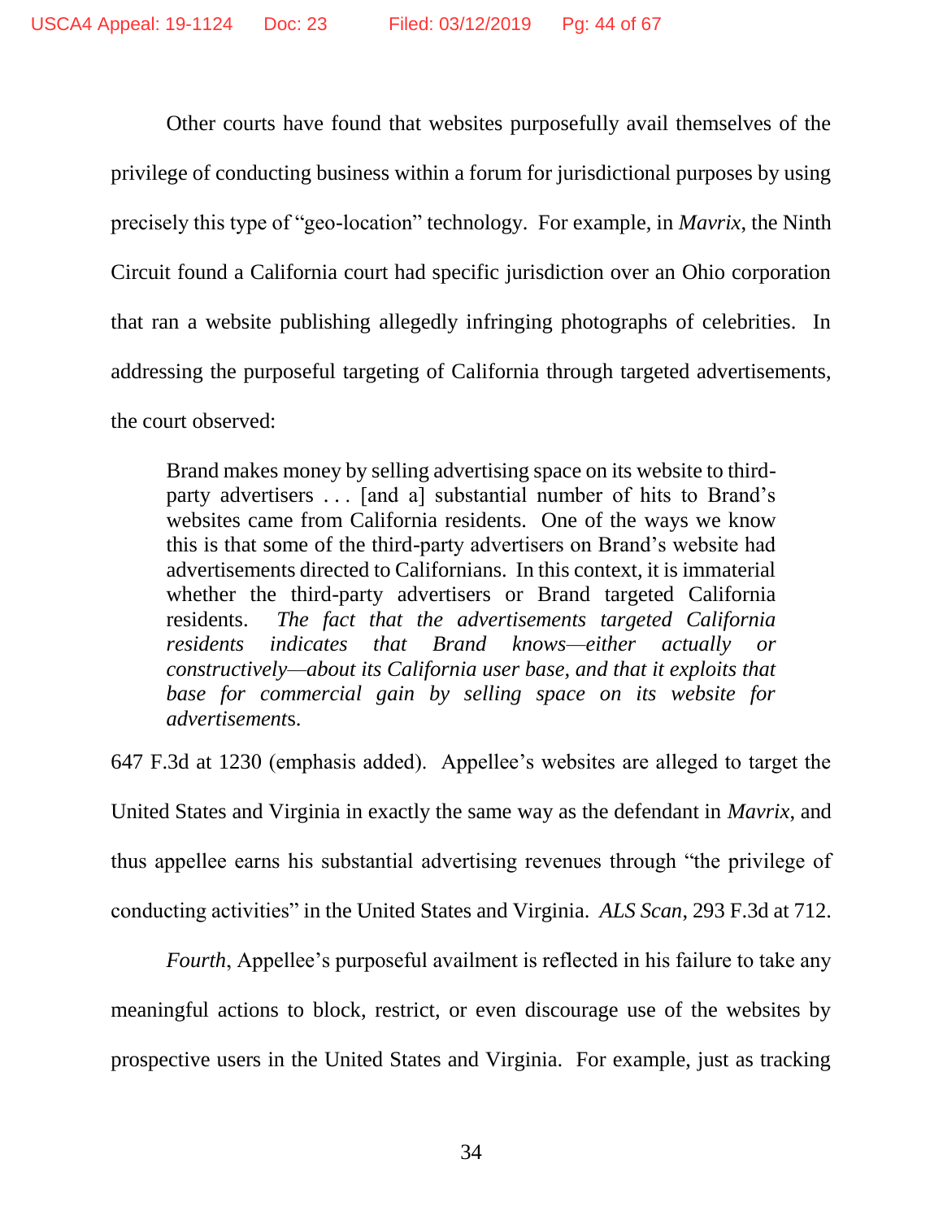Other courts have found that websites purposefully avail themselves of the privilege of conducting business within a forum for jurisdictional purposes by using precisely this type of "geo-location" technology. For example, in *Mavrix*, the Ninth Circuit found a California court had specific jurisdiction over an Ohio corporation that ran a website publishing allegedly infringing photographs of celebrities. In addressing the purposeful targeting of California through targeted advertisements, the court observed:

> Brand makes money by selling advertising space on its website to third-party advertisers . . . [and a] substantial number of hits to Brand's websites came from California residents. One of the ways we know this is that some of the third-party advertisers on Brand's website had advertisements directed to Californians. In this context, it is immaterial whether the third-party advertisers or Brand targeted California residents. *The fact that the advertisements targeted California residents indicates that Brand knows—either actually or constructively—about its California user base, and that it exploits that base for commercial gain by selling space on its website for advertisement*s.

647 F.3d at 1230 (emphasis added). Appellee's websites are alleged to target the United States and Virginia in exactly the same way as the defendant in *Mavrix*, and thus appellee earns his substantial advertising revenues through "the privilege of conducting activities" in the United States and Virginia. *ALS Scan*, 293 F.3d at 712.

*Fourth*, Appellee's purposeful availment is reflected in his failure to take any meaningful actions to block, restrict, or even discourage use of the websites by prospective users in the United States and Virginia. For example, just as tracking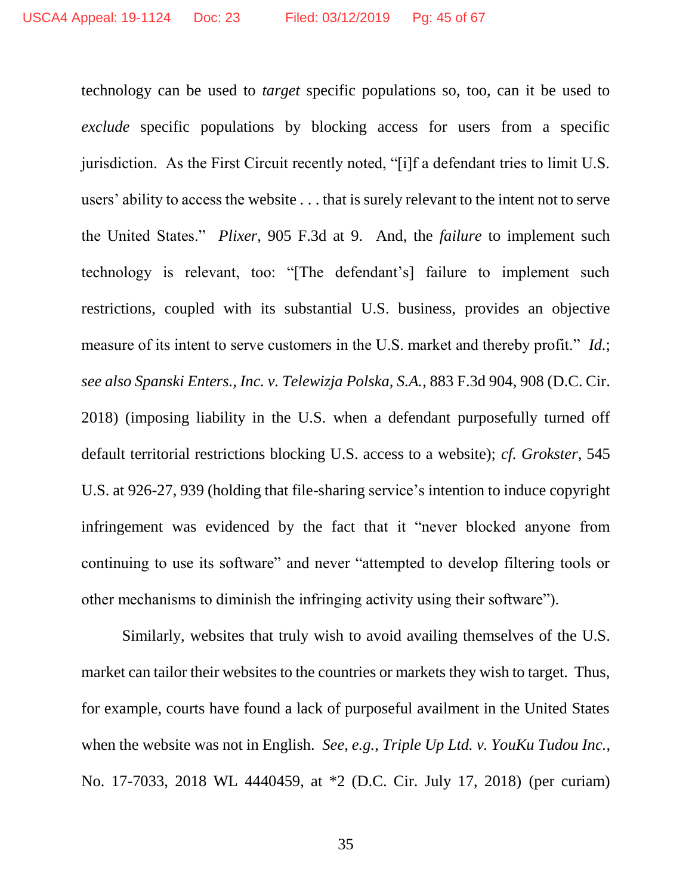technology can be used to *target* specific populations so, too, can it be used to *exclude* specific populations by blocking access for users from a specific jurisdiction. As the First Circuit recently noted, "[i]f a defendant tries to limit U.S. users' ability to access the website . . . that is surely relevant to the intent not to serve the United States." *Plixer*, 905 F.3d at 9. And, the *failure* to implement such technology is relevant, too: "[The defendant's] failure to implement such restrictions, coupled with its substantial U.S. business, provides an objective measure of its intent to serve customers in the U.S. market and thereby profit." *Id.*; *see also Spanski Enters., Inc. v. Telewizja Polska, S.A.*, 883 F.3d 904, 908 (D.C. Cir. 2018) (imposing liability in the U.S. when a defendant purposefully turned off default territorial restrictions blocking U.S. access to a website); *cf. Grokster*, 545 U.S. at 926-27, 939 (holding that file-sharing service's intention to induce copyright infringement was evidenced by the fact that it "never blocked anyone from continuing to use its software" and never "attempted to develop filtering tools or other mechanisms to diminish the infringing activity using their software").

Similarly, websites that truly wish to avoid availing themselves of the U.S. market can tailor their websites to the countries or markets they wish to target. Thus, for example, courts have found a lack of purposeful availment in the United States when the website was not in English. *See, e.g.*, *Triple Up Ltd. v. YouKu Tudou Inc.*, No. 17-7033, 2018 WL 4440459, at *2 (D.C. Cir. July 17, 2018) (per curiam)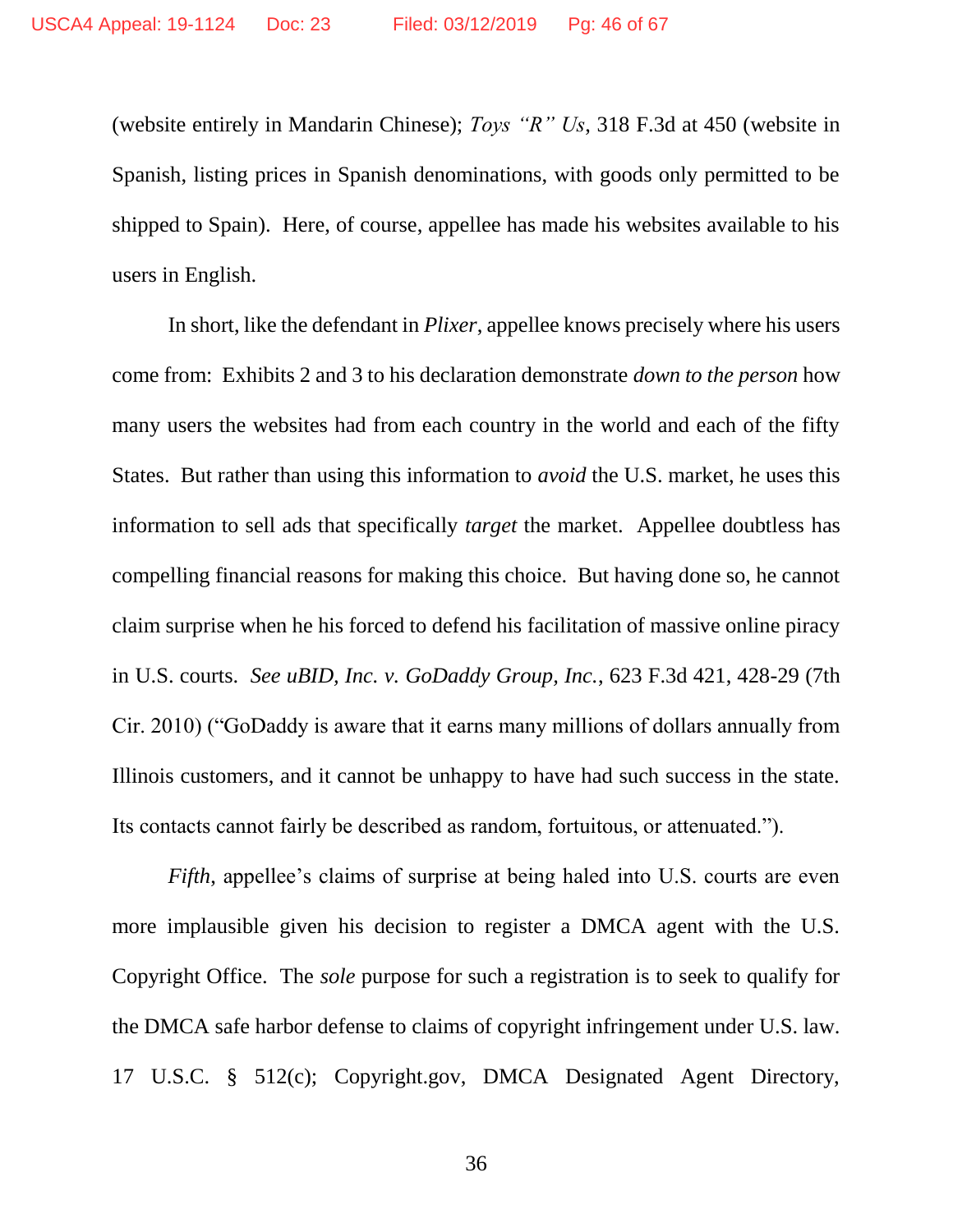(website entirely in Mandarin Chinese); *Toys "R" Us*, 318 F.3d at 450 (website in Spanish, listing prices in Spanish denominations, with goods only permitted to be shipped to Spain). Here, of course, appellee has made his websites available to his users in English.

In short, like the defendant in *Plixer*, appellee knows precisely where his users come from: Exhibits 2 and 3 to his declaration demonstrate *down to the person* how many users the websites had from each country in the world and each of the fifty States. But rather than using this information to *avoid* the U.S. market, he uses this information to sell ads that specifically *target* the market. Appellee doubtless has compelling financial reasons for making this choice. But having done so, he cannot claim surprise when he his forced to defend his facilitation of massive online piracy in U.S. courts. *See uBID, Inc. v. GoDaddy Group, Inc.*, 623 F.3d 421, 428-29 (7th Cir. 2010) ("GoDaddy is aware that it earns many millions of dollars annually from Illinois customers, and it cannot be unhappy to have had such success in the state. Its contacts cannot fairly be described as random, fortuitous, or attenuated.").

*Fifth*, appellee's claims of surprise at being haled into U.S. courts are even more implausible given his decision to register a DMCA agent with the U.S. Copyright Office. The *sole* purpose for such a registration is to seek to qualify for the DMCA safe harbor defense to claims of copyright infringement under U.S. law. 17 U.S.C. § 512(c); Copyright.gov, DMCA Designated Agent Directory,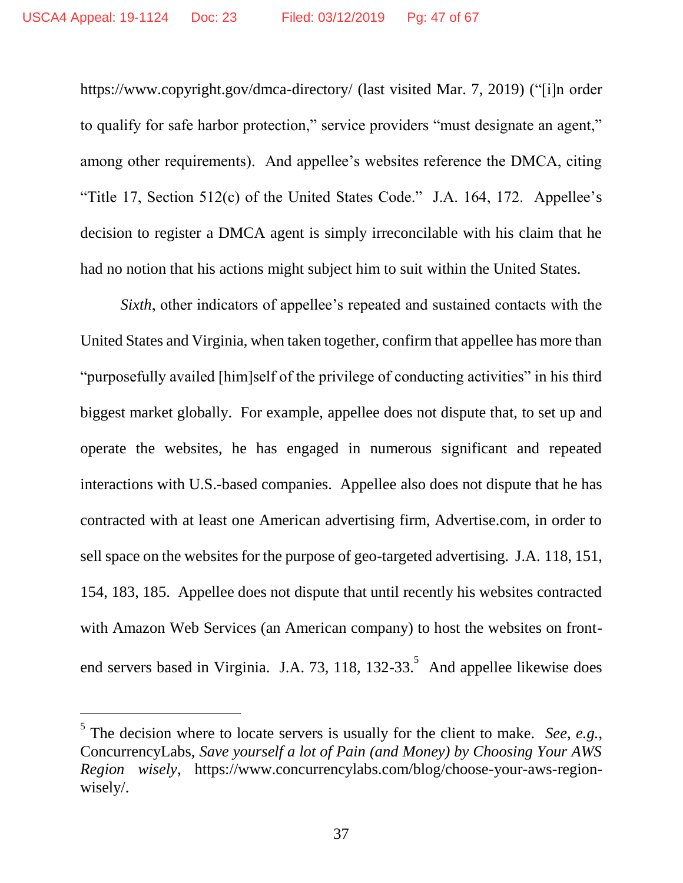https://www.copyright.gov/dmca-directory/ (last visited Mar. 7, 2019) ("[i]n order to qualify for safe harbor protection," service providers "must designate an agent," among other requirements). And appellee's websites reference the DMCA, citing "Title 17, Section 512(c) of the United States Code." J.A. 164, 172. Appellee's decision to register a DMCA agent is simply irreconcilable with his claim that he had no notion that his actions might subject him to suit within the United States.

*Sixth*, other indicators of appellee's repeated and sustained contacts with the United States and Virginia, when taken together, confirm that appellee has more than "purposefully availed [him]self of the privilege of conducting activities" in his third biggest market globally. For example, appellee does not dispute that, to set up and operate the websites, he has engaged in numerous significant and repeated interactions with U.S.-based companies. Appellee also does not dispute that he has contracted with at least one American advertising firm, Advertise.com, in order to sell space on the websites for the purpose of geo-targeted advertising. J.A. 118, 151, 154, 183, 185. Appellee does not dispute that until recently his websites contracted with Amazon Web Services (an American company) to host the websites on front-end servers based in Virginia. J.A. 73, 118, 132-33.[5] And appellee likewise does

[5] The decision where to locate servers is usually for the client to make. *See, e.g.*, ConcurrencyLabs, *Save yourself a lot of Pain (and Money) by Choosing Your AWS Region wisely*, https://www.concurrencylabs.com/blog/choose-your-aws-region-wisely/.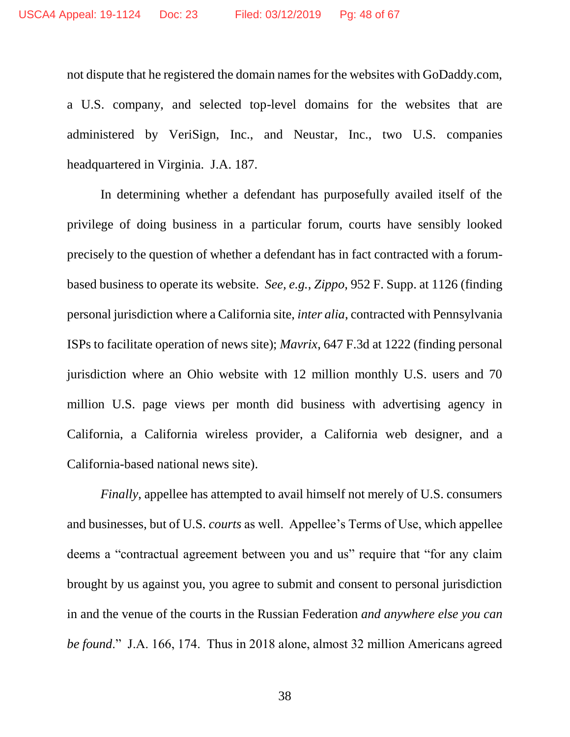not dispute that he registered the domain names for the websites with GoDaddy.com, a U.S. company, and selected top-level domains for the websites that are administered by VeriSign, Inc., and Neustar, Inc., two U.S. companies headquartered in Virginia. J.A. 187.

In determining whether a defendant has purposefully availed itself of the privilege of doing business in a particular forum, courts have sensibly looked precisely to the question of whether a defendant has in fact contracted with a forum-based business to operate its website. *See, e.g.*, *Zippo*, 952 F. Supp. at 1126 (finding personal jurisdiction where a California site, *inter alia*, contracted with Pennsylvania ISPs to facilitate operation of news site); *Mavrix*, 647 F.3d at 1222 (finding personal jurisdiction where an Ohio website with 12 million monthly U.S. users and 70 million U.S. page views per month did business with advertising agency in California, a California wireless provider, a California web designer, and a California-based national news site).

*Finally*, appellee has attempted to avail himself not merely of U.S. consumers and businesses, but of U.S. *courts* as well. Appellee's Terms of Use, which appellee deems a "contractual agreement between you and us" require that "for any claim brought by us against you, you agree to submit and consent to personal jurisdiction in and the venue of the courts in the Russian Federation *and anywhere else you can be found*." J.A. 166, 174. Thus in 2018 alone, almost 32 million Americans agreed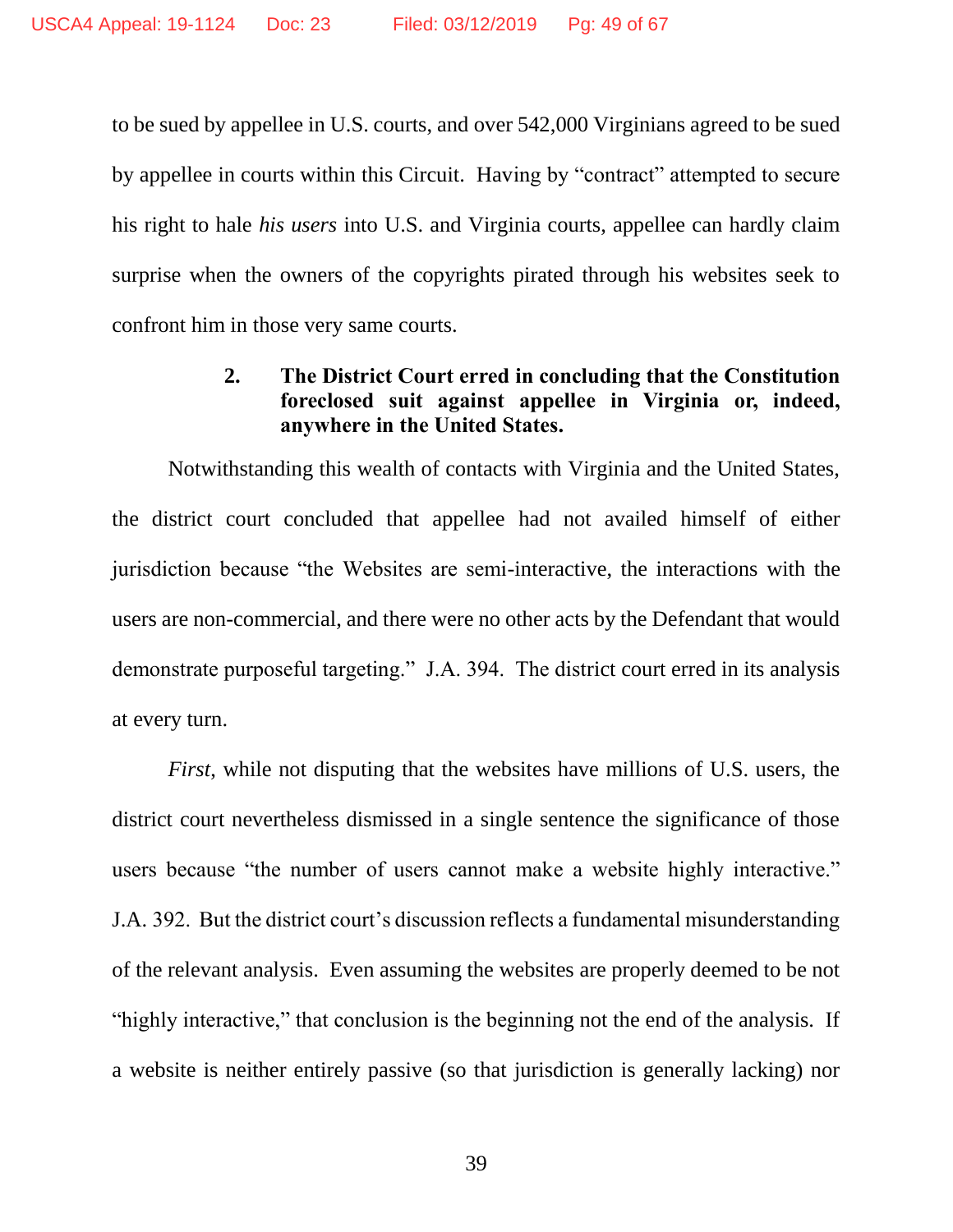to be sued by appellee in U.S. courts, and over 542,000 Virginians agreed to be sued by appellee in courts within this Circuit. Having by "contract" attempted to secure his right to hale *his users* into U.S. and Virginia courts, appellee can hardly claim surprise when the owners of the copyrights pirated through his websites seek to confront him in those very same courts.

**2. The District Court erred in concluding that the Constitution foreclosed suit against appellee in Virginia or, indeed, anywhere in the United States.**

Notwithstanding this wealth of contacts with Virginia and the United States, the district court concluded that appellee had not availed himself of either jurisdiction because "the Websites are semi-interactive, the interactions with the users are non-commercial, and there were no other acts by the Defendant that would demonstrate purposeful targeting." J.A. 394. The district court erred in its analysis at every turn.

*First*, while not disputing that the websites have millions of U.S. users, the district court nevertheless dismissed in a single sentence the significance of those users because "the number of users cannot make a website highly interactive." J.A. 392. But the district court's discussion reflects a fundamental misunderstanding of the relevant analysis. Even assuming the websites are properly deemed to be not "highly interactive," that conclusion is the beginning not the end of the analysis. If a website is neither entirely passive (so that jurisdiction is generally lacking) nor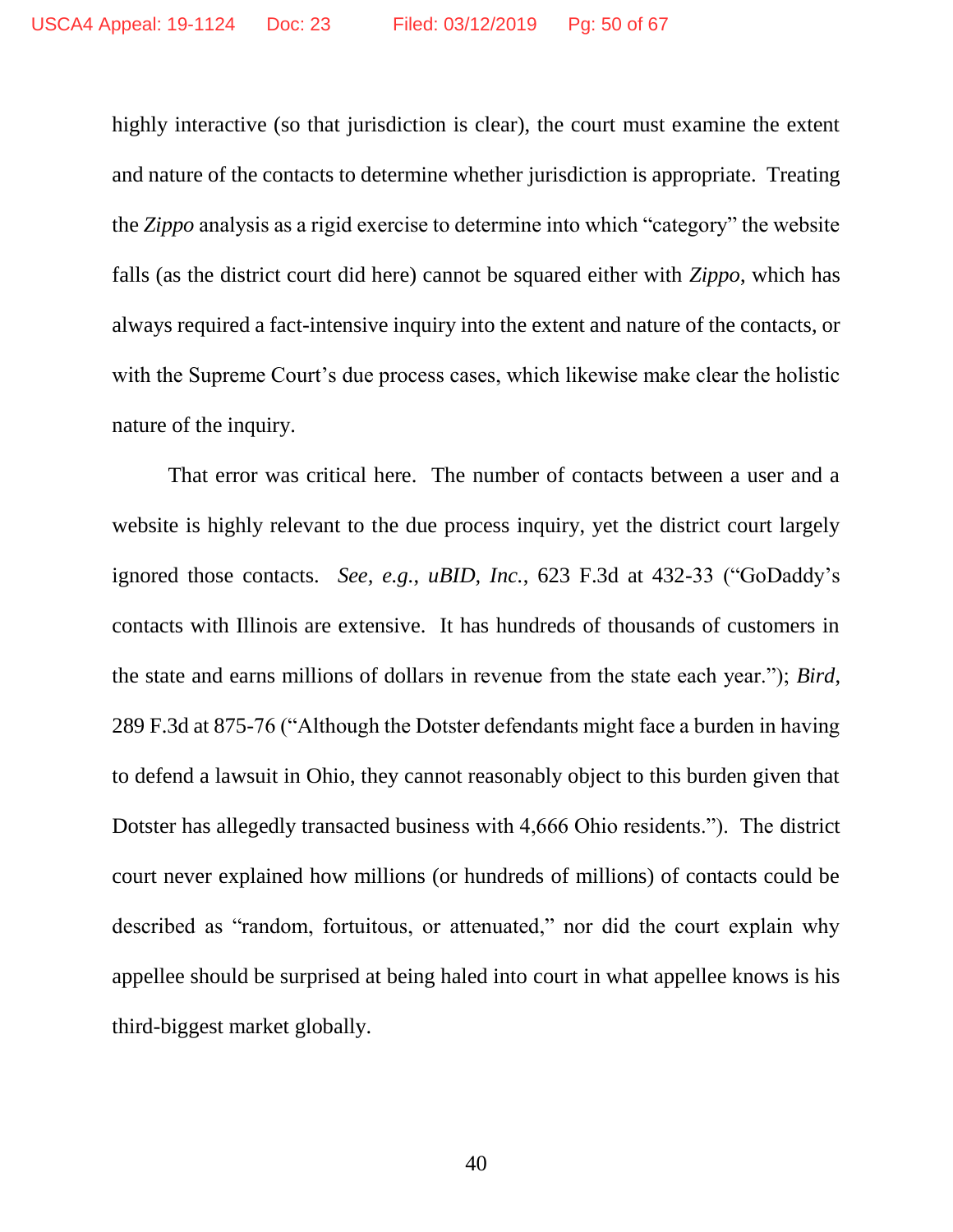highly interactive (so that jurisdiction is clear), the court must examine the extent and nature of the contacts to determine whether jurisdiction is appropriate. Treating the *Zippo* analysis as a rigid exercise to determine into which "category" the website falls (as the district court did here) cannot be squared either with *Zippo*, which has always required a fact-intensive inquiry into the extent and nature of the contacts, or with the Supreme Court's due process cases, which likewise make clear the holistic nature of the inquiry.

That error was critical here. The number of contacts between a user and a website is highly relevant to the due process inquiry, yet the district court largely ignored those contacts. *See, e.g.*, *uBID, Inc.*, 623 F.3d at 432-33 ("GoDaddy's contacts with Illinois are extensive. It has hundreds of thousands of customers in the state and earns millions of dollars in revenue from the state each year."); *Bird*, 289 F.3d at 875-76 ("Although the Dotster defendants might face a burden in having to defend a lawsuit in Ohio, they cannot reasonably object to this burden given that Dotster has allegedly transacted business with 4,666 Ohio residents."). The district court never explained how millions (or hundreds of millions) of contacts could be described as "random, fortuitous, or attenuated," nor did the court explain why appellee should be surprised at being haled into court in what appellee knows is his third-biggest market globally.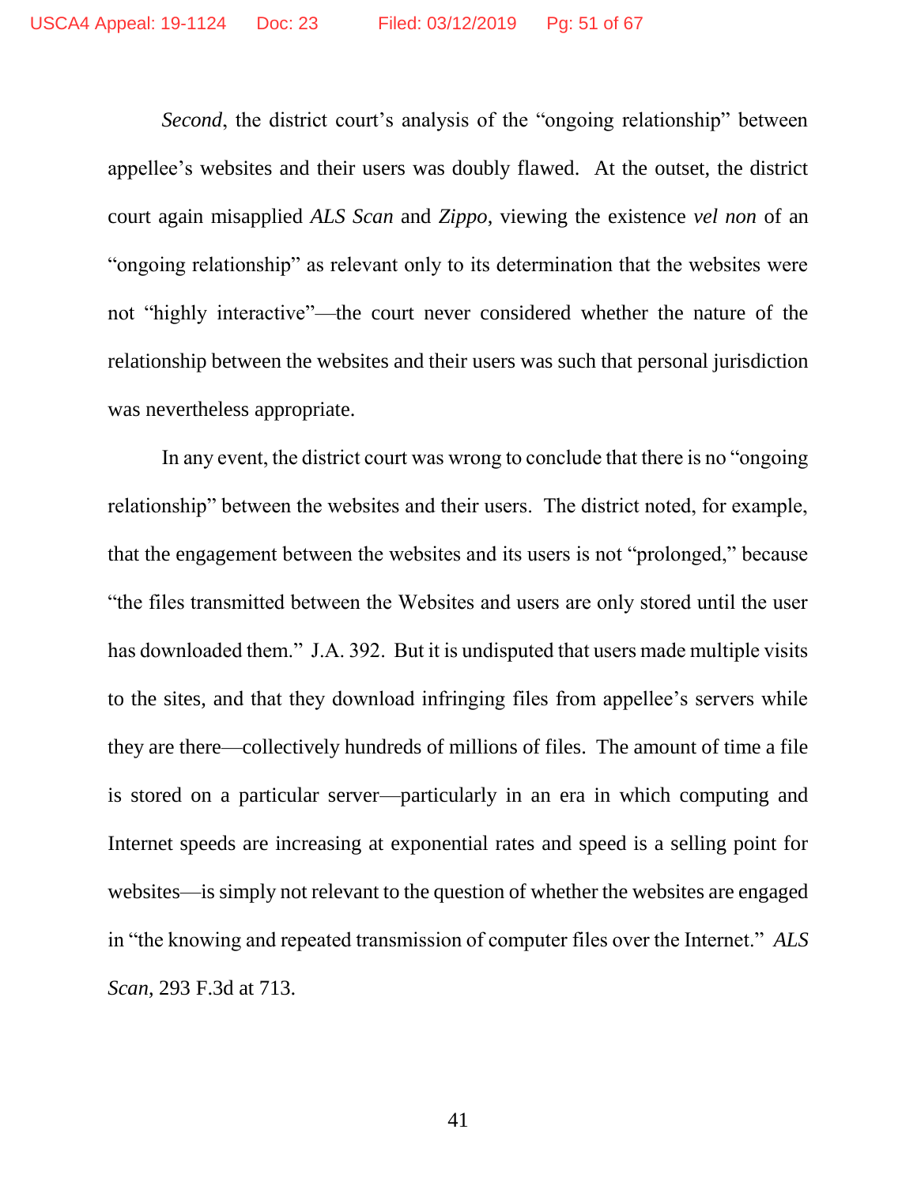*Second*, the district court's analysis of the "ongoing relationship" between appellee's websites and their users was doubly flawed. At the outset, the district court again misapplied *ALS Scan* and *Zippo*, viewing the existence *vel non* of an "ongoing relationship" as relevant only to its determination that the websites were not "highly interactive"—the court never considered whether the nature of the relationship between the websites and their users was such that personal jurisdiction was nevertheless appropriate.

In any event, the district court was wrong to conclude that there is no "ongoing relationship" between the websites and their users. The district noted, for example, that the engagement between the websites and its users is not "prolonged," because "the files transmitted between the Websites and users are only stored until the user has downloaded them." J.A. 392. But it is undisputed that users made multiple visits to the sites, and that they download infringing files from appellee's servers while they are there—collectively hundreds of millions of files. The amount of time a file is stored on a particular server—particularly in an era in which computing and Internet speeds are increasing at exponential rates and speed is a selling point for websites—is simply not relevant to the question of whether the websites are engaged in "the knowing and repeated transmission of computer files over the Internet." *ALS Scan*, 293 F.3d at 713.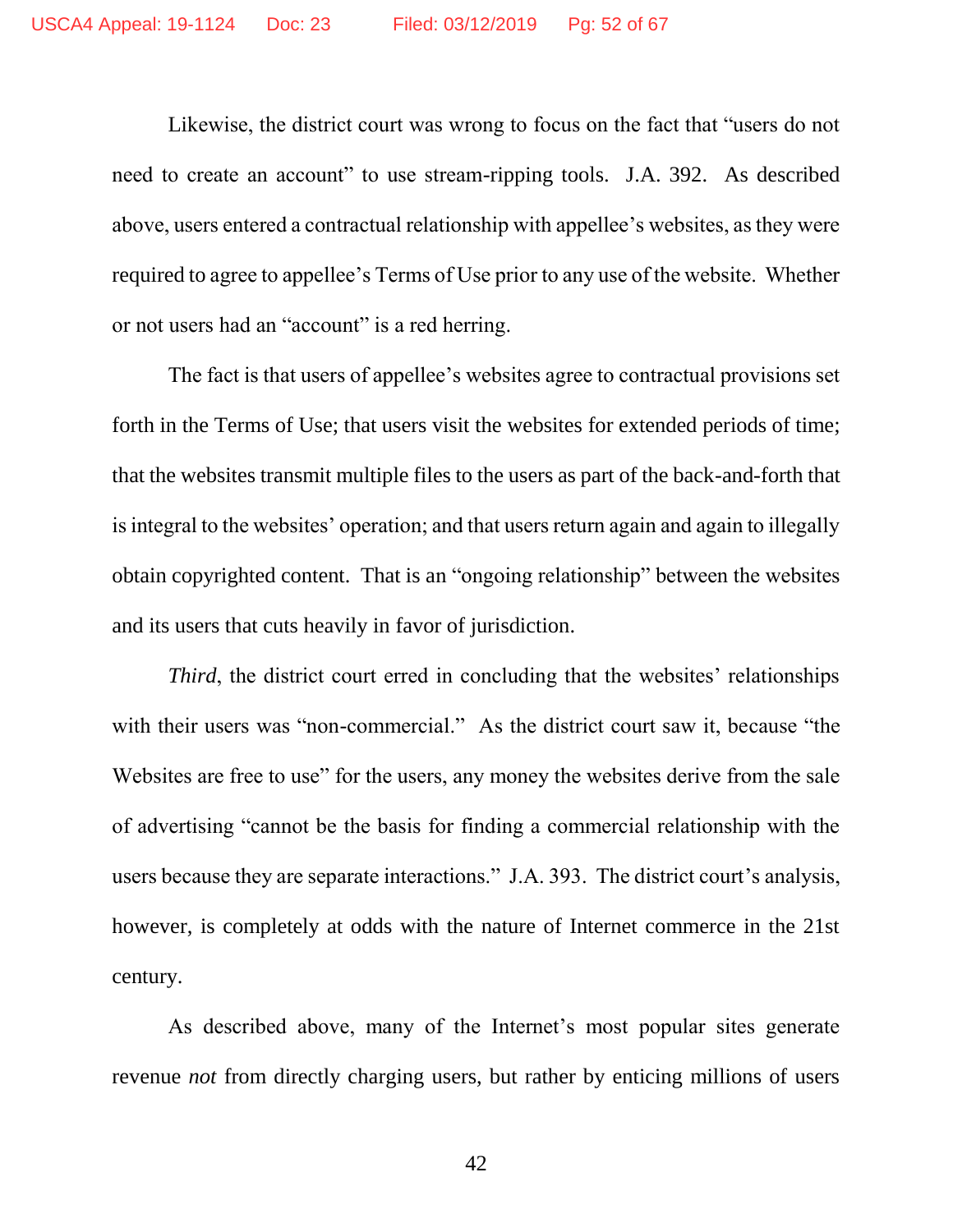Likewise, the district court was wrong to focus on the fact that "users do not need to create an account" to use stream-ripping tools. J.A. 392. As described above, users entered a contractual relationship with appellee's websites, as they were required to agree to appellee's Terms of Use prior to any use of the website. Whether or not users had an "account" is a red herring.

The fact is that users of appellee's websites agree to contractual provisions set forth in the Terms of Use; that users visit the websites for extended periods of time; that the websites transmit multiple files to the users as part of the back-and-forth that is integral to the websites' operation; and that users return again and again to illegally obtain copyrighted content. That is an "ongoing relationship" between the websites and its users that cuts heavily in favor of jurisdiction.

*Third*, the district court erred in concluding that the websites' relationships with their users was "non-commercial." As the district court saw it, because "the Websites are free to use" for the users, any money the websites derive from the sale of advertising "cannot be the basis for finding a commercial relationship with the users because they are separate interactions." J.A. 393. The district court's analysis, however, is completely at odds with the nature of Internet commerce in the 21st century.

As described above, many of the Internet's most popular sites generate revenue *not* from directly charging users, but rather by enticing millions of users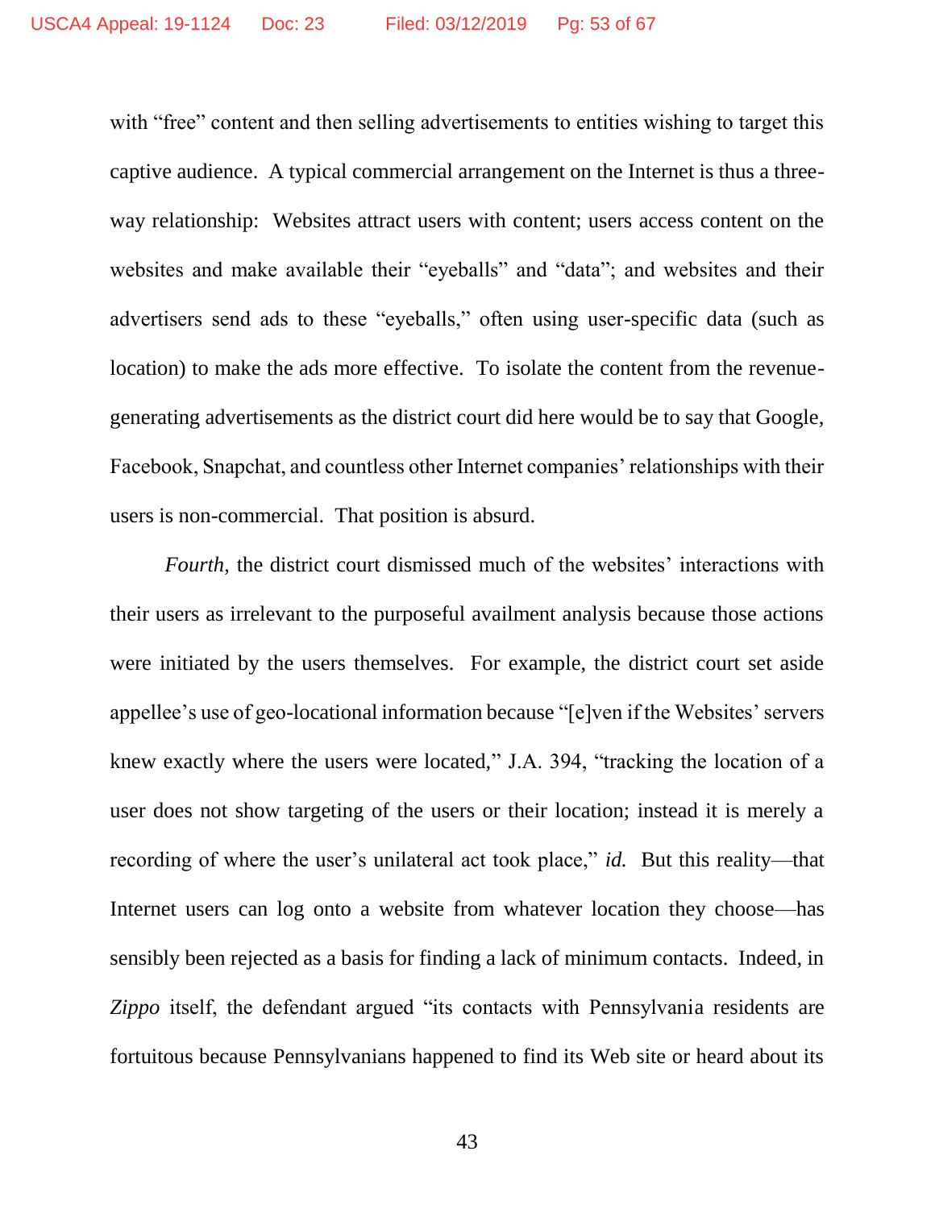with "free" content and then selling advertisements to entities wishing to target this captive audience. A typical commercial arrangement on the Internet is thus a three-way relationship: Websites attract users with content; users access content on the websites and make available their "eyeballs" and "data"; and websites and their advertisers send ads to these "eyeballs," often using user-specific data (such as location) to make the ads more effective. To isolate the content from the revenue-generating advertisements as the district court did here would be to say that Google, Facebook, Snapchat, and countless other Internet companies' relationships with their users is non-commercial. That position is absurd.

*Fourth*, the district court dismissed much of the websites' interactions with their users as irrelevant to the purposeful availment analysis because those actions were initiated by the users themselves. For example, the district court set aside appellee's use of geo-locational information because "[e]ven if the Websites' servers knew exactly where the users were located," J.A. 394, "tracking the location of a user does not show targeting of the users or their location; instead it is merely a recording of where the user's unilateral act took place," *id.* But this reality—that Internet users can log onto a website from whatever location they choose—has sensibly been rejected as a basis for finding a lack of minimum contacts. Indeed, in *Zippo* itself, the defendant argued "its contacts with Pennsylvania residents are fortuitous because Pennsylvanians happened to find its Web site or heard about its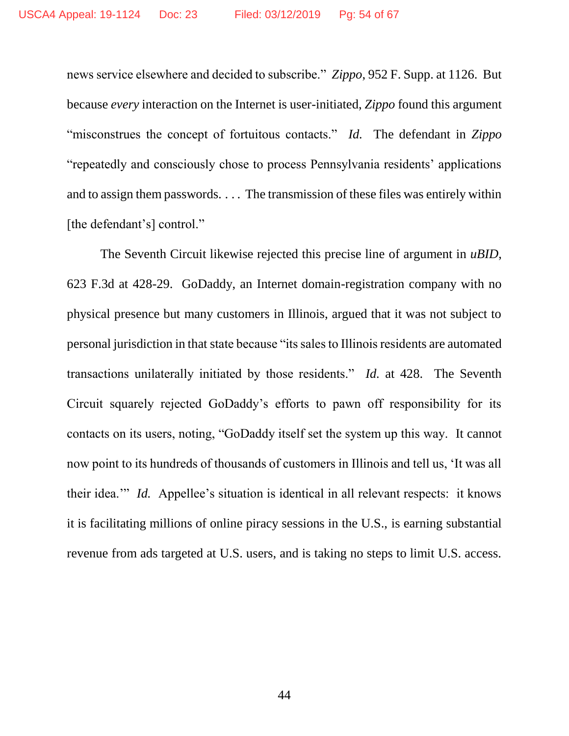news service elsewhere and decided to subscribe." *Zippo*, 952 F. Supp. at 1126. But because *every* interaction on the Internet is user-initiated, *Zippo* found this argument "misconstrues the concept of fortuitous contacts." *Id.* The defendant in *Zippo* "repeatedly and consciously chose to process Pennsylvania residents' applications and to assign them passwords. . . . The transmission of these files was entirely within [the defendant's] control."

The Seventh Circuit likewise rejected this precise line of argument in *uBID*, 623 F.3d at 428-29. GoDaddy, an Internet domain-registration company with no physical presence but many customers in Illinois, argued that it was not subject to personal jurisdiction in that state because "its sales to Illinois residents are automated transactions unilaterally initiated by those residents." *Id.* at 428. The Seventh Circuit squarely rejected GoDaddy's efforts to pawn off responsibility for its contacts on its users, noting, "GoDaddy itself set the system up this way. It cannot now point to its hundreds of thousands of customers in Illinois and tell us, 'It was all their idea.'" *Id.* Appellee's situation is identical in all relevant respects: it knows it is facilitating millions of online piracy sessions in the U.S., is earning substantial revenue from ads targeted at U.S. users, and is taking no steps to limit U.S. access.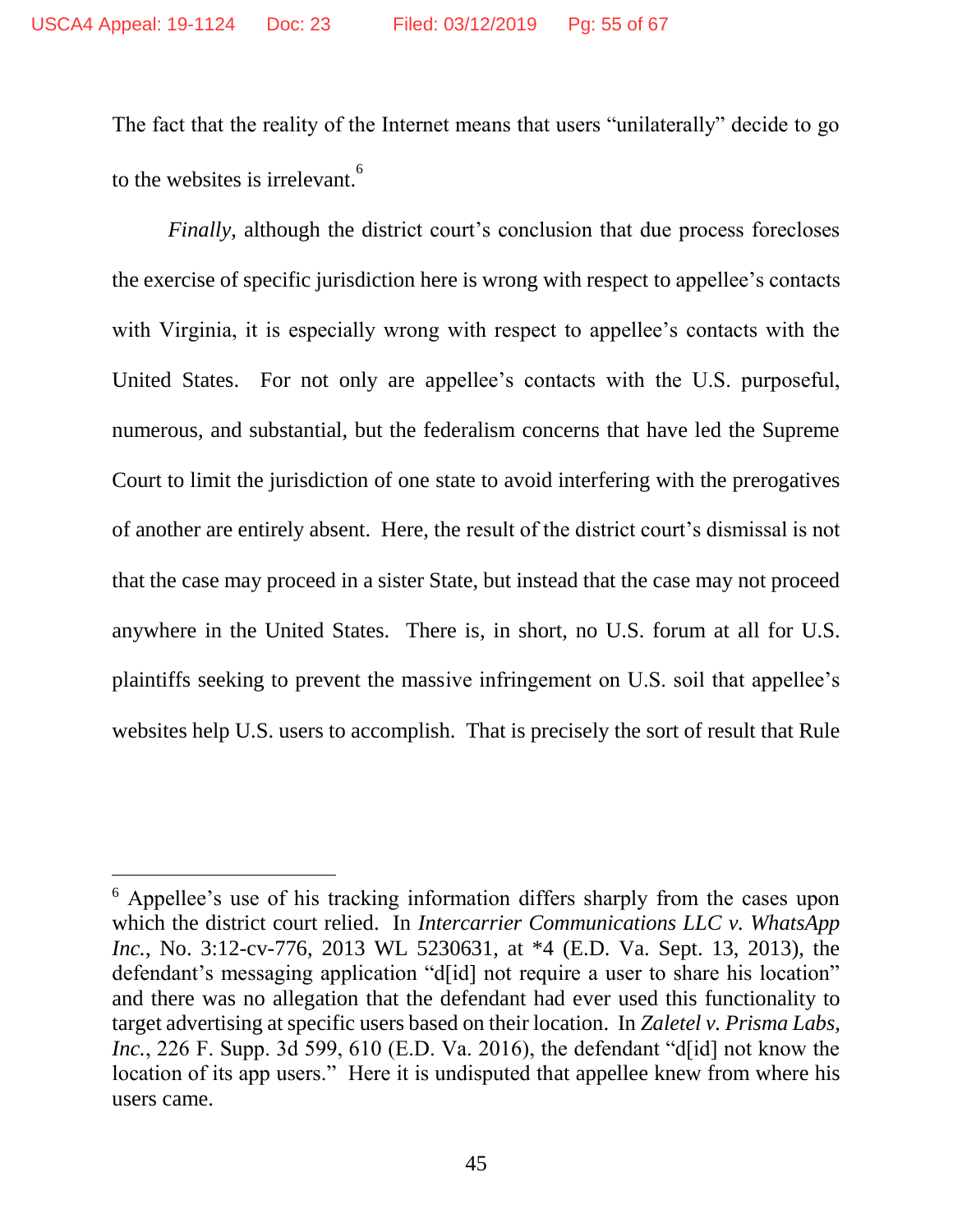The fact that the reality of the Internet means that users "unilaterally" decide to go to the websites is irrelevant.[6]

*Finally*, although the district court's conclusion that due process forecloses the exercise of specific jurisdiction here is wrong with respect to appellee's contacts with Virginia, it is especially wrong with respect to appellee's contacts with the United States. For not only are appellee's contacts with the U.S. purposeful, numerous, and substantial, but the federalism concerns that have led the Supreme Court to limit the jurisdiction of one state to avoid interfering with the prerogatives of another are entirely absent. Here, the result of the district court's dismissal is not that the case may proceed in a sister State, but instead that the case may not proceed anywhere in the United States. There is, in short, no U.S. forum at all for U.S. plaintiffs seeking to prevent the massive infringement on U.S. soil that appellee's websites help U.S. users to accomplish. That is precisely the sort of result that Rule

---

[6] Appellee's use of his tracking information differs sharply from the cases upon which the district court relied. In *Intercarrier Communications LLC v. WhatsApp Inc.*, No. 3:12-cv-776, 2013 WL 5230631, at *4 (E.D. Va. Sept. 13, 2013), the defendant's messaging application "d[id] not require a user to share his location" and there was no allegation that the defendant had ever used this functionality to target advertising at specific users based on their location. In *Zaletel v. Prisma Labs, Inc.*, 226 F. Supp. 3d 599, 610 (E.D. Va. 2016), the defendant "d[id] not know the location of its app users." Here it is undisputed that appellee knew from where his users came.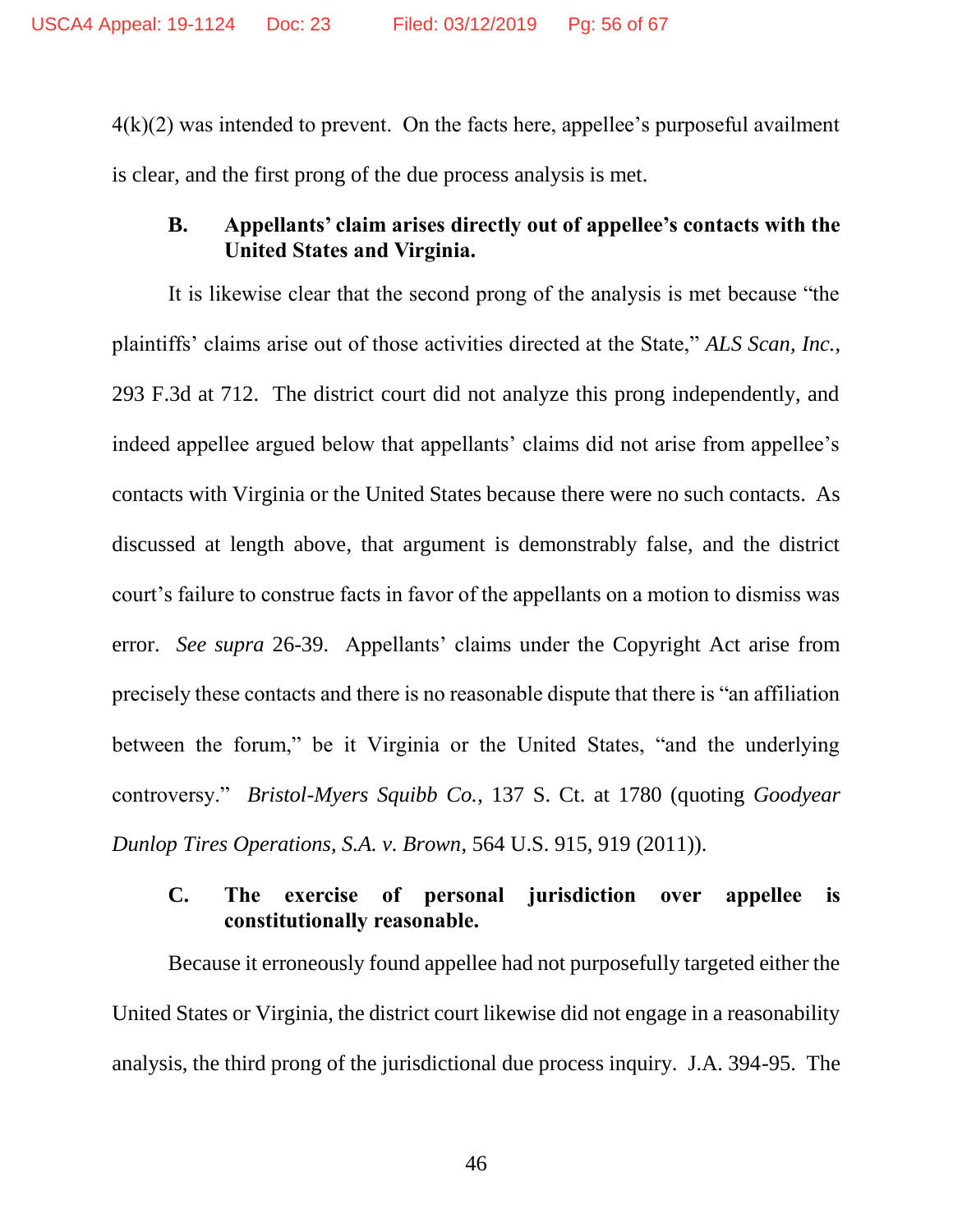4(k)(2) was intended to prevent. On the facts here, appellee's purposeful availment is clear, and the first prong of the due process analysis is met.

### B. Appellants' claim arises directly out of appellee's contacts with the United States and Virginia.

It is likewise clear that the second prong of the analysis is met because "the plaintiffs' claims arise out of those activities directed at the State," *ALS Scan, Inc.*, 293 F.3d at 712. The district court did not analyze this prong independently, and indeed appellee argued below that appellants' claims did not arise from appellee's contacts with Virginia or the United States because there were no such contacts. As discussed at length above, that argument is demonstrably false, and the district court's failure to construe facts in favor of the appellants on a motion to dismiss was error. *See supra* 26-39. Appellants' claims under the Copyright Act arise from precisely these contacts and there is no reasonable dispute that there is "an affiliation between the forum," be it Virginia or the United States, "and the underlying controversy." *Bristol-Myers Squibb Co.*, 137 S. Ct. at 1780 (quoting *Goodyear Dunlop Tires Operations, S.A. v. Brown*, 564 U.S. 915, 919 (2011)).

### C. The exercise of personal jurisdiction over appellee is constitutionally reasonable.

Because it erroneously found appellee had not purposefully targeted either the United States or Virginia, the district court likewise did not engage in a reasonability analysis, the third prong of the jurisdictional due process inquiry. J.A. 394-95. The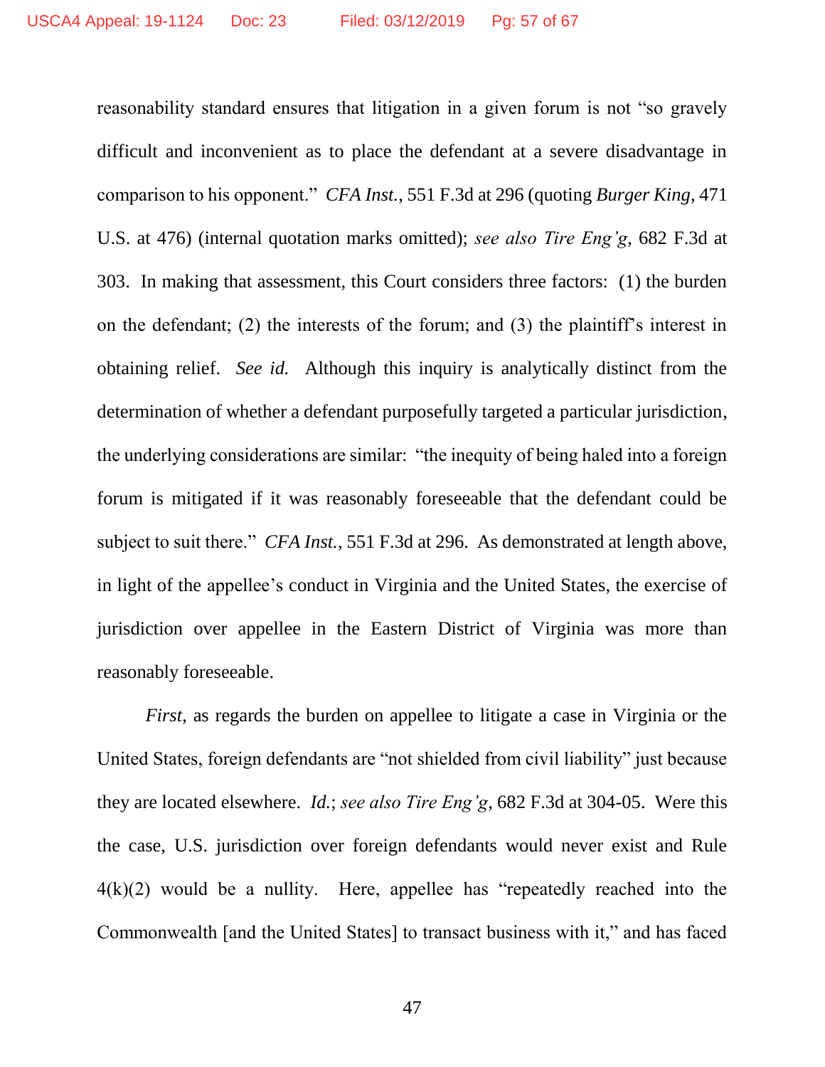reasonability standard ensures that litigation in a given forum is not "so gravely difficult and inconvenient as to place the defendant at a severe disadvantage in comparison to his opponent." *CFA Inst.*, 551 F.3d at 296 (quoting *Burger King*, 471 U.S. at 476) (internal quotation marks omitted); *see also Tire Eng'g*, 682 F.3d at 303. In making that assessment, this Court considers three factors: (1) the burden on the defendant; (2) the interests of the forum; and (3) the plaintiff's interest in obtaining relief. *See id.* Although this inquiry is analytically distinct from the determination of whether a defendant purposefully targeted a particular jurisdiction, the underlying considerations are similar: "the inequity of being haled into a foreign forum is mitigated if it was reasonably foreseeable that the defendant could be subject to suit there." *CFA Inst.*, 551 F.3d at 296. As demonstrated at length above, in light of the appellee's conduct in Virginia and the United States, the exercise of jurisdiction over appellee in the Eastern District of Virginia was more than reasonably foreseeable.

*First*, as regards the burden on appellee to litigate a case in Virginia or the United States, foreign defendants are "not shielded from civil liability" just because they are located elsewhere. *Id.*; *see also Tire Eng'g*, 682 F.3d at 304-05. Were this the case, U.S. jurisdiction over foreign defendants would never exist and Rule 4(k)(2) would be a nullity. Here, appellee has "repeatedly reached into the Commonwealth [and the United States] to transact business with it," and has faced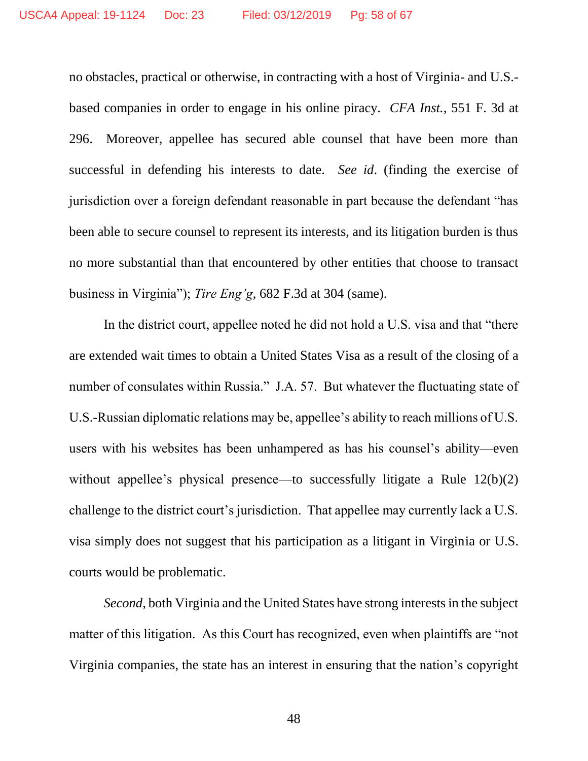no obstacles, practical or otherwise, in contracting with a host of Virginia- and U.S.-based companies in order to engage in his online piracy. *CFA Inst.*, 551 F. 3d at 296. Moreover, appellee has secured able counsel that have been more than successful in defending his interests to date. *See id*. (finding the exercise of jurisdiction over a foreign defendant reasonable in part because the defendant "has been able to secure counsel to represent its interests, and its litigation burden is thus no more substantial than that encountered by other entities that choose to transact business in Virginia"); *Tire Eng'g*, 682 F.3d at 304 (same).

In the district court, appellee noted he did not hold a U.S. visa and that "there are extended wait times to obtain a United States Visa as a result of the closing of a number of consulates within Russia." J.A. 57. But whatever the fluctuating state of U.S.-Russian diplomatic relations may be, appellee's ability to reach millions of U.S. users with his websites has been unhampered as has his counsel's ability—even without appellee's physical presence—to successfully litigate a Rule 12(b)(2) challenge to the district court's jurisdiction. That appellee may currently lack a U.S. visa simply does not suggest that his participation as a litigant in Virginia or U.S. courts would be problematic.

*Second*, both Virginia and the United States have strong interests in the subject matter of this litigation. As this Court has recognized, even when plaintiffs are "not Virginia companies, the state has an interest in ensuring that the nation's copyright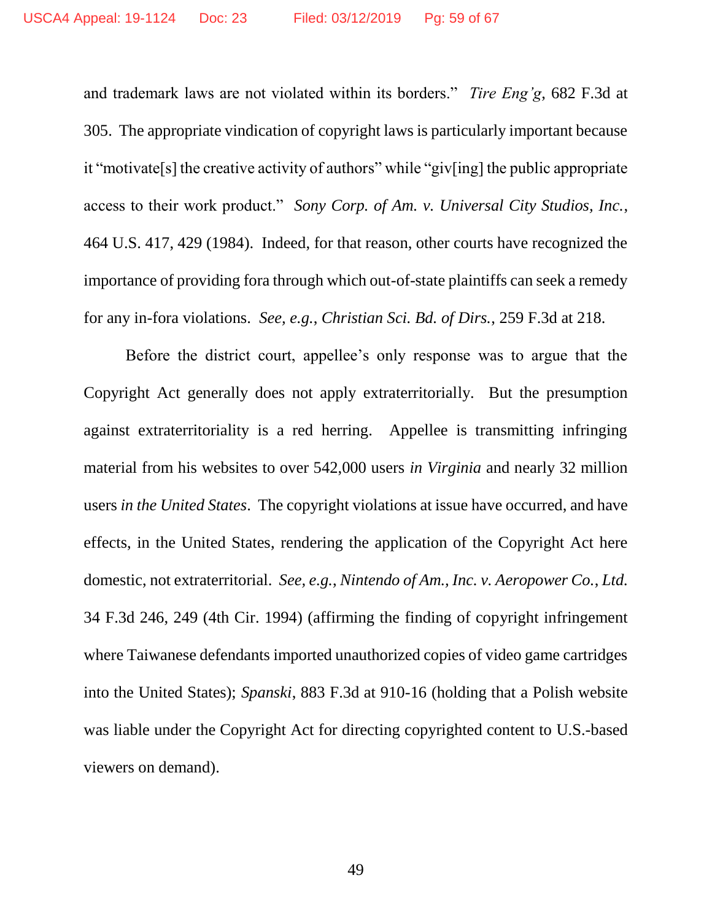and trademark laws are not violated within its borders." *Tire Eng'g*, 682 F.3d at 305. The appropriate vindication of copyright laws is particularly important because it "motivate[s] the creative activity of authors" while "giv[ing] the public appropriate access to their work product." *Sony Corp. of Am. v. Universal City Studios, Inc.*, 464 U.S. 417, 429 (1984). Indeed, for that reason, other courts have recognized the importance of providing fora through which out-of-state plaintiffs can seek a remedy for any in-fora violations. *See, e.g.*, *Christian Sci. Bd. of Dirs.*, 259 F.3d at 218.

Before the district court, appellee's only response was to argue that the Copyright Act generally does not apply extraterritorially. But the presumption against extraterritoriality is a red herring. Appellee is transmitting infringing material from his websites to over 542,000 users *in Virginia* and nearly 32 million users *in the United States*. The copyright violations at issue have occurred, and have effects, in the United States, rendering the application of the Copyright Act here domestic, not extraterritorial. *See, e.g.*, *Nintendo of Am., Inc. v. Aeropower Co., Ltd.* 34 F.3d 246, 249 (4th Cir. 1994) (affirming the finding of copyright infringement where Taiwanese defendants imported unauthorized copies of video game cartridges into the United States); *Spanski*, 883 F.3d at 910-16 (holding that a Polish website was liable under the Copyright Act for directing copyrighted content to U.S.-based viewers on demand).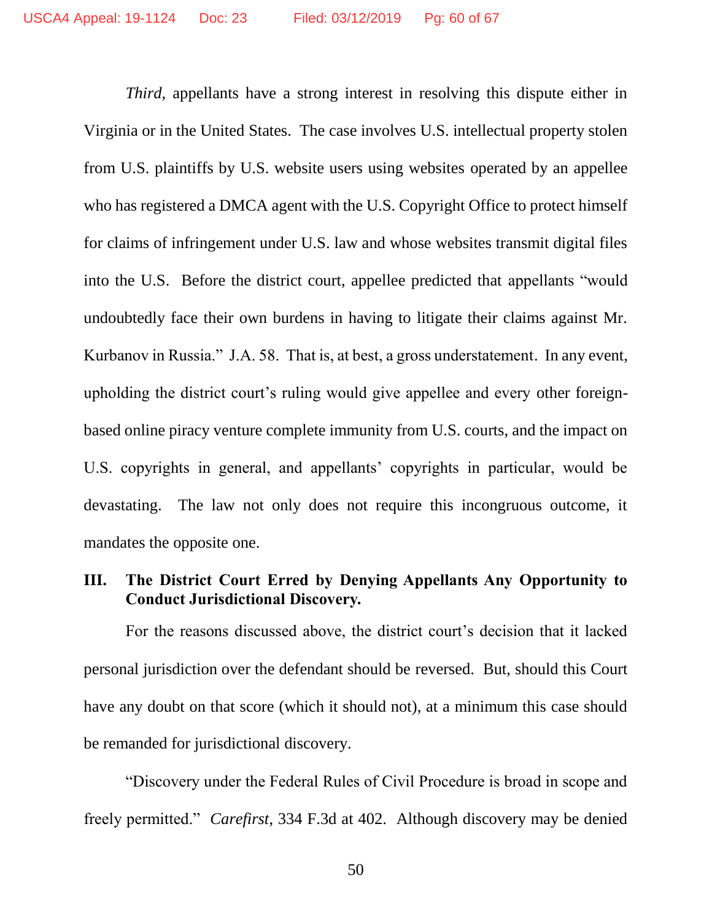*Third*, appellants have a strong interest in resolving this dispute either in Virginia or in the United States. The case involves U.S. intellectual property stolen from U.S. plaintiffs by U.S. website users using websites operated by an appellee who has registered a DMCA agent with the U.S. Copyright Office to protect himself for claims of infringement under U.S. law and whose websites transmit digital files into the U.S. Before the district court, appellee predicted that appellants "would undoubtedly face their own burdens in having to litigate their claims against Mr. Kurbanov in Russia." J.A. 58. That is, at best, a gross understatement. In any event, upholding the district court's ruling would give appellee and every other foreign-based online piracy venture complete immunity from U.S. courts, and the impact on U.S. copyrights in general, and appellants' copyrights in particular, would be devastating. The law not only does not require this incongruous outcome, it mandates the opposite one.

## III. The District Court Erred by Denying Appellants Any Opportunity to Conduct Jurisdictional Discovery.

For the reasons discussed above, the district court's decision that it lacked personal jurisdiction over the defendant should be reversed. But, should this Court have any doubt on that score (which it should not), at a minimum this case should be remanded for jurisdictional discovery.

"Discovery under the Federal Rules of Civil Procedure is broad in scope and freely permitted." *Carefirst*, 334 F.3d at 402. Although discovery may be denied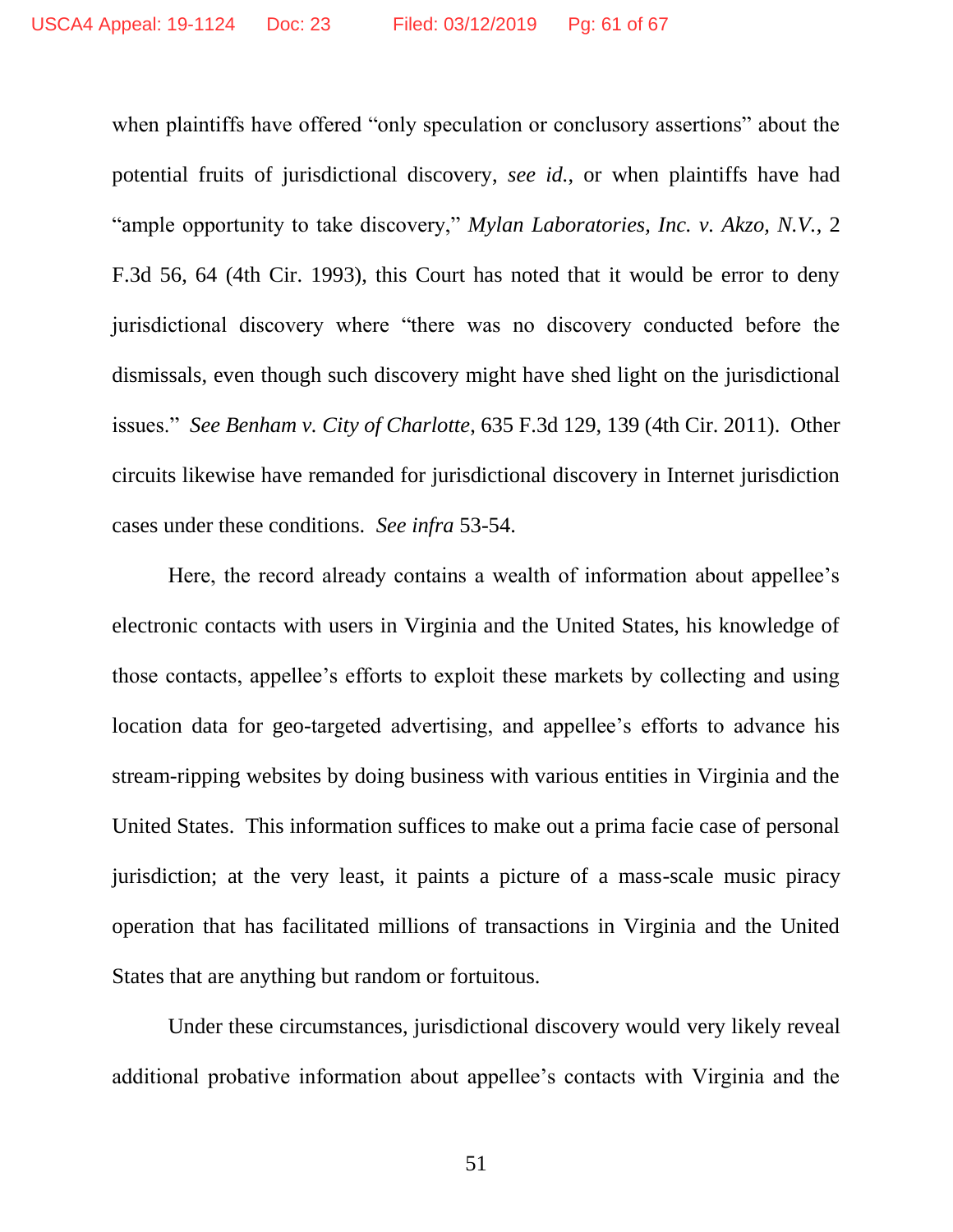when plaintiffs have offered "only speculation or conclusory assertions" about the potential fruits of jurisdictional discovery, *see id.*, or when plaintiffs have had "ample opportunity to take discovery," *Mylan Laboratories, Inc. v. Akzo, N.V.*, 2 F.3d 56, 64 (4th Cir. 1993), this Court has noted that it would be error to deny jurisdictional discovery where "there was no discovery conducted before the dismissals, even though such discovery might have shed light on the jurisdictional issues." *See Benham v. City of Charlotte*, 635 F.3d 129, 139 (4th Cir. 2011). Other circuits likewise have remanded for jurisdictional discovery in Internet jurisdiction cases under these conditions. *See infra* 53-54.

Here, the record already contains a wealth of information about appellee's electronic contacts with users in Virginia and the United States, his knowledge of those contacts, appellee's efforts to exploit these markets by collecting and using location data for geo-targeted advertising, and appellee's efforts to advance his stream-ripping websites by doing business with various entities in Virginia and the United States. This information suffices to make out a prima facie case of personal jurisdiction; at the very least, it paints a picture of a mass-scale music piracy operation that has facilitated millions of transactions in Virginia and the United States that are anything but random or fortuitous.

Under these circumstances, jurisdictional discovery would very likely reveal additional probative information about appellee's contacts with Virginia and the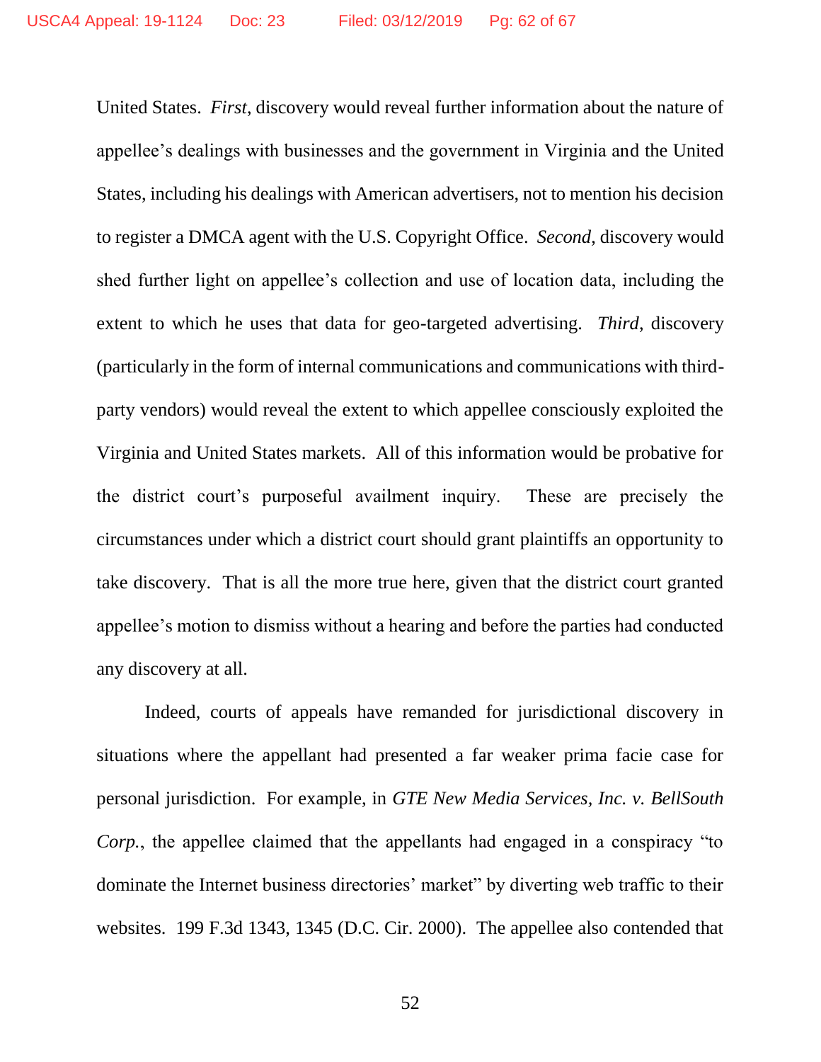United States. *First*, discovery would reveal further information about the nature of appellee's dealings with businesses and the government in Virginia and the United States, including his dealings with American advertisers, not to mention his decision to register a DMCA agent with the U.S. Copyright Office. *Second*, discovery would shed further light on appellee's collection and use of location data, including the extent to which he uses that data for geo-targeted advertising. *Third*, discovery (particularly in the form of internal communications and communications with third-party vendors) would reveal the extent to which appellee consciously exploited the Virginia and United States markets. All of this information would be probative for the district court's purposeful availment inquiry. These are precisely the circumstances under which a district court should grant plaintiffs an opportunity to take discovery. That is all the more true here, given that the district court granted appellee's motion to dismiss without a hearing and before the parties had conducted any discovery at all.

Indeed, courts of appeals have remanded for jurisdictional discovery in situations where the appellant had presented a far weaker prima facie case for personal jurisdiction. For example, in *GTE New Media Services, Inc. v. BellSouth Corp.*, the appellee claimed that the appellants had engaged in a conspiracy "to dominate the Internet business directories' market" by diverting web traffic to their websites. 199 F.3d 1343, 1345 (D.C. Cir. 2000). The appellee also contended that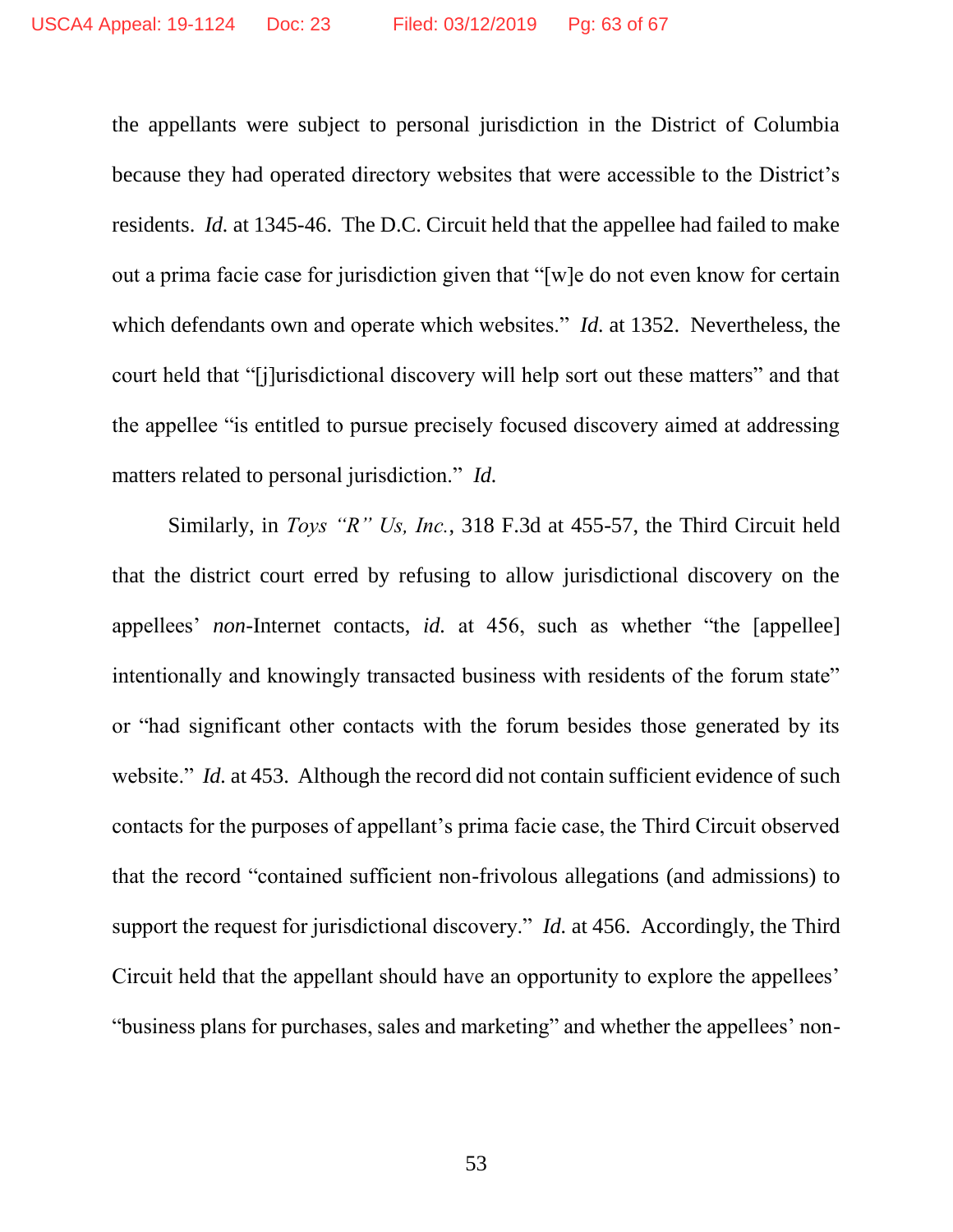the appellants were subject to personal jurisdiction in the District of Columbia because they had operated directory websites that were accessible to the District's residents. *Id.* at 1345-46. The D.C. Circuit held that the appellee had failed to make out a prima facie case for jurisdiction given that "[w]e do not even know for certain which defendants own and operate which websites." *Id.* at 1352. Nevertheless, the court held that "[j]urisdictional discovery will help sort out these matters" and that the appellee "is entitled to pursue precisely focused discovery aimed at addressing matters related to personal jurisdiction." *Id.*

Similarly, in *Toys "R" Us, Inc.*, 318 F.3d at 455-57, the Third Circuit held that the district court erred by refusing to allow jurisdictional discovery on the appellees' *non*-Internet contacts, *id.* at 456, such as whether "the [appellee] intentionally and knowingly transacted business with residents of the forum state" or "had significant other contacts with the forum besides those generated by its website." *Id.* at 453. Although the record did not contain sufficient evidence of such contacts for the purposes of appellant's prima facie case, the Third Circuit observed that the record "contained sufficient non-frivolous allegations (and admissions) to support the request for jurisdictional discovery." *Id.* at 456. Accordingly, the Third Circuit held that the appellant should have an opportunity to explore the appellees' "business plans for purchases, sales and marketing" and whether the appellees' non-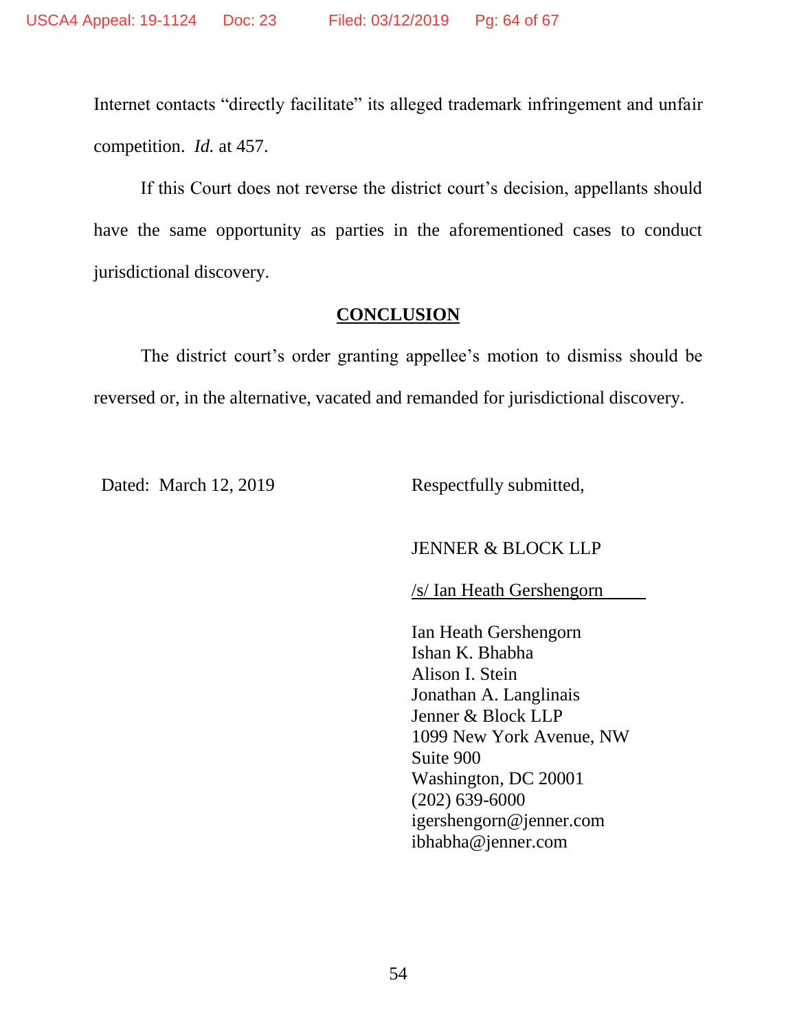Internet contacts "directly facilitate" its alleged trademark infringement and unfair competition. *Id.* at 457.

If this Court does not reverse the district court's decision, appellants should have the same opportunity as parties in the aforementioned cases to conduct jurisdictional discovery.

## **CONCLUSION**

The district court's order granting appellee's motion to dismiss should be reversed or, in the alternative, vacated and remanded for jurisdictional discovery.

Dated: March 12, 2019

Respectfully submitted,

JENNER & BLOCK LLP

/s/ Ian Heath Gershengorn

Ian Heath Gershengorn
Ishan K. Bhabha
Alison I. Stein
Jonathan A. Langlinais
Jenner & Block LLP
1099 New York Avenue, NW
Suite 900
Washington, DC 20001
(202) 639-6000
igershengorn@jenner.com
ibhabha@jenner.com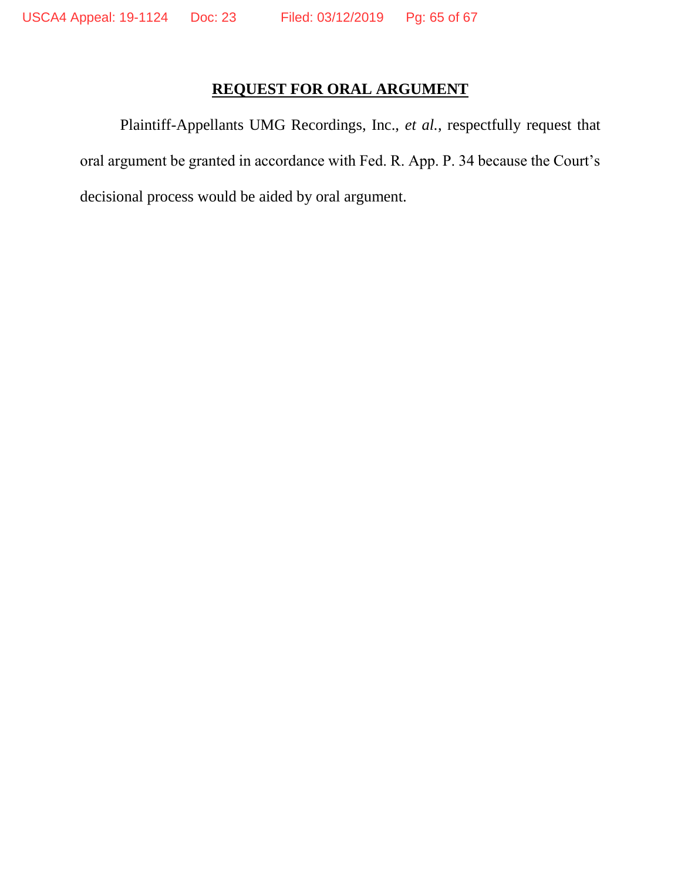## REQUEST FOR ORAL ARGUMENT

Plaintiff-Appellants UMG Recordings, Inc., *et al.*, respectfully request that oral argument be granted in accordance with Fed. R. App. P. 34 because the Court's decisional process would be aided by oral argument.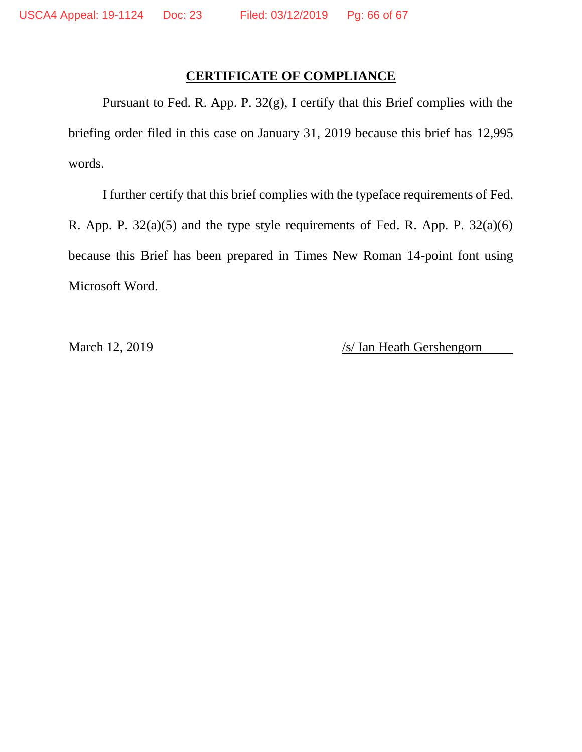## CERTIFICATE OF COMPLIANCE

Pursuant to Fed. R. App. P. 32(g), I certify that this Brief complies with the briefing order filed in this case on January 31, 2019 because this brief has 12,995 words.

I further certify that this brief complies with the typeface requirements of Fed. R. App. P. 32(a)(5) and the type style requirements of Fed. R. App. P. 32(a)(6) because this Brief has been prepared in Times New Roman 14-point font using Microsoft Word.

March 12, 2019

/s/ Ian Heath Gershengorn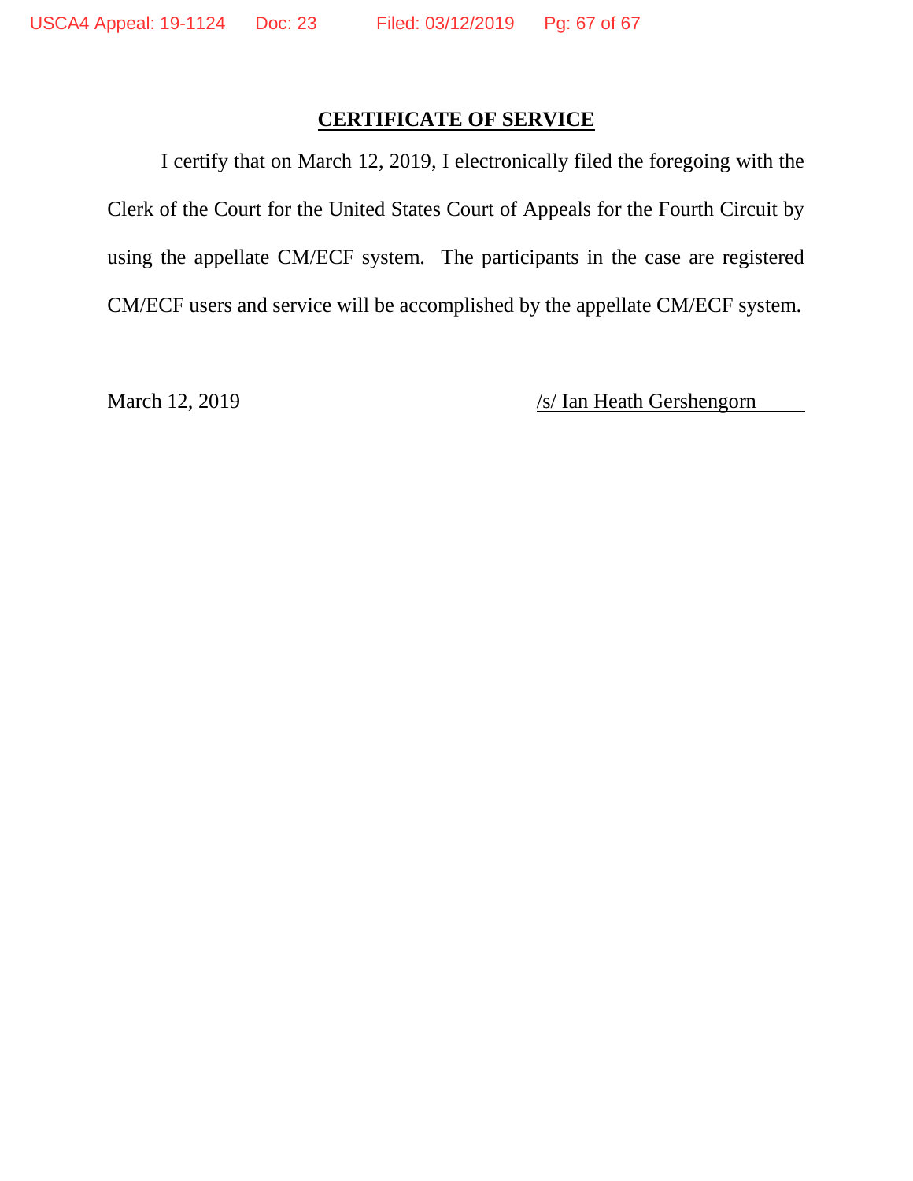## CERTIFICATE OF SERVICE

I certify that on March 12, 2019, I electronically filed the foregoing with the Clerk of the Court for the United States Court of Appeals for the Fourth Circuit by using the appellate CM/ECF system. The participants in the case are registered CM/ECF users and service will be accomplished by the appellate CM/ECF system.

March 12, 2019 /s/ Ian Heath Gershengorn